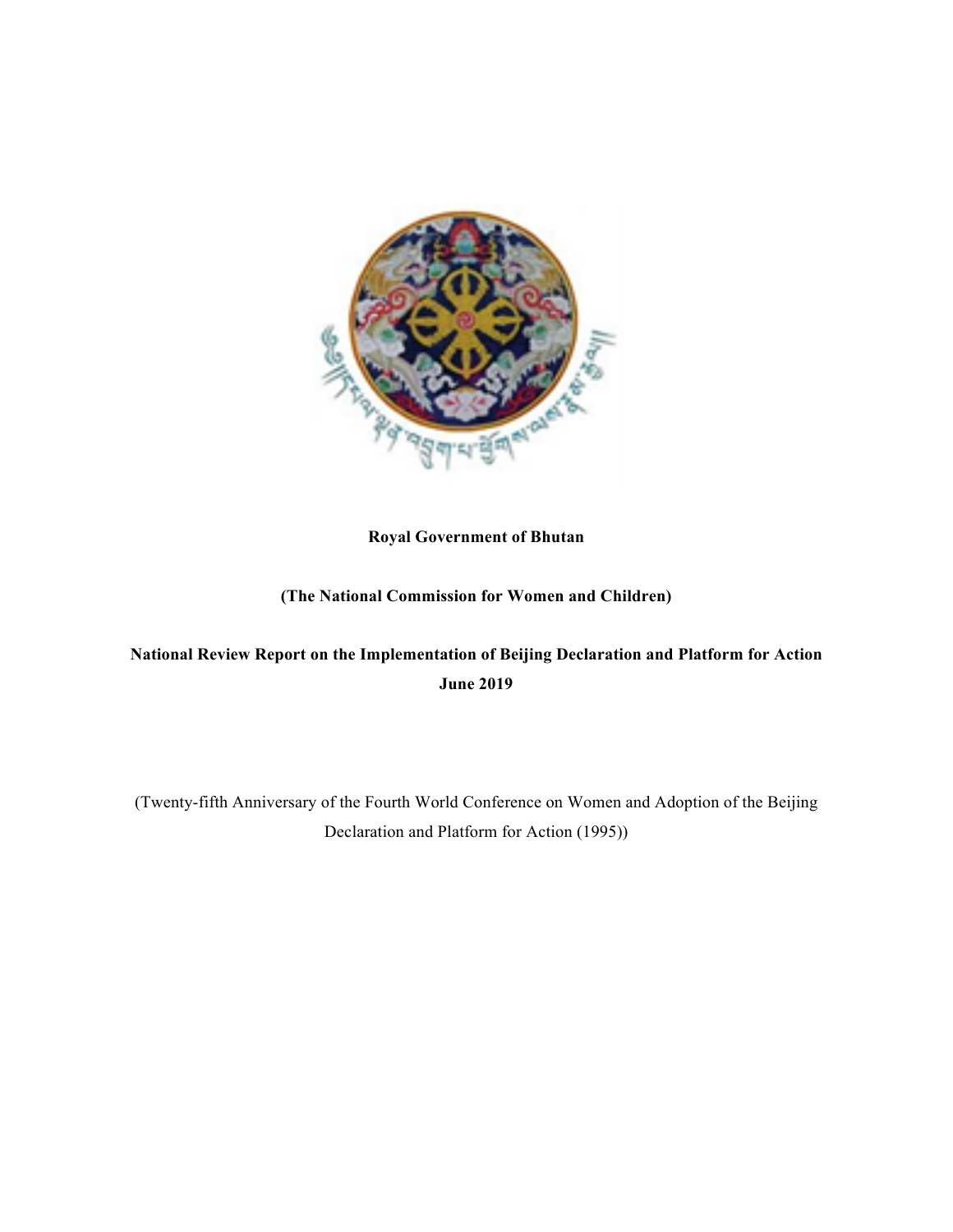**Royal Government of Bhutan**

**(The National Commission for Women and Children)**

**National Review Report on the Implementation of Beijing Declaration and Platform for Action**
**June 2019**

(Twenty-fifth Anniversary of the Fourth World Conference on Women and Adoption of the Beijing Declaration and Platform for Action (1995))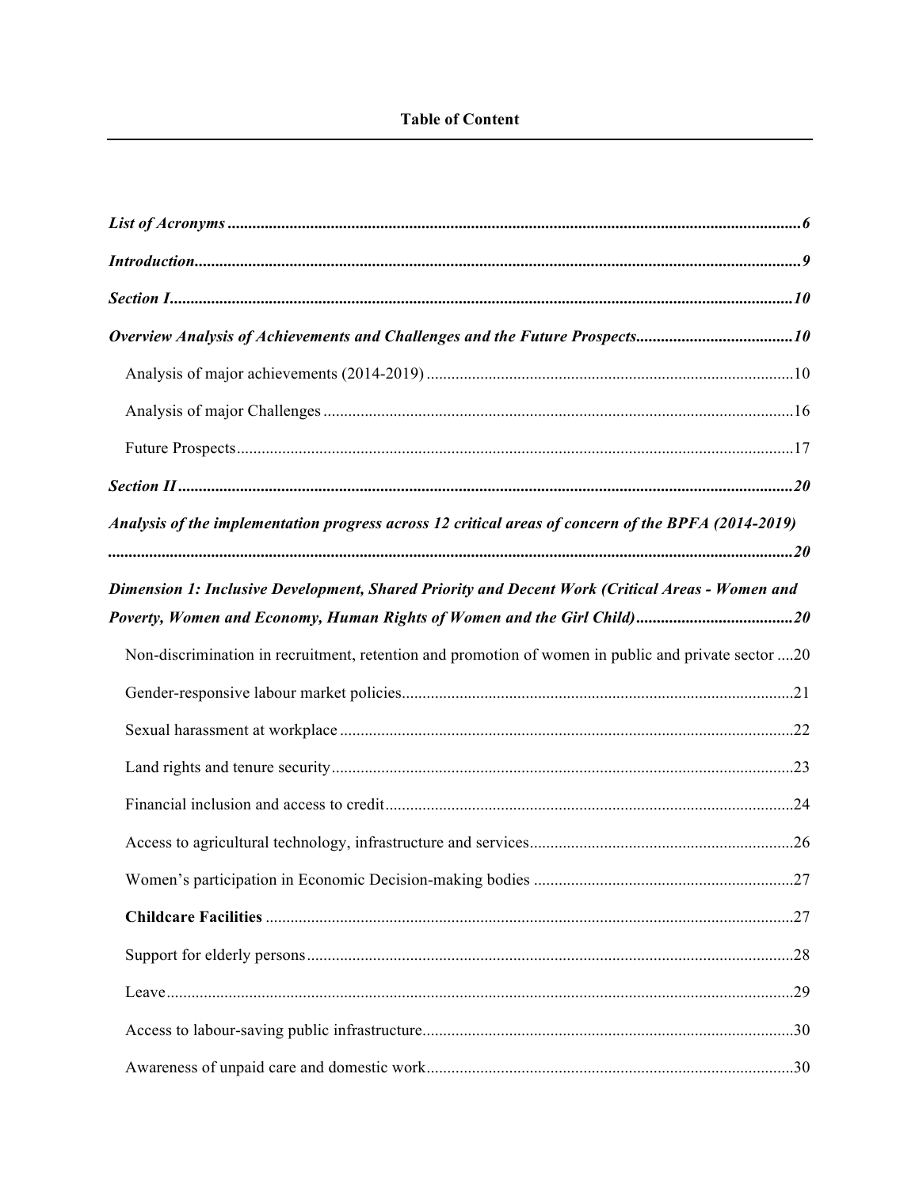**Table of Content**

***List of Acronyms*** ........................................................................ ***6***

***Introduction*** ........................................................................ ***9***

***Section I*** ........................................................................ ***10***

***Overview Analysis of Achievements and Challenges and the Future Prospects*** ........................................................................ ***10***

- Analysis of major achievements (2014-2019) ........................................................................ 10
- Analysis of major Challenges ........................................................................ 16
- Future Prospects ........................................................................ 17

***Section II*** ........................................................................ ***20***

***Analysis of the implementation progress across 12 critical areas of concern of the BPFA (2014-2019)*** ........................................................................ ***20***

***Dimension 1: Inclusive Development, Shared Priority and Decent Work (Critical Areas - Women and Poverty, Women and Economy, Human Rights of Women and the Girl Child)*** ........................................................................ ***20***

- Non-discrimination in recruitment, retention and promotion of women in public and private sector .... 20
- Gender-responsive labour market policies ........................................................................ 21
- Sexual harassment at workplace ........................................................................ 22
- Land rights and tenure security ........................................................................ 23
- Financial inclusion and access to credit ........................................................................ 24
- Access to agricultural technology, infrastructure and services ........................................................................ 26
- Women's participation in Economic Decision-making bodies ........................................................................ 27
- **Childcare Facilities** ........................................................................ 27
- Support for elderly persons ........................................................................ 28
- Leave ........................................................................ 29
- Access to labour-saving public infrastructure ........................................................................ 30
- Awareness of unpaid care and domestic work ........................................................................ 30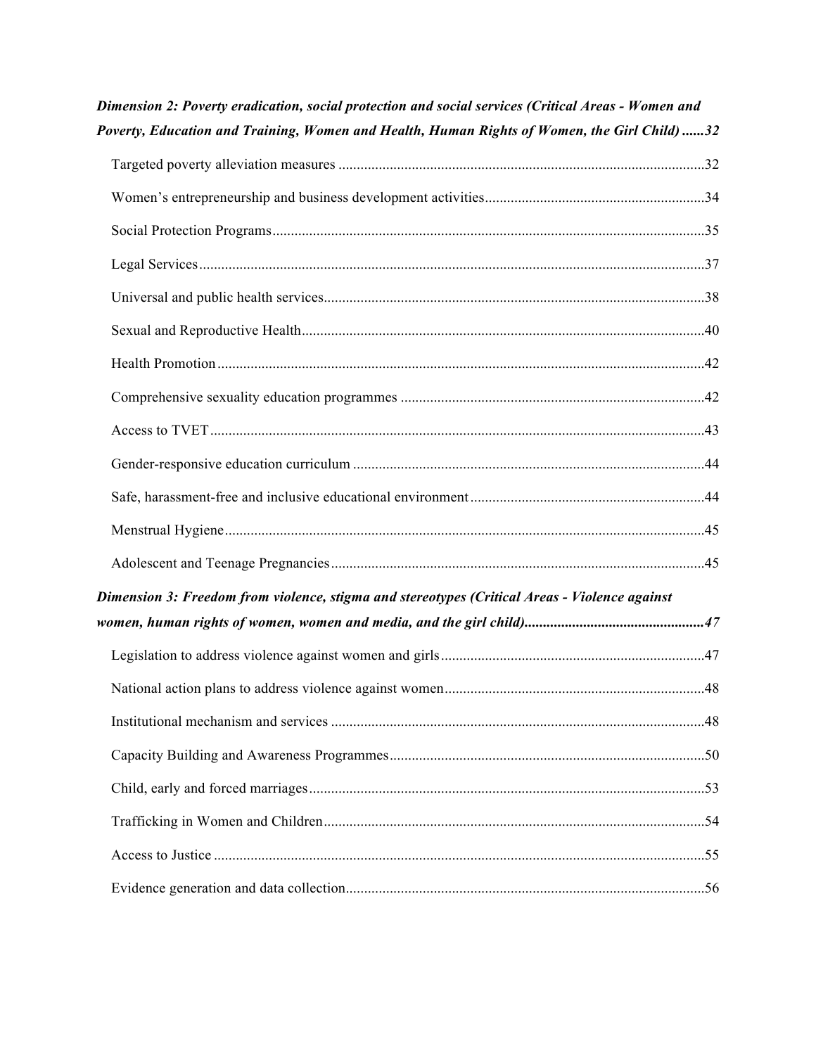***Dimension 2: Poverty eradication, social protection and social services (Critical Areas - Women and Poverty, Education and Training, Women and Health, Human Rights of Women, the Girl Child)......32***

Targeted poverty alleviation measures ....................................................................................................32

Women's entrepreneurship and business development activities...........................................................34

Social Protection Programs.....................................................................................................................35

Legal Services........................................................................................................................................37

Universal and public health services.......................................................................................................38

Sexual and Reproductive Health.............................................................................................................40

Health Promotion....................................................................................................................................42

Comprehensive sexuality education programmes ..................................................................................42

Access to TVET......................................................................................................................................43

Gender-responsive education curriculum ...............................................................................................44

Safe, harassment-free and inclusive educational environment...............................................................44

Menstrual Hygiene..................................................................................................................................45

Adolescent and Teenage Pregnancies.....................................................................................................45

***Dimension 3: Freedom from violence, stigma and stereotypes (Critical Areas - Violence against women, human rights of women, women and media, and the girl child)................................................47***

Legislation to address violence against women and girls.......................................................................47

National action plans to address violence against women......................................................................48

Institutional mechanism and services .....................................................................................................48

Capacity Building and Awareness Programmes.....................................................................................50

Child, early and forced marriages...........................................................................................................53

Trafficking in Women and Children.......................................................................................................54

Access to Justice .....................................................................................................................................55

Evidence generation and data collection.................................................................................................56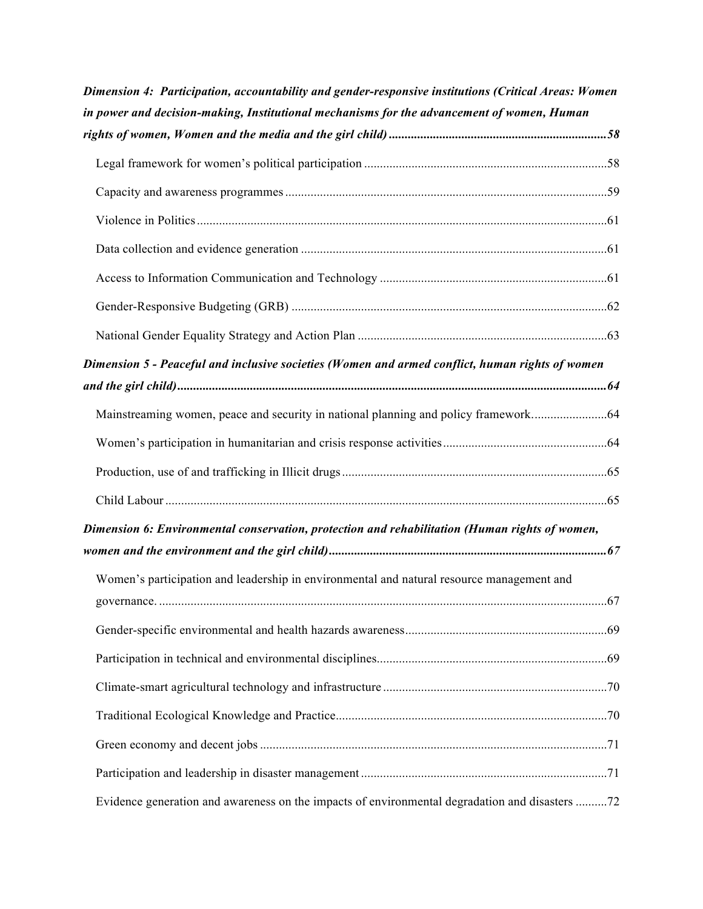***Dimension 4: Participation, accountability and gender-responsive institutions (Critical Areas: Women in power and decision-making, Institutional mechanisms for the advancement of women, Human rights of women, Women and the media and the girl child)*** **......58**

Legal framework for women's political participation ......58

Capacity and awareness programmes ......59

Violence in Politics ......61

Data collection and evidence generation ......61

Access to Information Communication and Technology ......61

Gender-Responsive Budgeting (GRB) ......62

National Gender Equality Strategy and Action Plan ......63

***Dimension 5 - Peaceful and inclusive societies (Women and armed conflict, human rights of women and the girl child)*** **......64**

Mainstreaming women, peace and security in national planning and policy framework......64

Women's participation in humanitarian and crisis response activities......64

Production, use of and trafficking in Illicit drugs......65

Child Labour......65

***Dimension 6: Environmental conservation, protection and rehabilitation (Human rights of women, women and the environment and the girl child)*** **......67**

Women's participation and leadership in environmental and natural resource management and governance. ......67

Gender-specific environmental and health hazards awareness......69

Participation in technical and environmental disciplines......69

Climate-smart agricultural technology and infrastructure ......70

Traditional Ecological Knowledge and Practice......70

Green economy and decent jobs ......71

Participation and leadership in disaster management ......71

Evidence generation and awareness on the impacts of environmental degradation and disasters ......72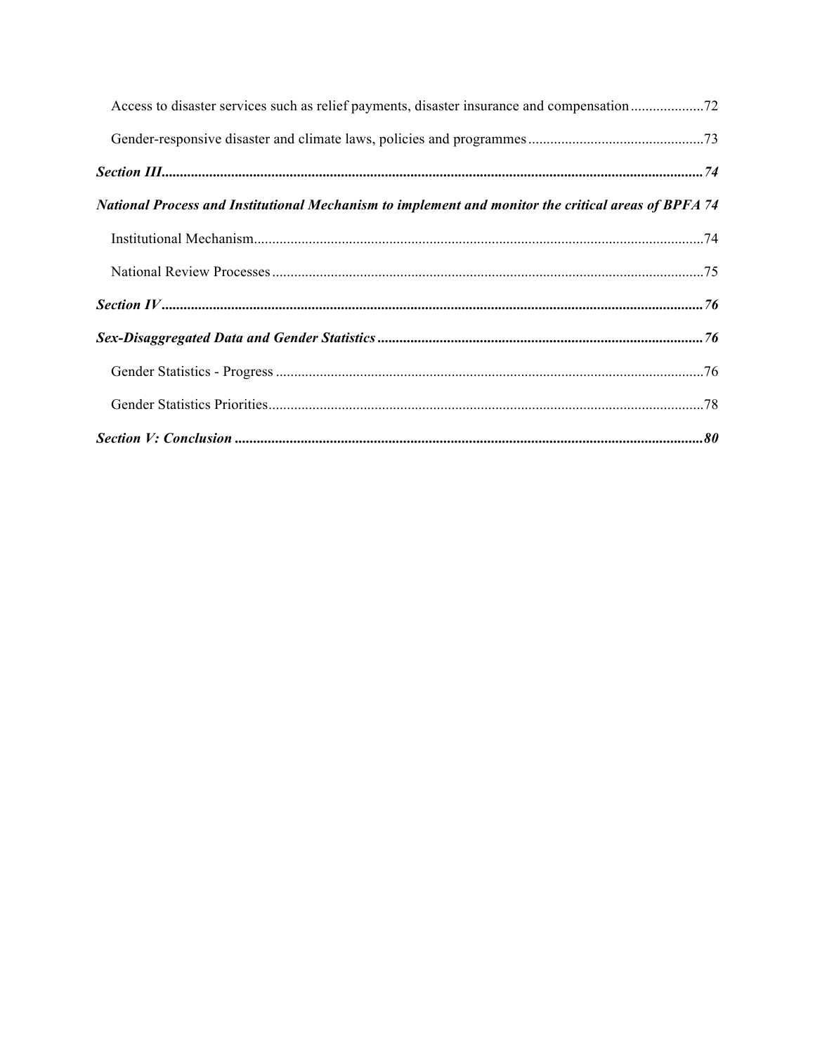Access to disaster services such as relief payments, disaster insurance and compensation....................72

Gender-responsive disaster and climate laws, policies and programmes................................................73

***Section III..................................................................................................................................................74***

***National Process and Institutional Mechanism to implement and monitor the critical areas of BPFA 74***

Institutional Mechanism..........................................................................................................................74

National Review Processes.....................................................................................................................75

***Section IV..................................................................................................................................................76***

***Sex-Disaggregated Data and Gender Statistics.........................................................................................76***

Gender Statistics - Progress....................................................................................................................76

Gender Statistics Priorities......................................................................................................................78

***Section V: Conclusion................................................................................................................................80***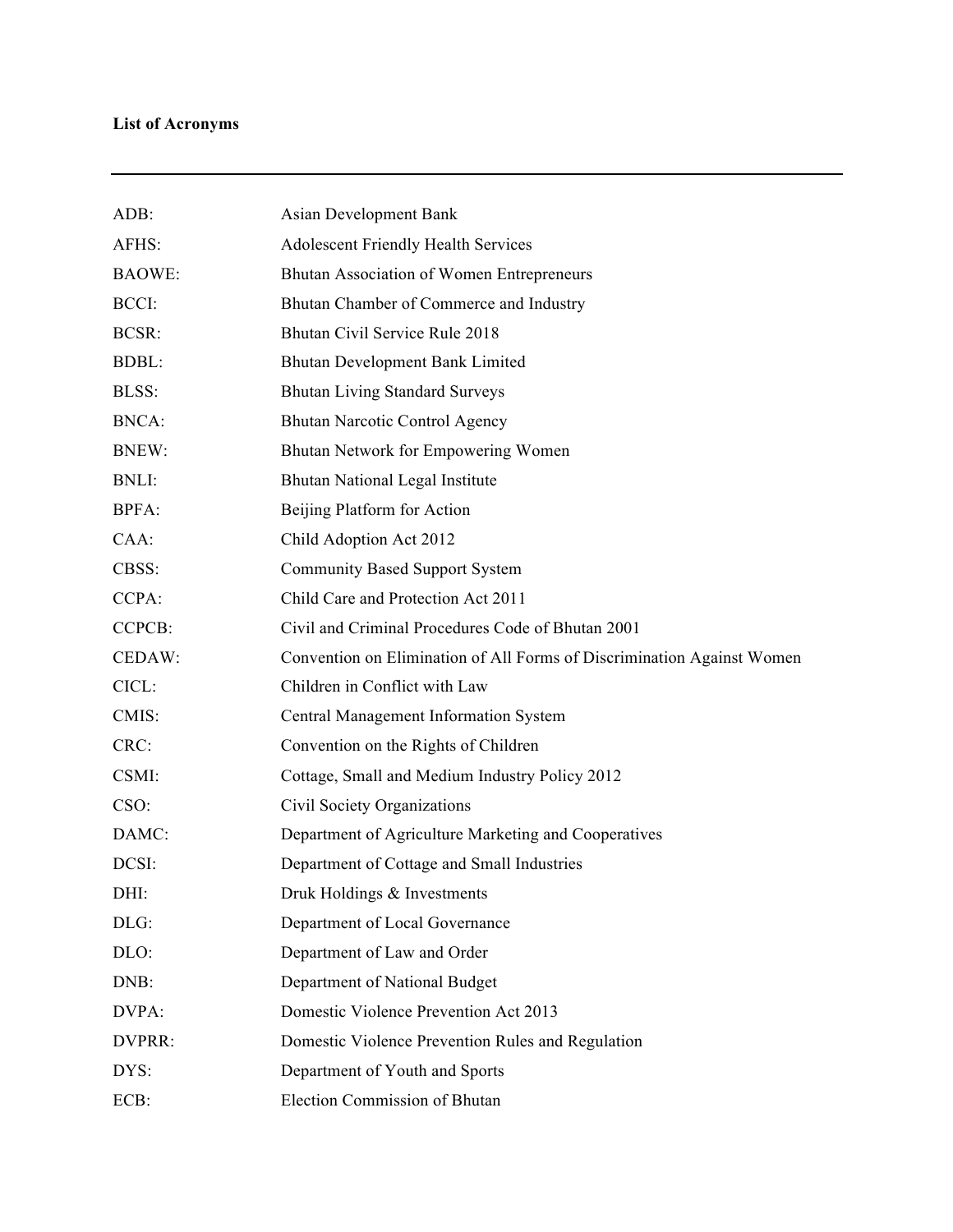**List of Acronyms**

---

| | |
|---|---|
| ADB: | Asian Development Bank |
| AFHS: | Adolescent Friendly Health Services |
| BAOWE: | Bhutan Association of Women Entrepreneurs |
| BCCI: | Bhutan Chamber of Commerce and Industry |
| BCSR: | Bhutan Civil Service Rule 2018 |
| BDBL: | Bhutan Development Bank Limited |
| BLSS: | Bhutan Living Standard Surveys |
| BNCA: | Bhutan Narcotic Control Agency |
| BNEW: | Bhutan Network for Empowering Women |
| BNLI: | Bhutan National Legal Institute |
| BPFA: | Beijing Platform for Action |
| CAA: | Child Adoption Act 2012 |
| CBSS: | Community Based Support System |
| CCPA: | Child Care and Protection Act 2011 |
| CCPCB: | Civil and Criminal Procedures Code of Bhutan 2001 |
| CEDAW: | Convention on Elimination of All Forms of Discrimination Against Women |
| CICL: | Children in Conflict with Law |
| CMIS: | Central Management Information System |
| CRC: | Convention on the Rights of Children |
| CSMI: | Cottage, Small and Medium Industry Policy 2012 |
| CSO: | Civil Society Organizations |
| DAMC: | Department of Agriculture Marketing and Cooperatives |
| DCSI: | Department of Cottage and Small Industries |
| DHI: | Druk Holdings & Investments |
| DLG: | Department of Local Governance |
| DLO: | Department of Law and Order |
| DNB: | Department of National Budget |
| DVPA: | Domestic Violence Prevention Act 2013 |
| DVPRR: | Domestic Violence Prevention Rules and Regulation |
| DYS: | Department of Youth and Sports |
| ECB: | Election Commission of Bhutan |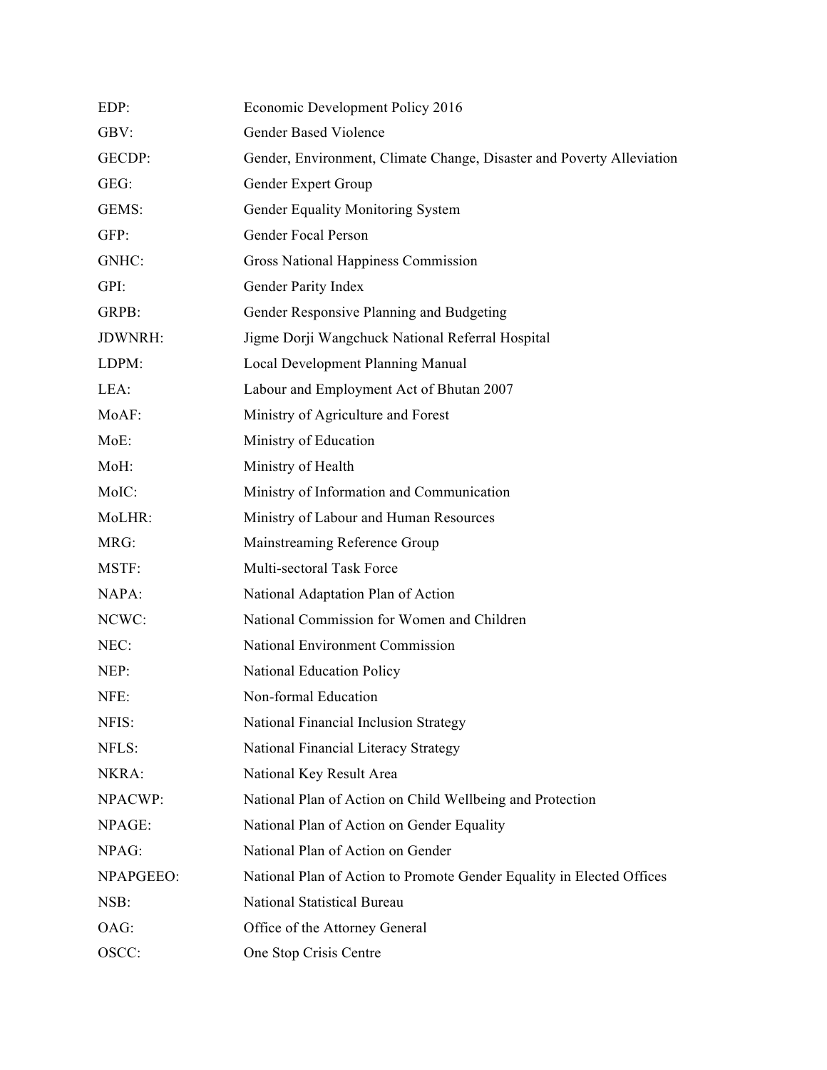| | |
|---|---|
| EDP: | Economic Development Policy 2016 |
| GBV: | Gender Based Violence |
| GECDP: | Gender, Environment, Climate Change, Disaster and Poverty Alleviation |
| GEG: | Gender Expert Group |
| GEMS: | Gender Equality Monitoring System |
| GFP: | Gender Focal Person |
| GNHC: | Gross National Happiness Commission |
| GPI: | Gender Parity Index |
| GRPB: | Gender Responsive Planning and Budgeting |
| JDWNRH: | Jigme Dorji Wangchuck National Referral Hospital |
| LDPM: | Local Development Planning Manual |
| LEA: | Labour and Employment Act of Bhutan 2007 |
| MoAF: | Ministry of Agriculture and Forest |
| MoE: | Ministry of Education |
| MoH: | Ministry of Health |
| MoIC: | Ministry of Information and Communication |
| MoLHR: | Ministry of Labour and Human Resources |
| MRG: | Mainstreaming Reference Group |
| MSTF: | Multi-sectoral Task Force |
| NAPA: | National Adaptation Plan of Action |
| NCWC: | National Commission for Women and Children |
| NEC: | National Environment Commission |
| NEP: | National Education Policy |
| NFE: | Non-formal Education |
| NFIS: | National Financial Inclusion Strategy |
| NFLS: | National Financial Literacy Strategy |
| NKRA: | National Key Result Area |
| NPACWP: | National Plan of Action on Child Wellbeing and Protection |
| NPAGE: | National Plan of Action on Gender Equality |
| NPAG: | National Plan of Action on Gender |
| NPAPGEEO: | National Plan of Action to Promote Gender Equality in Elected Offices |
| NSB: | National Statistical Bureau |
| OAG: | Office of the Attorney General |
| OSCC: | One Stop Crisis Centre |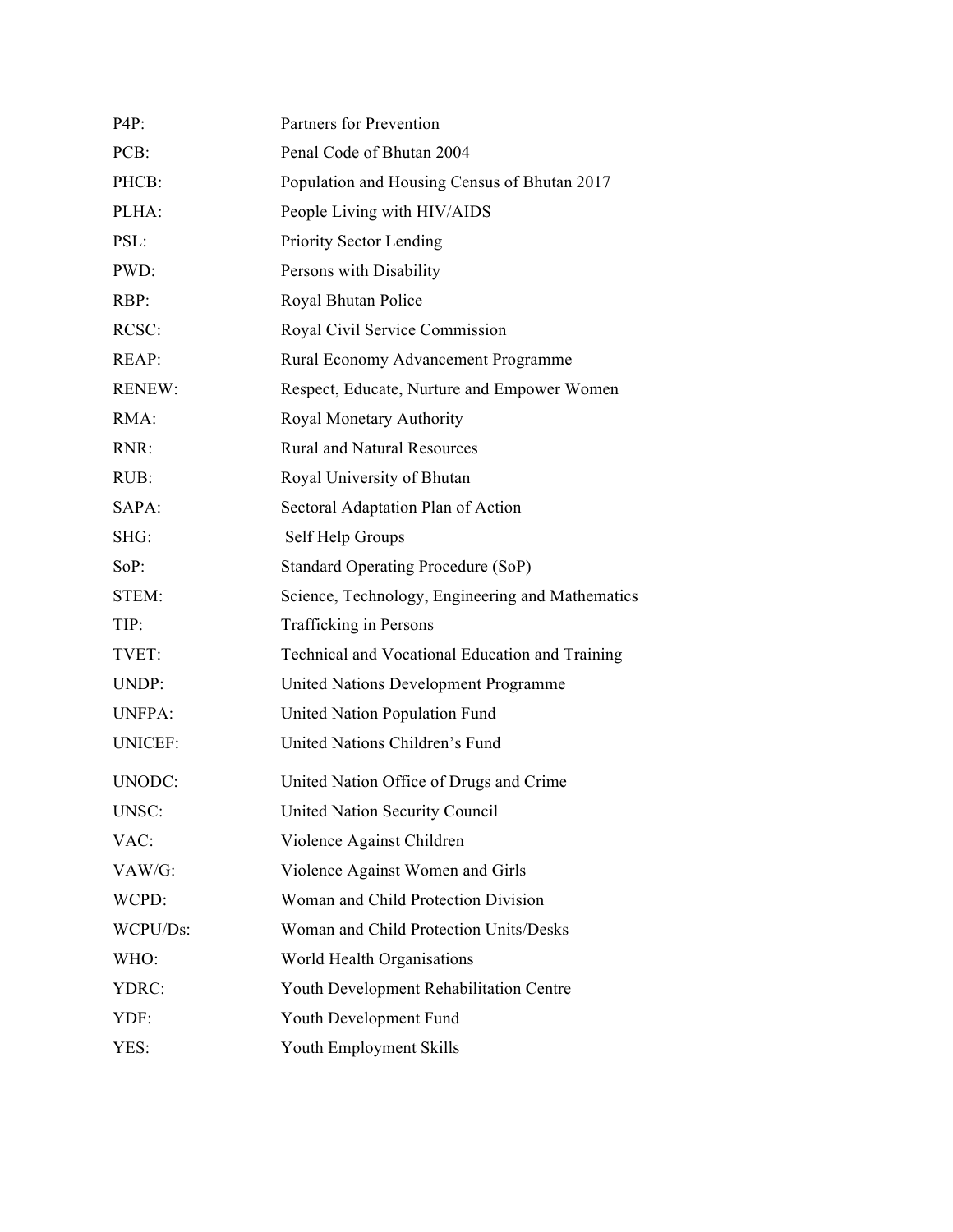| | |
|---|---|
| P4P: | Partners for Prevention |
| PCB: | Penal Code of Bhutan 2004 |
| PHCB: | Population and Housing Census of Bhutan 2017 |
| PLHA: | People Living with HIV/AIDS |
| PSL: | Priority Sector Lending |
| PWD: | Persons with Disability |
| RBP: | Royal Bhutan Police |
| RCSC: | Royal Civil Service Commission |
| REAP: | Rural Economy Advancement Programme |
| RENEW: | Respect, Educate, Nurture and Empower Women |
| RMA: | Royal Monetary Authority |
| RNR: | Rural and Natural Resources |
| RUB: | Royal University of Bhutan |
| SAPA: | Sectoral Adaptation Plan of Action |
| SHG: | Self Help Groups |
| SoP: | Standard Operating Procedure (SoP) |
| STEM: | Science, Technology, Engineering and Mathematics |
| TIP: | Trafficking in Persons |
| TVET: | Technical and Vocational Education and Training |
| UNDP: | United Nations Development Programme |
| UNFPA: | United Nation Population Fund |
| UNICEF: | United Nations Children's Fund |
| UNODC: | United Nation Office of Drugs and Crime |
| UNSC: | United Nation Security Council |
| VAC: | Violence Against Children |
| VAW/G: | Violence Against Women and Girls |
| WCPD: | Woman and Child Protection Division |
| WCPU/Ds: | Woman and Child Protection Units/Desks |
| WHO: | World Health Organisations |
| YDRC: | Youth Development Rehabilitation Centre |
| YDF: | Youth Development Fund |
| YES: | Youth Employment Skills |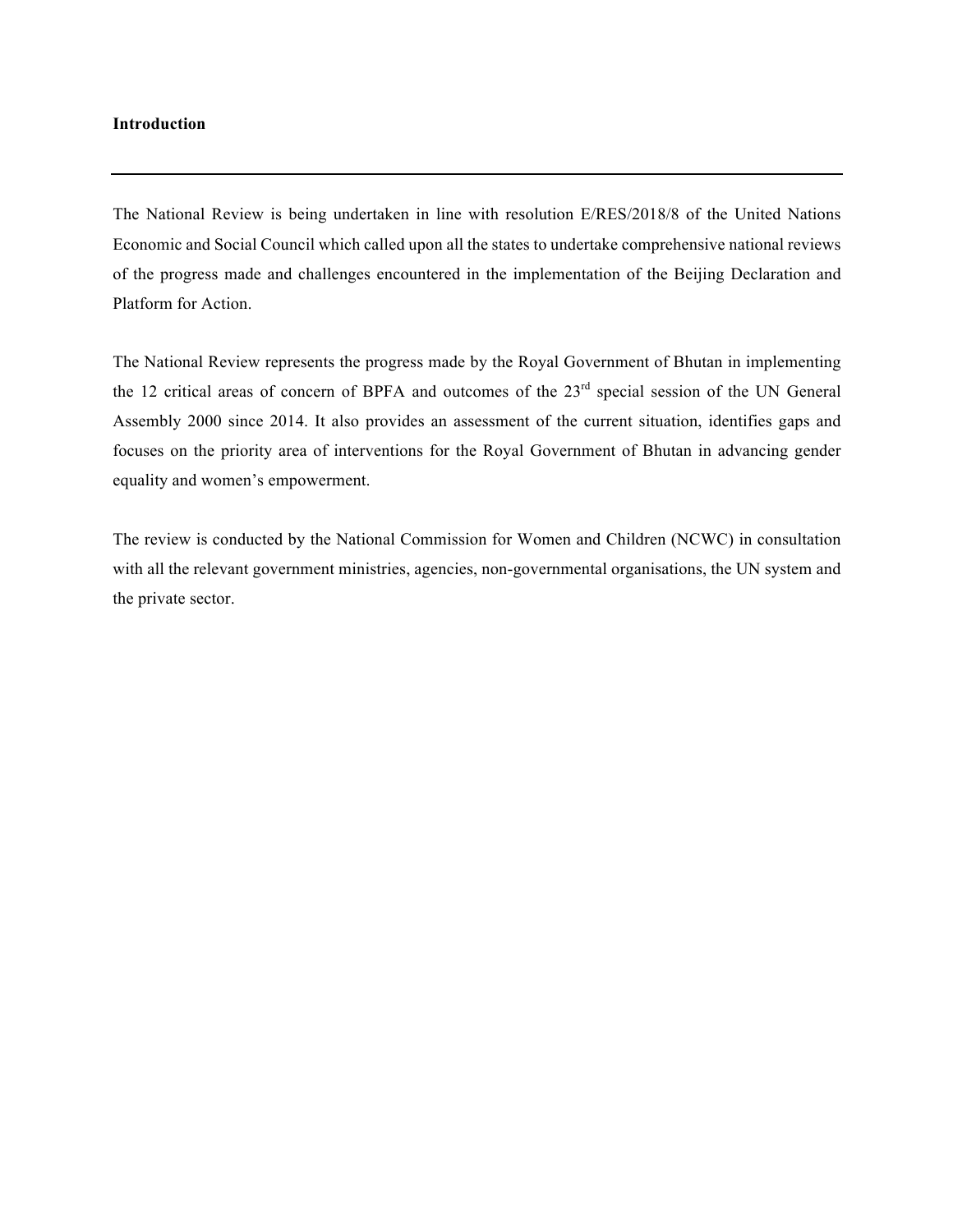## Introduction

---

The National Review is being undertaken in line with resolution E/RES/2018/8 of the United Nations Economic and Social Council which called upon all the states to undertake comprehensive national reviews of the progress made and challenges encountered in the implementation of the Beijing Declaration and Platform for Action.

The National Review represents the progress made by the Royal Government of Bhutan in implementing the 12 critical areas of concern of BPFA and outcomes of the 23rd special session of the UN General Assembly 2000 since 2014. It also provides an assessment of the current situation, identifies gaps and focuses on the priority area of interventions for the Royal Government of Bhutan in advancing gender equality and women's empowerment.

The review is conducted by the National Commission for Women and Children (NCWC) in consultation with all the relevant government ministries, agencies, non-governmental organisations, the UN system and the private sector.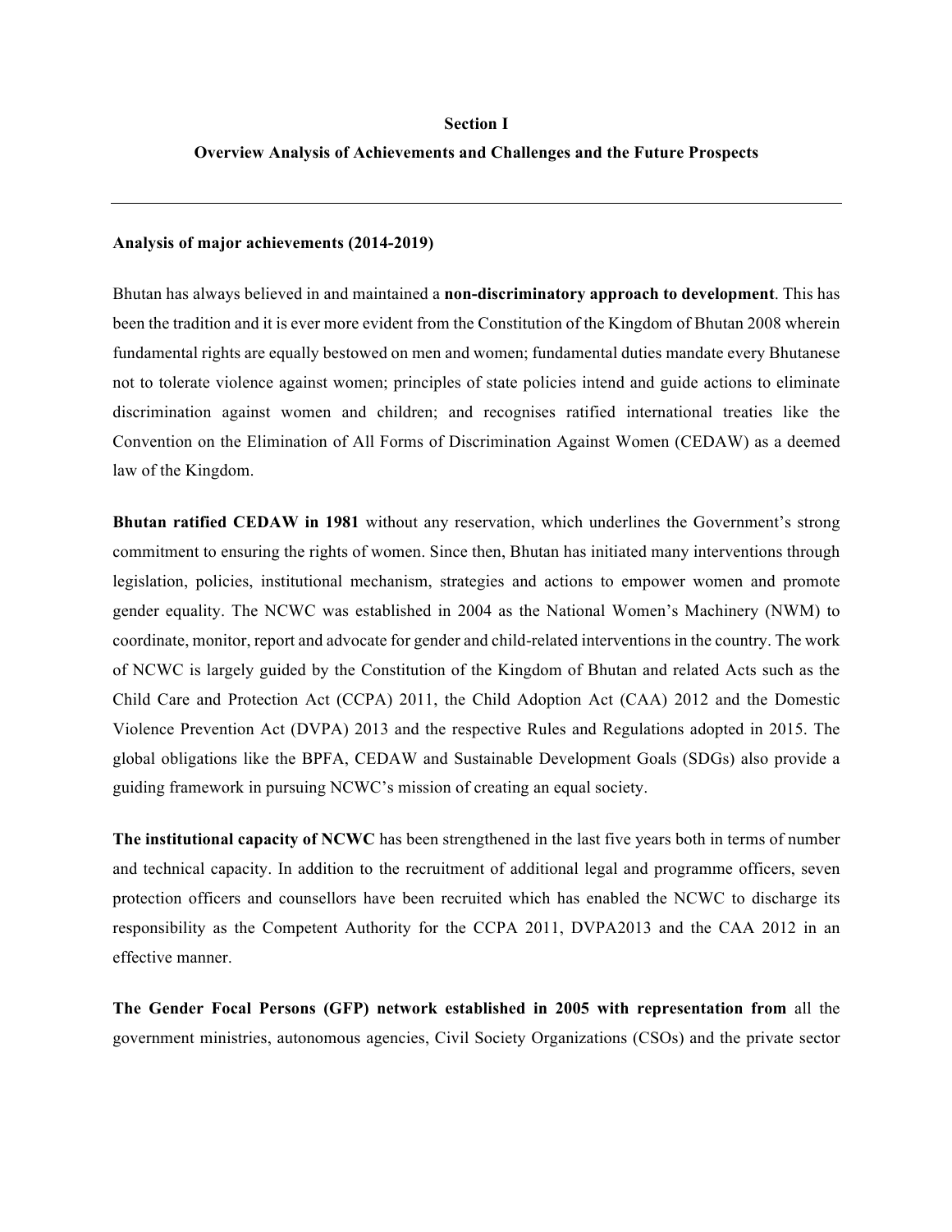# Section I

## Overview Analysis of Achievements and Challenges and the Future Prospects

---

**Analysis of major achievements (2014-2019)**

Bhutan has always believed in and maintained a **non-discriminatory approach to development**. This has been the tradition and it is ever more evident from the Constitution of the Kingdom of Bhutan 2008 wherein fundamental rights are equally bestowed on men and women; fundamental duties mandate every Bhutanese not to tolerate violence against women; principles of state policies intend and guide actions to eliminate discrimination against women and children; and recognises ratified international treaties like the Convention on the Elimination of All Forms of Discrimination Against Women (CEDAW) as a deemed law of the Kingdom.

**Bhutan ratified CEDAW in 1981** without any reservation, which underlines the Government's strong commitment to ensuring the rights of women. Since then, Bhutan has initiated many interventions through legislation, policies, institutional mechanism, strategies and actions to empower women and promote gender equality. The NCWC was established in 2004 as the National Women's Machinery (NWM) to coordinate, monitor, report and advocate for gender and child-related interventions in the country. The work of NCWC is largely guided by the Constitution of the Kingdom of Bhutan and related Acts such as the Child Care and Protection Act (CCPA) 2011, the Child Adoption Act (CAA) 2012 and the Domestic Violence Prevention Act (DVPA) 2013 and the respective Rules and Regulations adopted in 2015. The global obligations like the BPFA, CEDAW and Sustainable Development Goals (SDGs) also provide a guiding framework in pursuing NCWC's mission of creating an equal society.

**The institutional capacity of NCWC** has been strengthened in the last five years both in terms of number and technical capacity. In addition to the recruitment of additional legal and programme officers, seven protection officers and counsellors have been recruited which has enabled the NCWC to discharge its responsibility as the Competent Authority for the CCPA 2011, DVPA2013 and the CAA 2012 in an effective manner.

**The Gender Focal Persons (GFP) network established in 2005 with representation from** all the government ministries, autonomous agencies, Civil Society Organizations (CSOs) and the private sector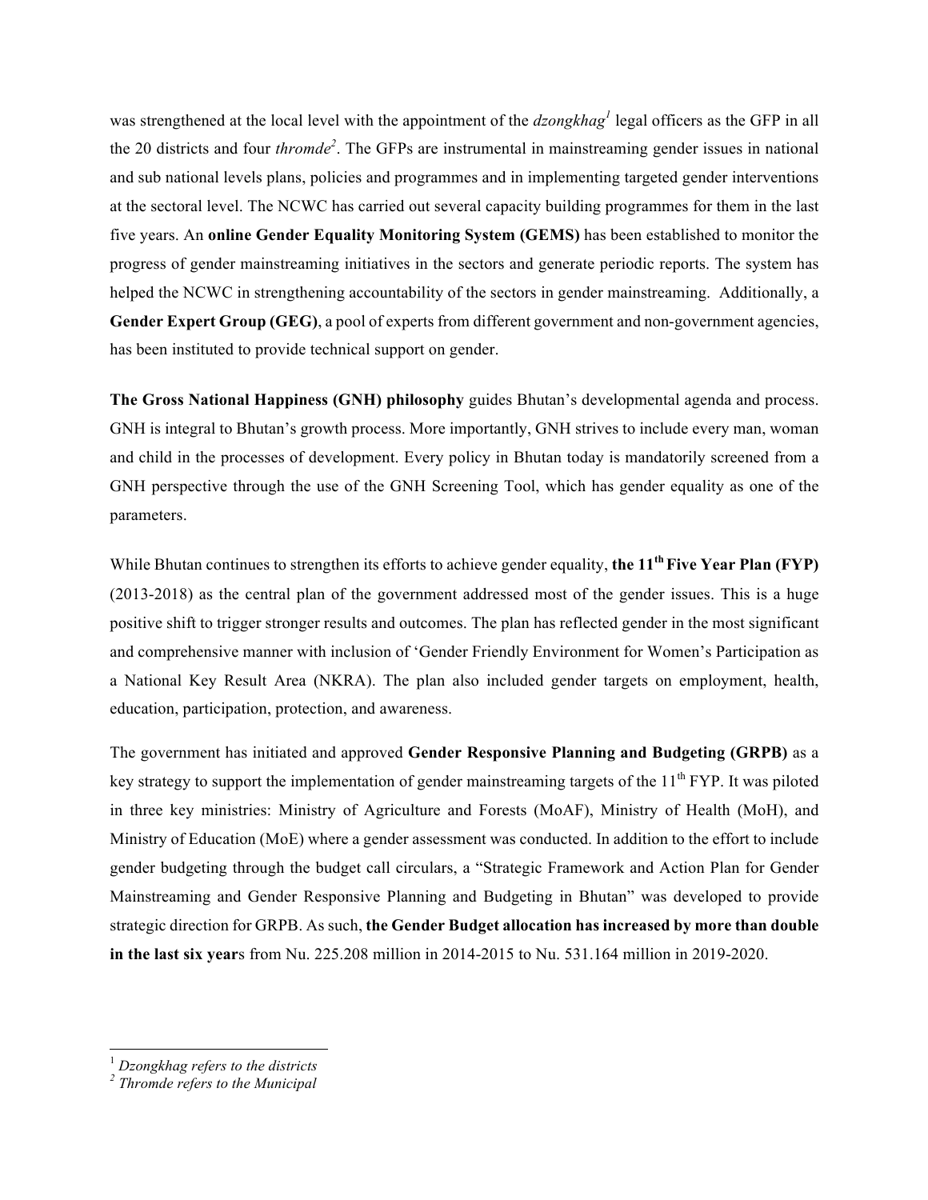was strengthened at the local level with the appointment of the *dzongkhag*[1] legal officers as the GFP in all the 20 districts and four *thromde*[2]. The GFPs are instrumental in mainstreaming gender issues in national and sub national levels plans, policies and programmes and in implementing targeted gender interventions at the sectoral level. The NCWC has carried out several capacity building programmes for them in the last five years. An **online Gender Equality Monitoring System (GEMS)** has been established to monitor the progress of gender mainstreaming initiatives in the sectors and generate periodic reports. The system has helped the NCWC in strengthening accountability of the sectors in gender mainstreaming. Additionally, a **Gender Expert Group (GEG)**, a pool of experts from different government and non-government agencies, has been instituted to provide technical support on gender.

**The Gross National Happiness (GNH) philosophy** guides Bhutan's developmental agenda and process. GNH is integral to Bhutan's growth process. More importantly, GNH strives to include every man, woman and child in the processes of development. Every policy in Bhutan today is mandatorily screened from a GNH perspective through the use of the GNH Screening Tool, which has gender equality as one of the parameters.

While Bhutan continues to strengthen its efforts to achieve gender equality, **the 11th Five Year Plan (FYP)** (2013-2018) as the central plan of the government addressed most of the gender issues. This is a huge positive shift to trigger stronger results and outcomes. The plan has reflected gender in the most significant and comprehensive manner with inclusion of 'Gender Friendly Environment for Women's Participation as a National Key Result Area (NKRA). The plan also included gender targets on employment, health, education, participation, protection, and awareness.

The government has initiated and approved **Gender Responsive Planning and Budgeting (GRPB)** as a key strategy to support the implementation of gender mainstreaming targets of the 11th FYP. It was piloted in three key ministries: Ministry of Agriculture and Forests (MoAF), Ministry of Health (MoH), and Ministry of Education (MoE) where a gender assessment was conducted. In addition to the effort to include gender budgeting through the budget call circulars, a "Strategic Framework and Action Plan for Gender Mainstreaming and Gender Responsive Planning and Budgeting in Bhutan" was developed to provide strategic direction for GRPB. As such, **the Gender Budget allocation has increased by more than double in the last six year**s from Nu. 225.208 million in 2014-2015 to Nu. 531.164 million in 2019-2020.

---

[1] *Dzongkhag refers to the districts*

[2] *Thromde refers to the Municipal*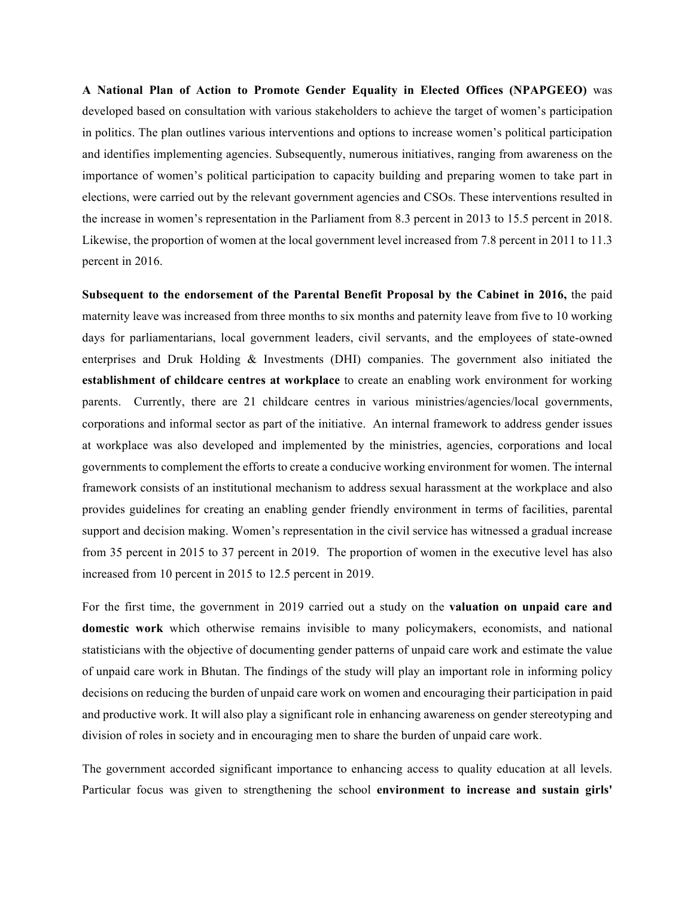**A National Plan of Action to Promote Gender Equality in Elected Offices (NPAPGEEO)** was developed based on consultation with various stakeholders to achieve the target of women's participation in politics. The plan outlines various interventions and options to increase women's political participation and identifies implementing agencies. Subsequently, numerous initiatives, ranging from awareness on the importance of women's political participation to capacity building and preparing women to take part in elections, were carried out by the relevant government agencies and CSOs. These interventions resulted in the increase in women's representation in the Parliament from 8.3 percent in 2013 to 15.5 percent in 2018. Likewise, the proportion of women at the local government level increased from 7.8 percent in 2011 to 11.3 percent in 2016.

**Subsequent to the endorsement of the Parental Benefit Proposal by the Cabinet in 2016,** the paid maternity leave was increased from three months to six months and paternity leave from five to 10 working days for parliamentarians, local government leaders, civil servants, and the employees of state-owned enterprises and Druk Holding & Investments (DHI) companies. The government also initiated the **establishment of childcare centres at workplace** to create an enabling work environment for working parents. Currently, there are 21 childcare centres in various ministries/agencies/local governments, corporations and informal sector as part of the initiative. An internal framework to address gender issues at workplace was also developed and implemented by the ministries, agencies, corporations and local governments to complement the efforts to create a conducive working environment for women. The internal framework consists of an institutional mechanism to address sexual harassment at the workplace and also provides guidelines for creating an enabling gender friendly environment in terms of facilities, parental support and decision making. Women's representation in the civil service has witnessed a gradual increase from 35 percent in 2015 to 37 percent in 2019. The proportion of women in the executive level has also increased from 10 percent in 2015 to 12.5 percent in 2019.

For the first time, the government in 2019 carried out a study on the **valuation on unpaid care and domestic work** which otherwise remains invisible to many policymakers, economists, and national statisticians with the objective of documenting gender patterns of unpaid care work and estimate the value of unpaid care work in Bhutan. The findings of the study will play an important role in informing policy decisions on reducing the burden of unpaid care work on women and encouraging their participation in paid and productive work. It will also play a significant role in enhancing awareness on gender stereotyping and division of roles in society and in encouraging men to share the burden of unpaid care work.

The government accorded significant importance to enhancing access to quality education at all levels. Particular focus was given to strengthening the school **environment to increase and sustain girls'**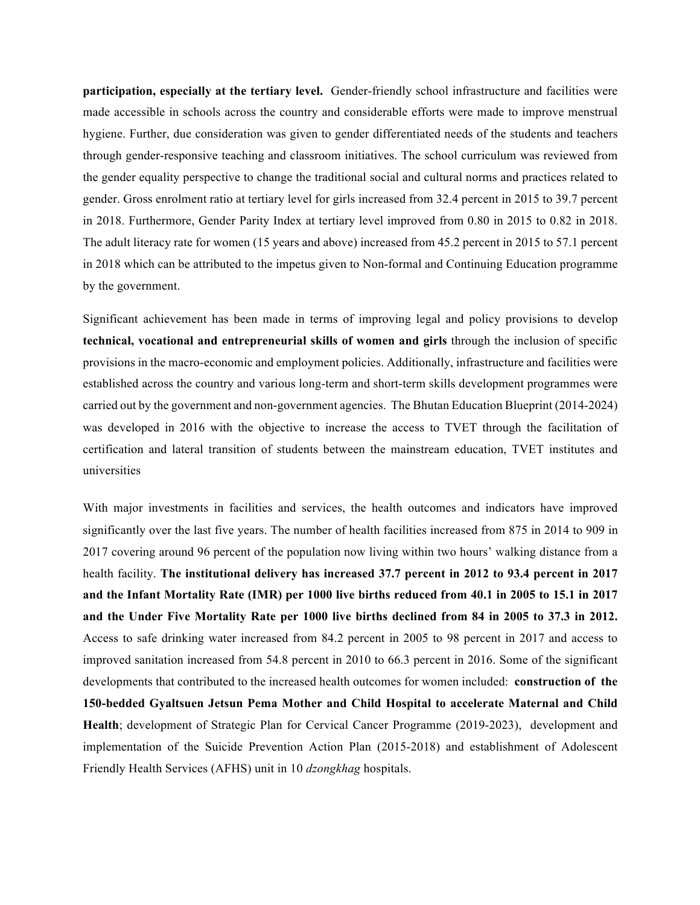**participation, especially at the tertiary level.** Gender-friendly school infrastructure and facilities were made accessible in schools across the country and considerable efforts were made to improve menstrual hygiene. Further, due consideration was given to gender differentiated needs of the students and teachers through gender-responsive teaching and classroom initiatives. The school curriculum was reviewed from the gender equality perspective to change the traditional social and cultural norms and practices related to gender. Gross enrolment ratio at tertiary level for girls increased from 32.4 percent in 2015 to 39.7 percent in 2018. Furthermore, Gender Parity Index at tertiary level improved from 0.80 in 2015 to 0.82 in 2018. The adult literacy rate for women (15 years and above) increased from 45.2 percent in 2015 to 57.1 percent in 2018 which can be attributed to the impetus given to Non-formal and Continuing Education programme by the government.

Significant achievement has been made in terms of improving legal and policy provisions to develop **technical, vocational and entrepreneurial skills of women and girls** through the inclusion of specific provisions in the macro-economic and employment policies. Additionally, infrastructure and facilities were established across the country and various long-term and short-term skills development programmes were carried out by the government and non-government agencies. The Bhutan Education Blueprint (2014-2024) was developed in 2016 with the objective to increase the access to TVET through the facilitation of certification and lateral transition of students between the mainstream education, TVET institutes and universities

With major investments in facilities and services, the health outcomes and indicators have improved significantly over the last five years. The number of health facilities increased from 875 in 2014 to 909 in 2017 covering around 96 percent of the population now living within two hours' walking distance from a health facility. **The institutional delivery has increased 37.7 percent in 2012 to 93.4 percent in 2017 and the Infant Mortality Rate (IMR) per 1000 live births reduced from 40.1 in 2005 to 15.1 in 2017 and the Under Five Mortality Rate per 1000 live births declined from 84 in 2005 to 37.3 in 2012.** Access to safe drinking water increased from 84.2 percent in 2005 to 98 percent in 2017 and access to improved sanitation increased from 54.8 percent in 2010 to 66.3 percent in 2016. Some of the significant developments that contributed to the increased health outcomes for women included: **construction of the 150-bedded Gyaltsuen Jetsun Pema Mother and Child Hospital to accelerate Maternal and Child Health**; development of Strategic Plan for Cervical Cancer Programme (2019-2023), development and implementation of the Suicide Prevention Action Plan (2015-2018) and establishment of Adolescent Friendly Health Services (AFHS) unit in 10 *dzongkhag* hospitals.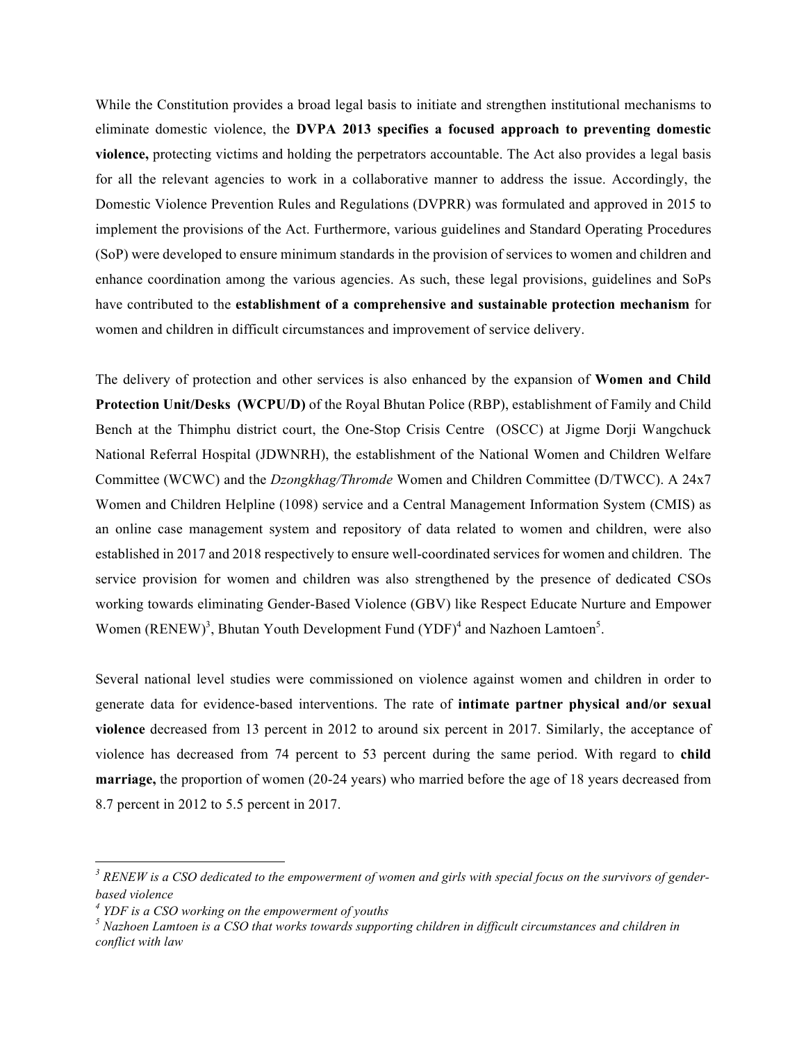While the Constitution provides a broad legal basis to initiate and strengthen institutional mechanisms to eliminate domestic violence, the **DVPA 2013 specifies a focused approach to preventing domestic violence,** protecting victims and holding the perpetrators accountable. The Act also provides a legal basis for all the relevant agencies to work in a collaborative manner to address the issue. Accordingly, the Domestic Violence Prevention Rules and Regulations (DVPRR) was formulated and approved in 2015 to implement the provisions of the Act. Furthermore, various guidelines and Standard Operating Procedures (SoP) were developed to ensure minimum standards in the provision of services to women and children and enhance coordination among the various agencies. As such, these legal provisions, guidelines and SoPs have contributed to the **establishment of a comprehensive and sustainable protection mechanism** for women and children in difficult circumstances and improvement of service delivery.

The delivery of protection and other services is also enhanced by the expansion of **Women and Child Protection Unit/Desks (WCPU/D)** of the Royal Bhutan Police (RBP), establishment of Family and Child Bench at the Thimphu district court, the One-Stop Crisis Centre (OSCC) at Jigme Dorji Wangchuck National Referral Hospital (JDWNRH), the establishment of the National Women and Children Welfare Committee (WCWC) and the *Dzongkhag/Thromde* Women and Children Committee (D/TWCC). A 24x7 Women and Children Helpline (1098) service and a Central Management Information System (CMIS) as an online case management system and repository of data related to women and children, were also established in 2017 and 2018 respectively to ensure well-coordinated services for women and children. The service provision for women and children was also strengthened by the presence of dedicated CSOs working towards eliminating Gender-Based Violence (GBV) like Respect Educate Nurture and Empower Women (RENEW)[3], Bhutan Youth Development Fund (YDF)[4] and Nazhoen Lamtoen[5].

Several national level studies were commissioned on violence against women and children in order to generate data for evidence-based interventions. The rate of **intimate partner physical and/or sexual violence** decreased from 13 percent in 2012 to around six percent in 2017. Similarly, the acceptance of violence has decreased from 74 percent to 53 percent during the same period. With regard to **child marriage,** the proportion of women (20-24 years) who married before the age of 18 years decreased from 8.7 percent in 2012 to 5.5 percent in 2017.

---

[3] *RENEW is a CSO dedicated to the empowerment of women and girls with special focus on the survivors of gender-based violence*

[4] *YDF is a CSO working on the empowerment of youths*

[5] *Nazhoen Lamtoen is a CSO that works towards supporting children in difficult circumstances and children in conflict with law*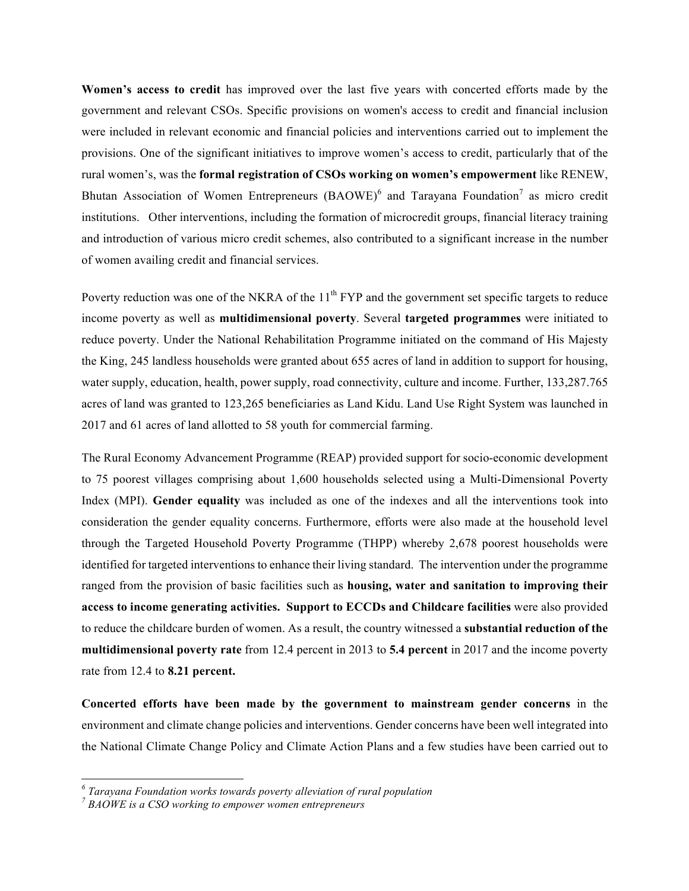**Women's access to credit** has improved over the last five years with concerted efforts made by the government and relevant CSOs. Specific provisions on women's access to credit and financial inclusion were included in relevant economic and financial policies and interventions carried out to implement the provisions. One of the significant initiatives to improve women's access to credit, particularly that of the rural women's, was the **formal registration of CSOs working on women's empowerment** like RENEW, Bhutan Association of Women Entrepreneurs (BAOWE)[6] and Tarayana Foundation[7] as micro credit institutions. Other interventions, including the formation of microcredit groups, financial literacy training and introduction of various micro credit schemes, also contributed to a significant increase in the number of women availing credit and financial services.

Poverty reduction was one of the NKRA of the 11th FYP and the government set specific targets to reduce income poverty as well as **multidimensional poverty**. Several **targeted programmes** were initiated to reduce poverty. Under the National Rehabilitation Programme initiated on the command of His Majesty the King, 245 landless households were granted about 655 acres of land in addition to support for housing, water supply, education, health, power supply, road connectivity, culture and income. Further, 133,287.765 acres of land was granted to 123,265 beneficiaries as Land Kidu. Land Use Right System was launched in 2017 and 61 acres of land allotted to 58 youth for commercial farming.

The Rural Economy Advancement Programme (REAP) provided support for socio-economic development to 75 poorest villages comprising about 1,600 households selected using a Multi-Dimensional Poverty Index (MPI). **Gender equality** was included as one of the indexes and all the interventions took into consideration the gender equality concerns. Furthermore, efforts were also made at the household level through the Targeted Household Poverty Programme (THPP) whereby 2,678 poorest households were identified for targeted interventions to enhance their living standard. The intervention under the programme ranged from the provision of basic facilities such as **housing, water and sanitation to improving their access to income generating activities. Support to ECCDs and Childcare facilities** were also provided to reduce the childcare burden of women. As a result, the country witnessed a **substantial reduction of the multidimensional poverty rate** from 12.4 percent in 2013 to **5.4 percent** in 2017 and the income poverty rate from 12.4 to **8.21 percent.**

**Concerted efforts have been made by the government to mainstream gender concerns** in the environment and climate change policies and interventions. Gender concerns have been well integrated into the National Climate Change Policy and Climate Action Plans and a few studies have been carried out to

---

[6] *Tarayana Foundation works towards poverty alleviation of rural population*

[7] *BAOWE is a CSO working to empower women entrepreneurs*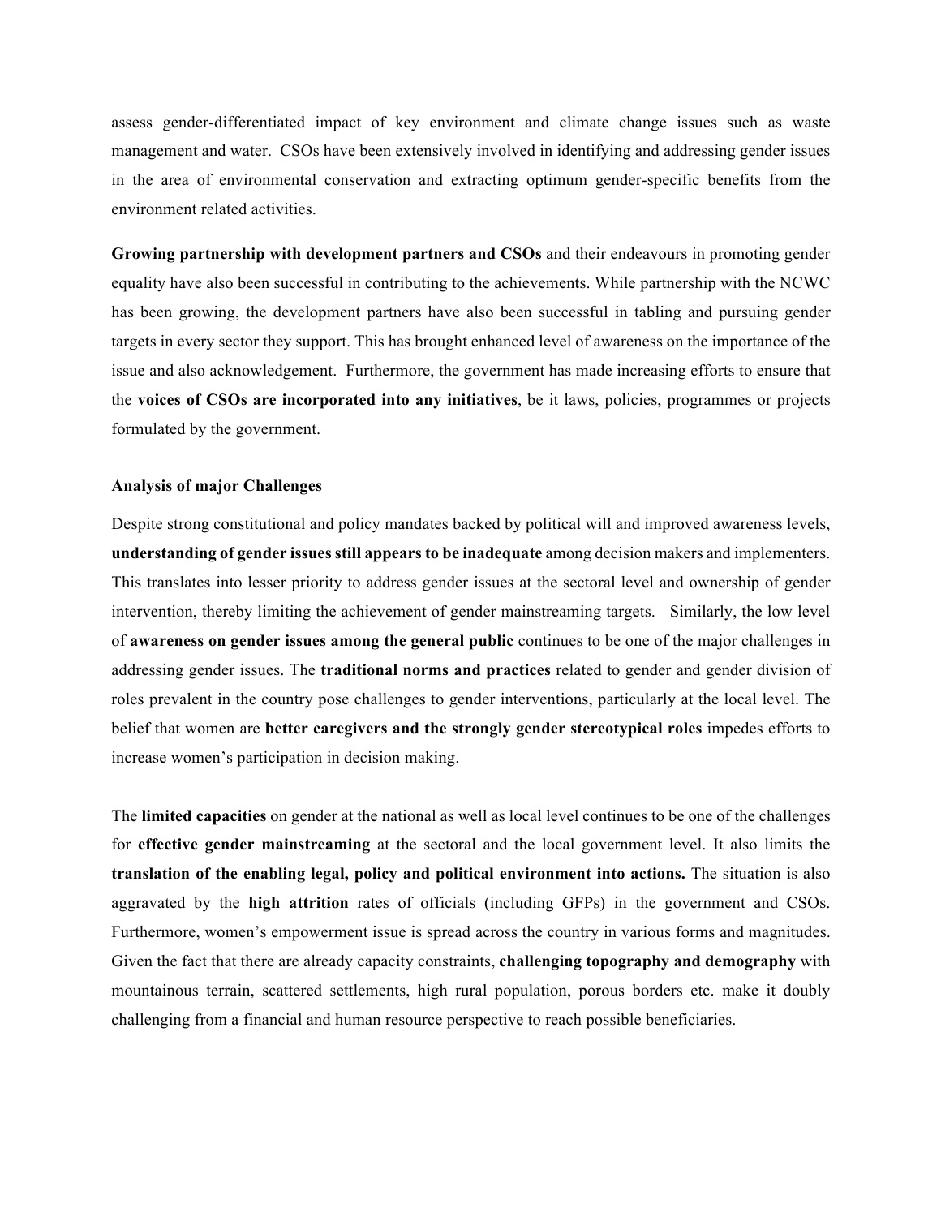assess gender-differentiated impact of key environment and climate change issues such as waste management and water. CSOs have been extensively involved in identifying and addressing gender issues in the area of environmental conservation and extracting optimum gender-specific benefits from the environment related activities.

**Growing partnership with development partners and CSOs** and their endeavours in promoting gender equality have also been successful in contributing to the achievements. While partnership with the NCWC has been growing, the development partners have also been successful in tabling and pursuing gender targets in every sector they support. This has brought enhanced level of awareness on the importance of the issue and also acknowledgement. Furthermore, the government has made increasing efforts to ensure that the **voices of CSOs are incorporated into any initiatives**, be it laws, policies, programmes or projects formulated by the government.

**Analysis of major Challenges**

Despite strong constitutional and policy mandates backed by political will and improved awareness levels, **understanding of gender issues still appears to be inadequate** among decision makers and implementers. This translates into lesser priority to address gender issues at the sectoral level and ownership of gender intervention, thereby limiting the achievement of gender mainstreaming targets. Similarly, the low level of **awareness on gender issues among the general public** continues to be one of the major challenges in addressing gender issues. The **traditional norms and practices** related to gender and gender division of roles prevalent in the country pose challenges to gender interventions, particularly at the local level. The belief that women are **better caregivers and the strongly gender stereotypical roles** impedes efforts to increase women's participation in decision making.

The **limited capacities** on gender at the national as well as local level continues to be one of the challenges for **effective gender mainstreaming** at the sectoral and the local government level. It also limits the **translation of the enabling legal, policy and political environment into actions.** The situation is also aggravated by the **high attrition** rates of officials (including GFPs) in the government and CSOs. Furthermore, women's empowerment issue is spread across the country in various forms and magnitudes. Given the fact that there are already capacity constraints, **challenging topography and demography** with mountainous terrain, scattered settlements, high rural population, porous borders etc. make it doubly challenging from a financial and human resource perspective to reach possible beneficiaries.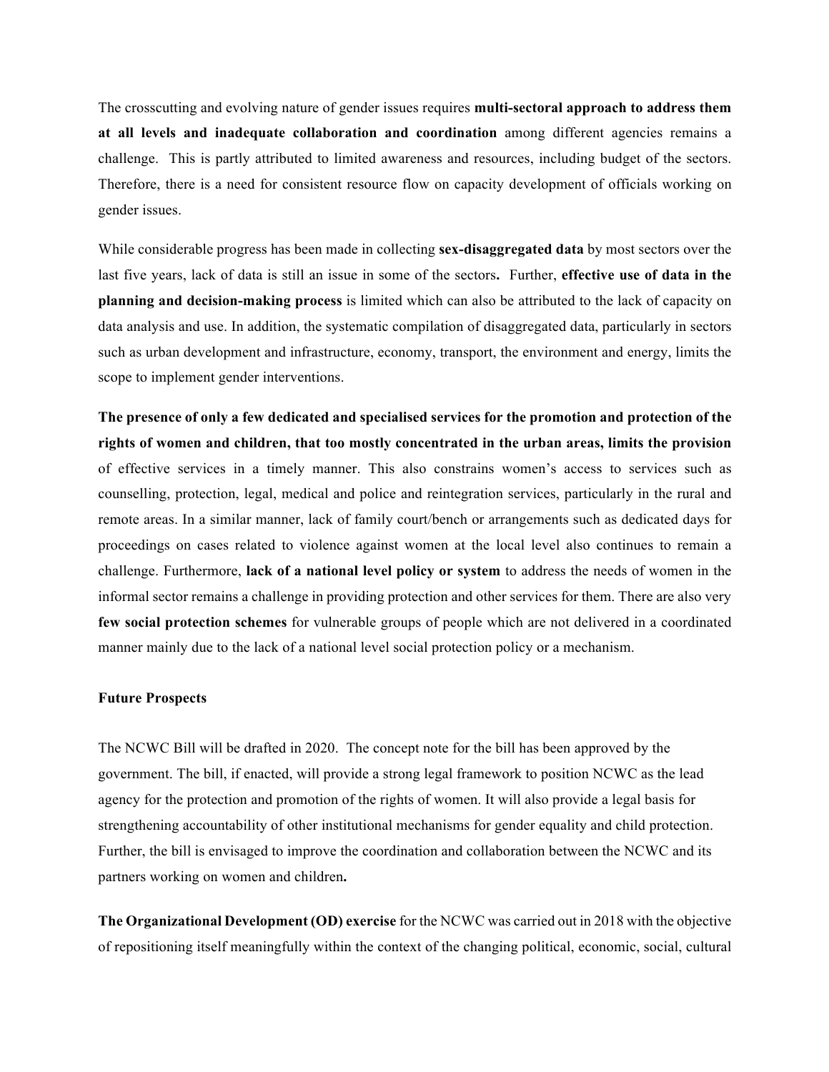The crosscutting and evolving nature of gender issues requires **multi-sectoral approach to address them at all levels and inadequate collaboration and coordination** among different agencies remains a challenge. This is partly attributed to limited awareness and resources, including budget of the sectors. Therefore, there is a need for consistent resource flow on capacity development of officials working on gender issues.

While considerable progress has been made in collecting **sex-disaggregated data** by most sectors over the last five years, lack of data is still an issue in some of the sectors**.** Further, **effective use of data in the planning and decision-making process** is limited which can also be attributed to the lack of capacity on data analysis and use. In addition, the systematic compilation of disaggregated data, particularly in sectors such as urban development and infrastructure, economy, transport, the environment and energy, limits the scope to implement gender interventions.

**The presence of only a few dedicated and specialised services for the promotion and protection of the rights of women and children, that too mostly concentrated in the urban areas, limits the provision** of effective services in a timely manner. This also constrains women's access to services such as counselling, protection, legal, medical and police and reintegration services, particularly in the rural and remote areas. In a similar manner, lack of family court/bench or arrangements such as dedicated days for proceedings on cases related to violence against women at the local level also continues to remain a challenge. Furthermore, **lack of a national level policy or system** to address the needs of women in the informal sector remains a challenge in providing protection and other services for them. There are also very **few social protection schemes** for vulnerable groups of people which are not delivered in a coordinated manner mainly due to the lack of a national level social protection policy or a mechanism.

**Future Prospects**

The NCWC Bill will be drafted in 2020. The concept note for the bill has been approved by the government. The bill, if enacted, will provide a strong legal framework to position NCWC as the lead agency for the protection and promotion of the rights of women. It will also provide a legal basis for strengthening accountability of other institutional mechanisms for gender equality and child protection. Further, the bill is envisaged to improve the coordination and collaboration between the NCWC and its partners working on women and children**.**

**The Organizational Development (OD) exercise** for the NCWC was carried out in 2018 with the objective of repositioning itself meaningfully within the context of the changing political, economic, social, cultural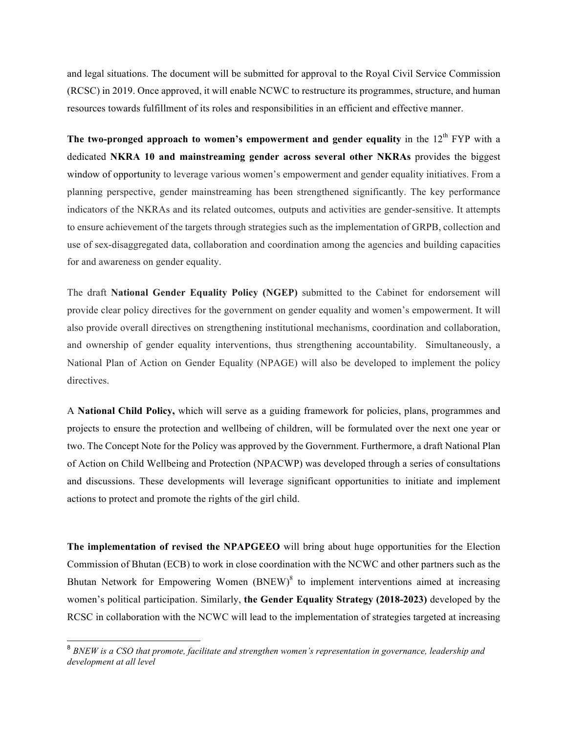and legal situations. The document will be submitted for approval to the Royal Civil Service Commission (RCSC) in 2019. Once approved, it will enable NCWC to restructure its programmes, structure, and human resources towards fulfillment of its roles and responsibilities in an efficient and effective manner.

**The two-pronged approach to women's empowerment and gender equality** in the 12th FYP with a dedicated **NKRA 10 and mainstreaming gender across several other NKRAs** provides the biggest window of opportunity to leverage various women's empowerment and gender equality initiatives. From a planning perspective, gender mainstreaming has been strengthened significantly. The key performance indicators of the NKRAs and its related outcomes, outputs and activities are gender-sensitive. It attempts to ensure achievement of the targets through strategies such as the implementation of GRPB, collection and use of sex-disaggregated data, collaboration and coordination among the agencies and building capacities for and awareness on gender equality.

The draft **National Gender Equality Policy (NGEP)** submitted to the Cabinet for endorsement will provide clear policy directives for the government on gender equality and women's empowerment. It will also provide overall directives on strengthening institutional mechanisms, coordination and collaboration, and ownership of gender equality interventions, thus strengthening accountability. Simultaneously, a National Plan of Action on Gender Equality (NPAGE) will also be developed to implement the policy directives.

A **National Child Policy,** which will serve as a guiding framework for policies, plans, programmes and projects to ensure the protection and wellbeing of children, will be formulated over the next one year or two. The Concept Note for the Policy was approved by the Government. Furthermore, a draft National Plan of Action on Child Wellbeing and Protection (NPACWP) was developed through a series of consultations and discussions. These developments will leverage significant opportunities to initiate and implement actions to protect and promote the rights of the girl child.

**The implementation of revised the NPAPGEEO** will bring about huge opportunities for the Election Commission of Bhutan (ECB) to work in close coordination with the NCWC and other partners such as the Bhutan Network for Empowering Women (BNEW)[8] to implement interventions aimed at increasing women's political participation. Similarly, **the Gender Equality Strategy (2018-2023)** developed by the RCSC in collaboration with the NCWC will lead to the implementation of strategies targeted at increasing

[8] *BNEW is a CSO that promote, facilitate and strengthen women's representation in governance, leadership and development at all level*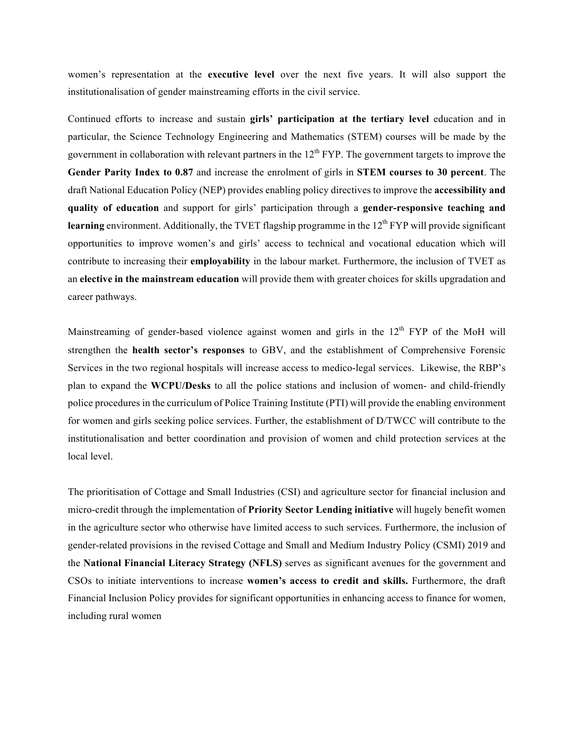women's representation at the **executive level** over the next five years. It will also support the institutionalisation of gender mainstreaming efforts in the civil service.

Continued efforts to increase and sustain **girls' participation at the tertiary level** education and in particular, the Science Technology Engineering and Mathematics (STEM) courses will be made by the government in collaboration with relevant partners in the 12th FYP. The government targets to improve the **Gender Parity Index to 0.87** and increase the enrolment of girls in **STEM courses to 30 percent**. The draft National Education Policy (NEP) provides enabling policy directives to improve the **accessibility and quality of education** and support for girls' participation through a **gender-responsive teaching and learning** environment. Additionally, the TVET flagship programme in the 12th FYP will provide significant opportunities to improve women's and girls' access to technical and vocational education which will contribute to increasing their **employability** in the labour market. Furthermore, the inclusion of TVET as an **elective in the mainstream education** will provide them with greater choices for skills upgradation and career pathways.

Mainstreaming of gender-based violence against women and girls in the 12th FYP of the MoH will strengthen the **health sector's responses** to GBV, and the establishment of Comprehensive Forensic Services in the two regional hospitals will increase access to medico-legal services. Likewise, the RBP's plan to expand the **WCPU/Desks** to all the police stations and inclusion of women- and child-friendly police procedures in the curriculum of Police Training Institute (PTI) will provide the enabling environment for women and girls seeking police services. Further, the establishment of D/TWCC will contribute to the institutionalisation and better coordination and provision of women and child protection services at the local level.

The prioritisation of Cottage and Small Industries (CSI) and agriculture sector for financial inclusion and micro-credit through the implementation of **Priority Sector Lending initiative** will hugely benefit women in the agriculture sector who otherwise have limited access to such services. Furthermore, the inclusion of gender-related provisions in the revised Cottage and Small and Medium Industry Policy (CSMI) 2019 and the **National Financial Literacy Strategy (NFLS)** serves as significant avenues for the government and CSOs to initiate interventions to increase **women's access to credit and skills.** Furthermore, the draft Financial Inclusion Policy provides for significant opportunities in enhancing access to finance for women, including rural women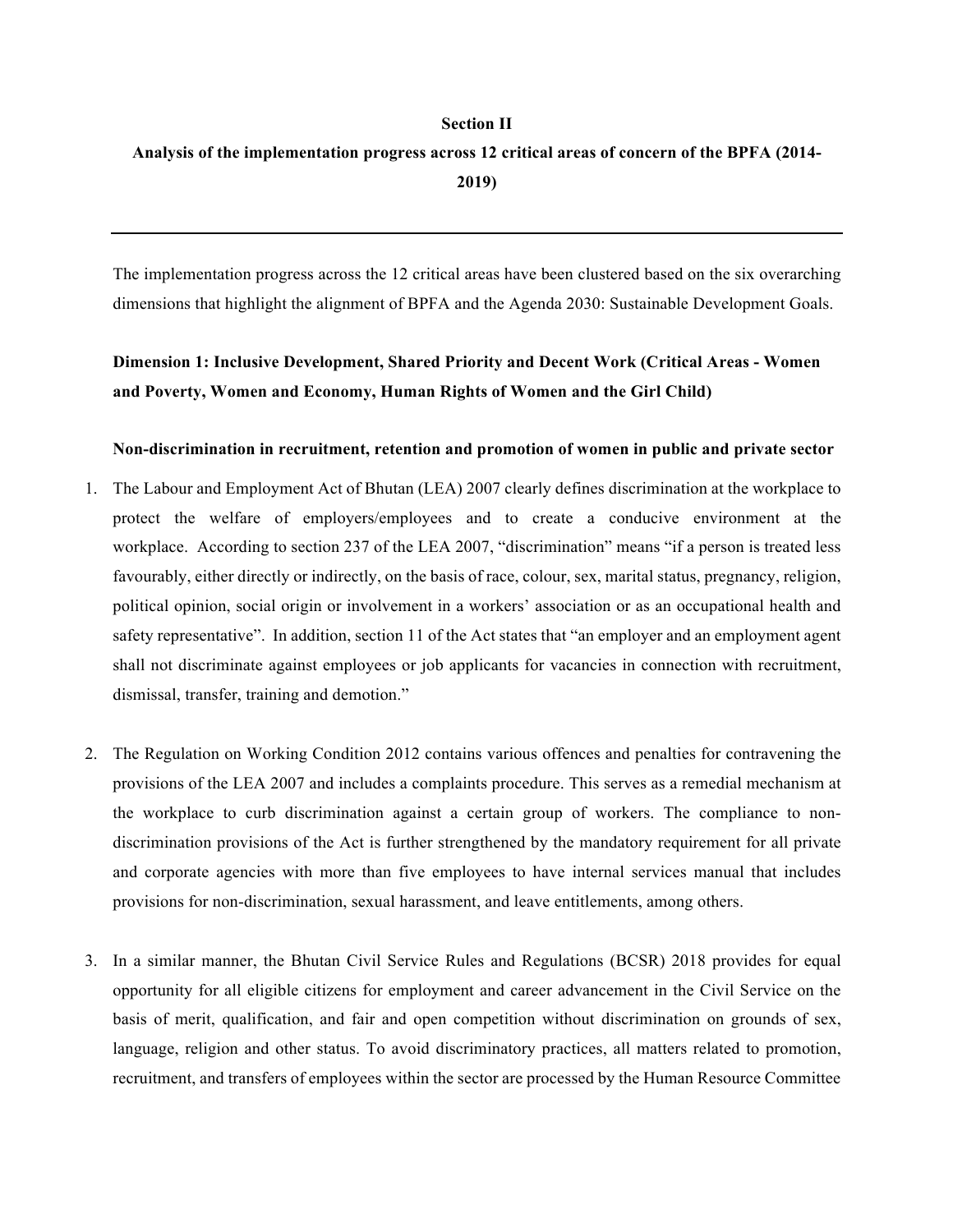## Section II

## Analysis of the implementation progress across 12 critical areas of concern of the BPFA (2014-2019)

---

The implementation progress across the 12 critical areas have been clustered based on the six overarching dimensions that highlight the alignment of BPFA and the Agenda 2030: Sustainable Development Goals.

### Dimension 1: Inclusive Development, Shared Priority and Decent Work (Critical Areas - Women and Poverty, Women and Economy, Human Rights of Women and the Girl Child)

#### Non-discrimination in recruitment, retention and promotion of women in public and private sector

1. The Labour and Employment Act of Bhutan (LEA) 2007 clearly defines discrimination at the workplace to protect the welfare of employers/employees and to create a conducive environment at the workplace. According to section 237 of the LEA 2007, "discrimination" means "if a person is treated less favourably, either directly or indirectly, on the basis of race, colour, sex, marital status, pregnancy, religion, political opinion, social origin or involvement in a workers' association or as an occupational health and safety representative". In addition, section 11 of the Act states that "an employer and an employment agent shall not discriminate against employees or job applicants for vacancies in connection with recruitment, dismissal, transfer, training and demotion."

2. The Regulation on Working Condition 2012 contains various offences and penalties for contravening the provisions of the LEA 2007 and includes a complaints procedure. This serves as a remedial mechanism at the workplace to curb discrimination against a certain group of workers. The compliance to non-discrimination provisions of the Act is further strengthened by the mandatory requirement for all private and corporate agencies with more than five employees to have internal services manual that includes provisions for non-discrimination, sexual harassment, and leave entitlements, among others.

3. In a similar manner, the Bhutan Civil Service Rules and Regulations (BCSR) 2018 provides for equal opportunity for all eligible citizens for employment and career advancement in the Civil Service on the basis of merit, qualification, and fair and open competition without discrimination on grounds of sex, language, religion and other status. To avoid discriminatory practices, all matters related to promotion, recruitment, and transfers of employees within the sector are processed by the Human Resource Committee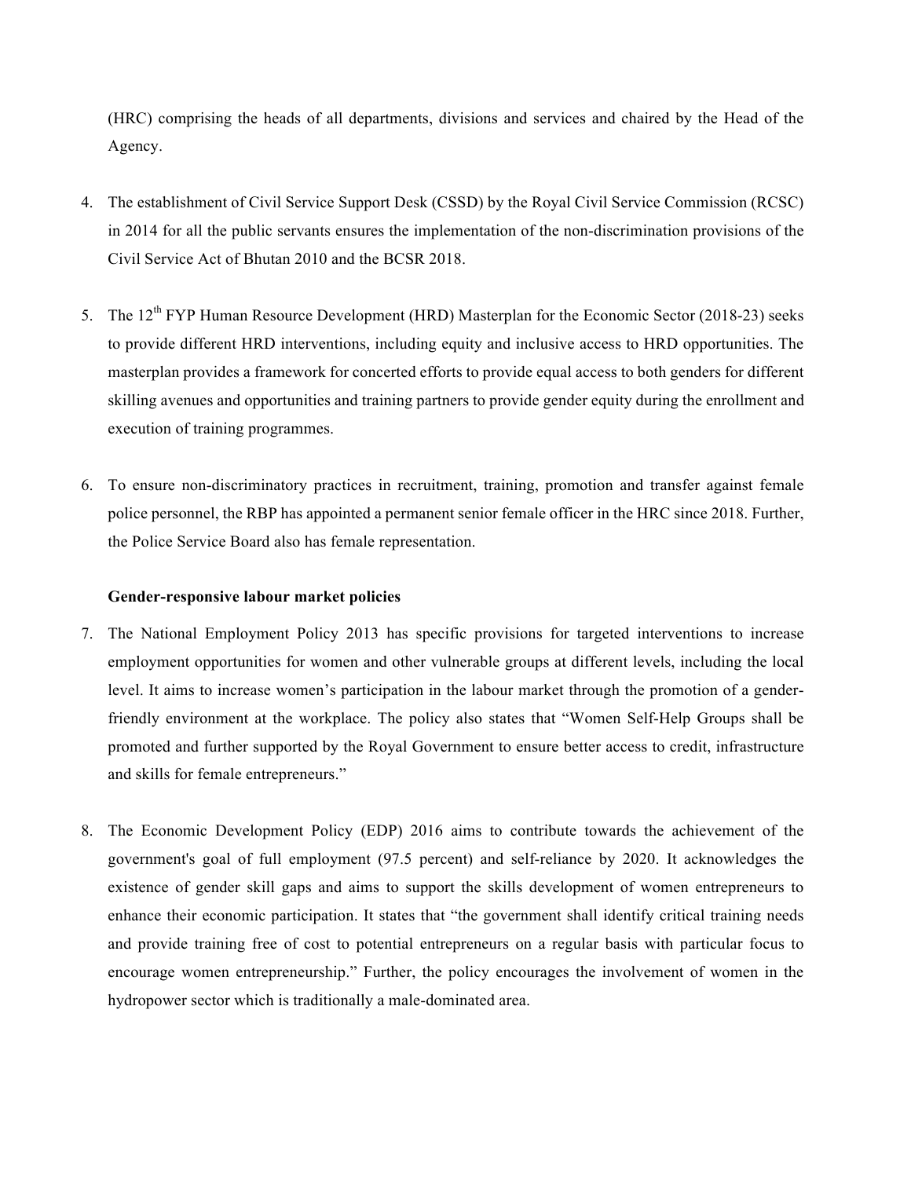(HRC) comprising the heads of all departments, divisions and services and chaired by the Head of the Agency.

4. The establishment of Civil Service Support Desk (CSSD) by the Royal Civil Service Commission (RCSC) in 2014 for all the public servants ensures the implementation of the non-discrimination provisions of the Civil Service Act of Bhutan 2010 and the BCSR 2018.

5. The 12th FYP Human Resource Development (HRD) Masterplan for the Economic Sector (2018-23) seeks to provide different HRD interventions, including equity and inclusive access to HRD opportunities. The masterplan provides a framework for concerted efforts to provide equal access to both genders for different skilling avenues and opportunities and training partners to provide gender equity during the enrollment and execution of training programmes.

6. To ensure non-discriminatory practices in recruitment, training, promotion and transfer against female police personnel, the RBP has appointed a permanent senior female officer in the HRC since 2018. Further, the Police Service Board also has female representation.

**Gender-responsive labour market policies**

7. The National Employment Policy 2013 has specific provisions for targeted interventions to increase employment opportunities for women and other vulnerable groups at different levels, including the local level. It aims to increase women's participation in the labour market through the promotion of a gender-friendly environment at the workplace. The policy also states that "Women Self-Help Groups shall be promoted and further supported by the Royal Government to ensure better access to credit, infrastructure and skills for female entrepreneurs."

8. The Economic Development Policy (EDP) 2016 aims to contribute towards the achievement of the government's goal of full employment (97.5 percent) and self-reliance by 2020. It acknowledges the existence of gender skill gaps and aims to support the skills development of women entrepreneurs to enhance their economic participation. It states that "the government shall identify critical training needs and provide training free of cost to potential entrepreneurs on a regular basis with particular focus to encourage women entrepreneurship." Further, the policy encourages the involvement of women in the hydropower sector which is traditionally a male-dominated area.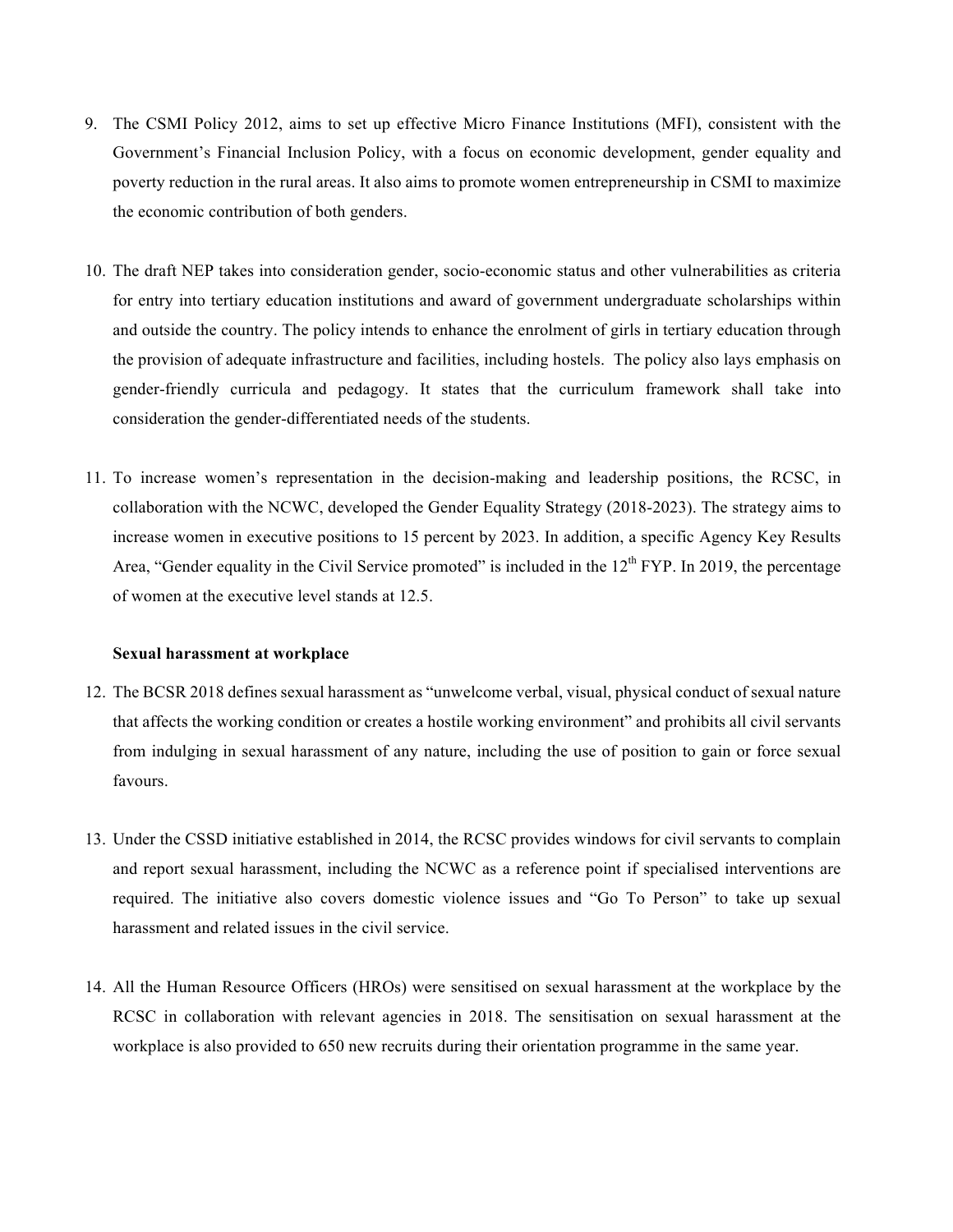9. The CSMI Policy 2012, aims to set up effective Micro Finance Institutions (MFI), consistent with the Government's Financial Inclusion Policy, with a focus on economic development, gender equality and poverty reduction in the rural areas. It also aims to promote women entrepreneurship in CSMI to maximize the economic contribution of both genders.

10. The draft NEP takes into consideration gender, socio-economic status and other vulnerabilities as criteria for entry into tertiary education institutions and award of government undergraduate scholarships within and outside the country. The policy intends to enhance the enrolment of girls in tertiary education through the provision of adequate infrastructure and facilities, including hostels. The policy also lays emphasis on gender-friendly curricula and pedagogy. It states that the curriculum framework shall take into consideration the gender-differentiated needs of the students.

11. To increase women's representation in the decision-making and leadership positions, the RCSC, in collaboration with the NCWC, developed the Gender Equality Strategy (2018-2023). The strategy aims to increase women in executive positions to 15 percent by 2023. In addition, a specific Agency Key Results Area, "Gender equality in the Civil Service promoted" is included in the 12th FYP. In 2019, the percentage of women at the executive level stands at 12.5.

**Sexual harassment at workplace**

12. The BCSR 2018 defines sexual harassment as "unwelcome verbal, visual, physical conduct of sexual nature that affects the working condition or creates a hostile working environment" and prohibits all civil servants from indulging in sexual harassment of any nature, including the use of position to gain or force sexual favours.

13. Under the CSSD initiative established in 2014, the RCSC provides windows for civil servants to complain and report sexual harassment, including the NCWC as a reference point if specialised interventions are required. The initiative also covers domestic violence issues and "Go To Person" to take up sexual harassment and related issues in the civil service.

14. All the Human Resource Officers (HROs) were sensitised on sexual harassment at the workplace by the RCSC in collaboration with relevant agencies in 2018. The sensitisation on sexual harassment at the workplace is also provided to 650 new recruits during their orientation programme in the same year.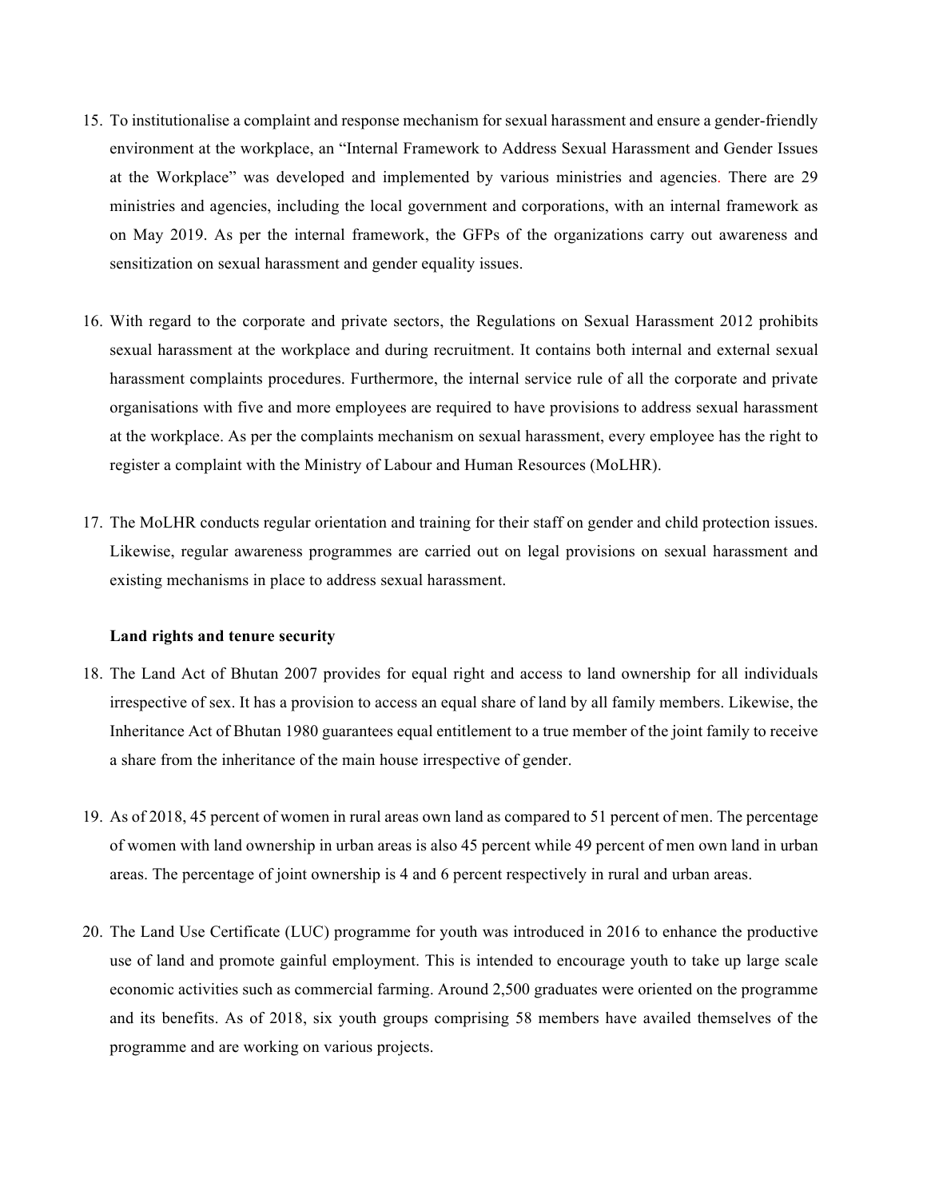15. To institutionalise a complaint and response mechanism for sexual harassment and ensure a gender-friendly environment at the workplace, an "Internal Framework to Address Sexual Harassment and Gender Issues at the Workplace" was developed and implemented by various ministries and agencies. There are 29 ministries and agencies, including the local government and corporations, with an internal framework as on May 2019. As per the internal framework, the GFPs of the organizations carry out awareness and sensitization on sexual harassment and gender equality issues.

16. With regard to the corporate and private sectors, the Regulations on Sexual Harassment 2012 prohibits sexual harassment at the workplace and during recruitment. It contains both internal and external sexual harassment complaints procedures. Furthermore, the internal service rule of all the corporate and private organisations with five and more employees are required to have provisions to address sexual harassment at the workplace. As per the complaints mechanism on sexual harassment, every employee has the right to register a complaint with the Ministry of Labour and Human Resources (MoLHR).

17. The MoLHR conducts regular orientation and training for their staff on gender and child protection issues. Likewise, regular awareness programmes are carried out on legal provisions on sexual harassment and existing mechanisms in place to address sexual harassment.

**Land rights and tenure security**

18. The Land Act of Bhutan 2007 provides for equal right and access to land ownership for all individuals irrespective of sex. It has a provision to access an equal share of land by all family members. Likewise, the Inheritance Act of Bhutan 1980 guarantees equal entitlement to a true member of the joint family to receive a share from the inheritance of the main house irrespective of gender.

19. As of 2018, 45 percent of women in rural areas own land as compared to 51 percent of men. The percentage of women with land ownership in urban areas is also 45 percent while 49 percent of men own land in urban areas. The percentage of joint ownership is 4 and 6 percent respectively in rural and urban areas.

20. The Land Use Certificate (LUC) programme for youth was introduced in 2016 to enhance the productive use of land and promote gainful employment. This is intended to encourage youth to take up large scale economic activities such as commercial farming. Around 2,500 graduates were oriented on the programme and its benefits. As of 2018, six youth groups comprising 58 members have availed themselves of the programme and are working on various projects.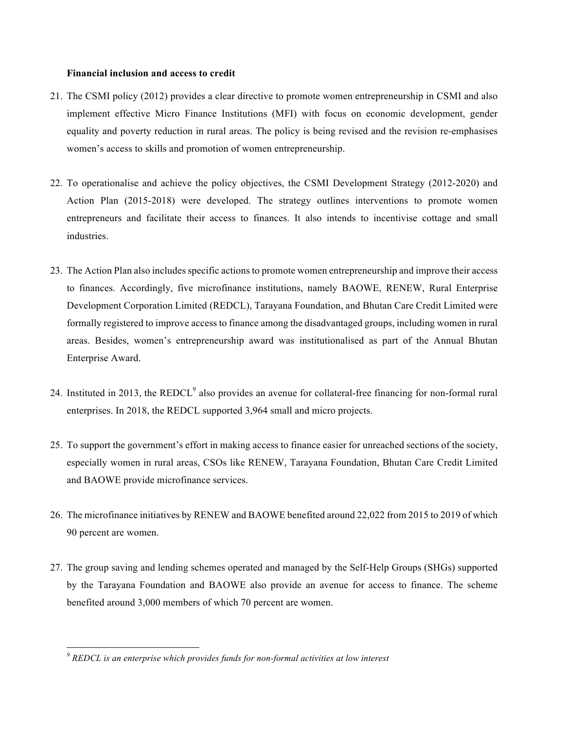**Financial inclusion and access to credit**

21. The CSMI policy (2012) provides a clear directive to promote women entrepreneurship in CSMI and also implement effective Micro Finance Institutions (MFI) with focus on economic development, gender equality and poverty reduction in rural areas. The policy is being revised and the revision re-emphasises women's access to skills and promotion of women entrepreneurship.

22. To operationalise and achieve the policy objectives, the CSMI Development Strategy (2012-2020) and Action Plan (2015-2018) were developed. The strategy outlines interventions to promote women entrepreneurs and facilitate their access to finances. It also intends to incentivise cottage and small industries.

23. The Action Plan also includes specific actions to promote women entrepreneurship and improve their access to finances. Accordingly, five microfinance institutions, namely BAOWE, RENEW, Rural Enterprise Development Corporation Limited (REDCL), Tarayana Foundation, and Bhutan Care Credit Limited were formally registered to improve access to finance among the disadvantaged groups, including women in rural areas. Besides, women's entrepreneurship award was institutionalised as part of the Annual Bhutan Enterprise Award.

24. Instituted in 2013, the REDCL[9] also provides an avenue for collateral-free financing for non-formal rural enterprises. In 2018, the REDCL supported 3,964 small and micro projects.

25. To support the government's effort in making access to finance easier for unreached sections of the society, especially women in rural areas, CSOs like RENEW, Tarayana Foundation, Bhutan Care Credit Limited and BAOWE provide microfinance services.

26. The microfinance initiatives by RENEW and BAOWE benefited around 22,022 from 2015 to 2019 of which 90 percent are women.

27. The group saving and lending schemes operated and managed by the Self-Help Groups (SHGs) supported by the Tarayana Foundation and BAOWE also provide an avenue for access to finance. The scheme benefited around 3,000 members of which 70 percent are women.

---

[9] *REDCL is an enterprise which provides funds for non-formal activities at low interest*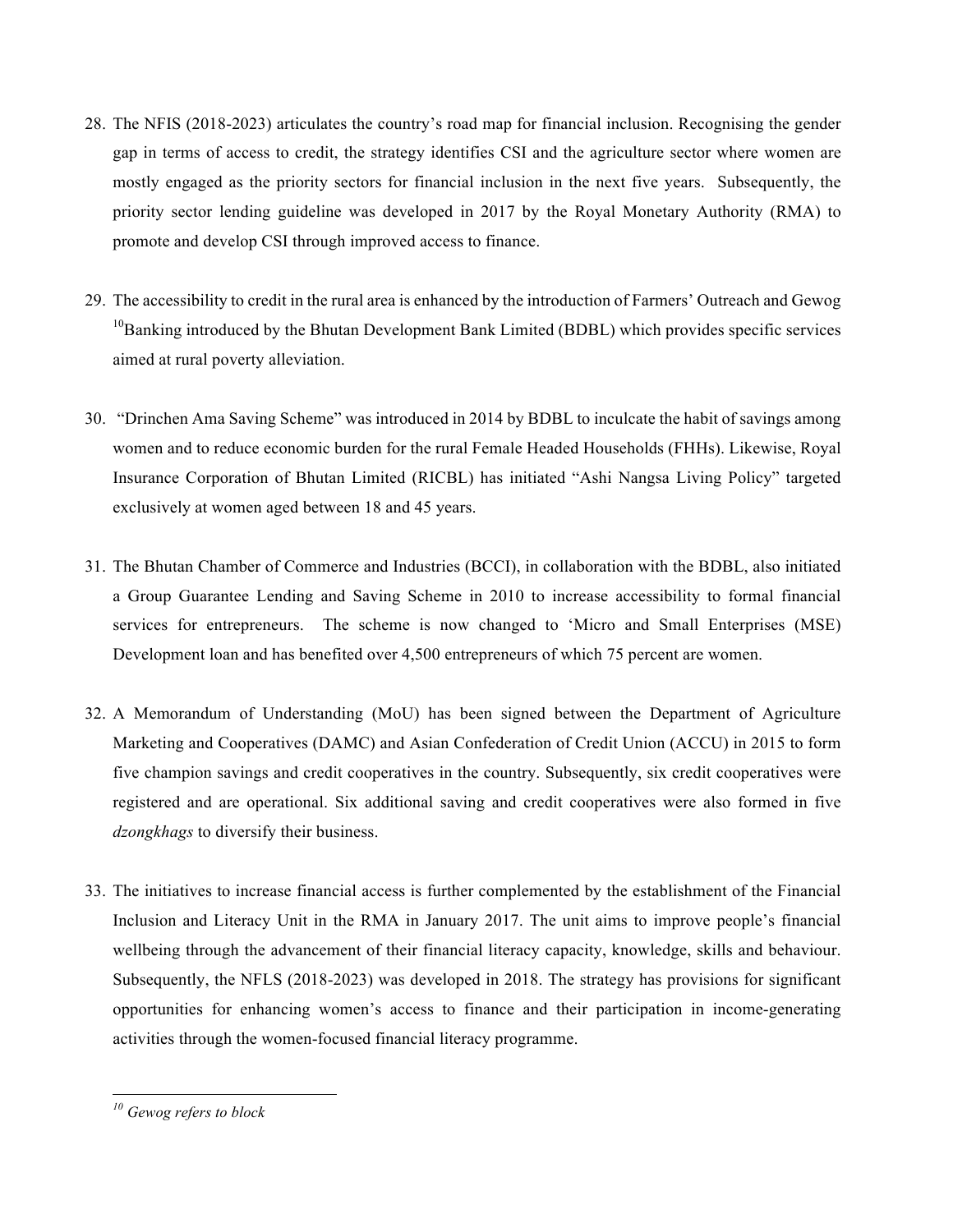28. The NFIS (2018-2023) articulates the country's road map for financial inclusion. Recognising the gender gap in terms of access to credit, the strategy identifies CSI and the agriculture sector where women are mostly engaged as the priority sectors for financial inclusion in the next five years. Subsequently, the priority sector lending guideline was developed in 2017 by the Royal Monetary Authority (RMA) to promote and develop CSI through improved access to finance.

29. The accessibility to credit in the rural area is enhanced by the introduction of Farmers' Outreach and Gewog [10]Banking introduced by the Bhutan Development Bank Limited (BDBL) which provides specific services aimed at rural poverty alleviation.

30. "Drinchen Ama Saving Scheme" was introduced in 2014 by BDBL to inculcate the habit of savings among women and to reduce economic burden for the rural Female Headed Households (FHHs). Likewise, Royal Insurance Corporation of Bhutan Limited (RICBL) has initiated "Ashi Nangsa Living Policy" targeted exclusively at women aged between 18 and 45 years.

31. The Bhutan Chamber of Commerce and Industries (BCCI), in collaboration with the BDBL, also initiated a Group Guarantee Lending and Saving Scheme in 2010 to increase accessibility to formal financial services for entrepreneurs. The scheme is now changed to 'Micro and Small Enterprises (MSE) Development loan and has benefited over 4,500 entrepreneurs of which 75 percent are women.

32. A Memorandum of Understanding (MoU) has been signed between the Department of Agriculture Marketing and Cooperatives (DAMC) and Asian Confederation of Credit Union (ACCU) in 2015 to form five champion savings and credit cooperatives in the country. Subsequently, six credit cooperatives were registered and are operational. Six additional saving and credit cooperatives were also formed in five *dzongkhags* to diversify their business.

33. The initiatives to increase financial access is further complemented by the establishment of the Financial Inclusion and Literacy Unit in the RMA in January 2017. The unit aims to improve people's financial wellbeing through the advancement of their financial literacy capacity, knowledge, skills and behaviour. Subsequently, the NFLS (2018-2023) was developed in 2018. The strategy has provisions for significant opportunities for enhancing women's access to finance and their participation in income-generating activities through the women-focused financial literacy programme.

---

*[10] Gewog refers to block*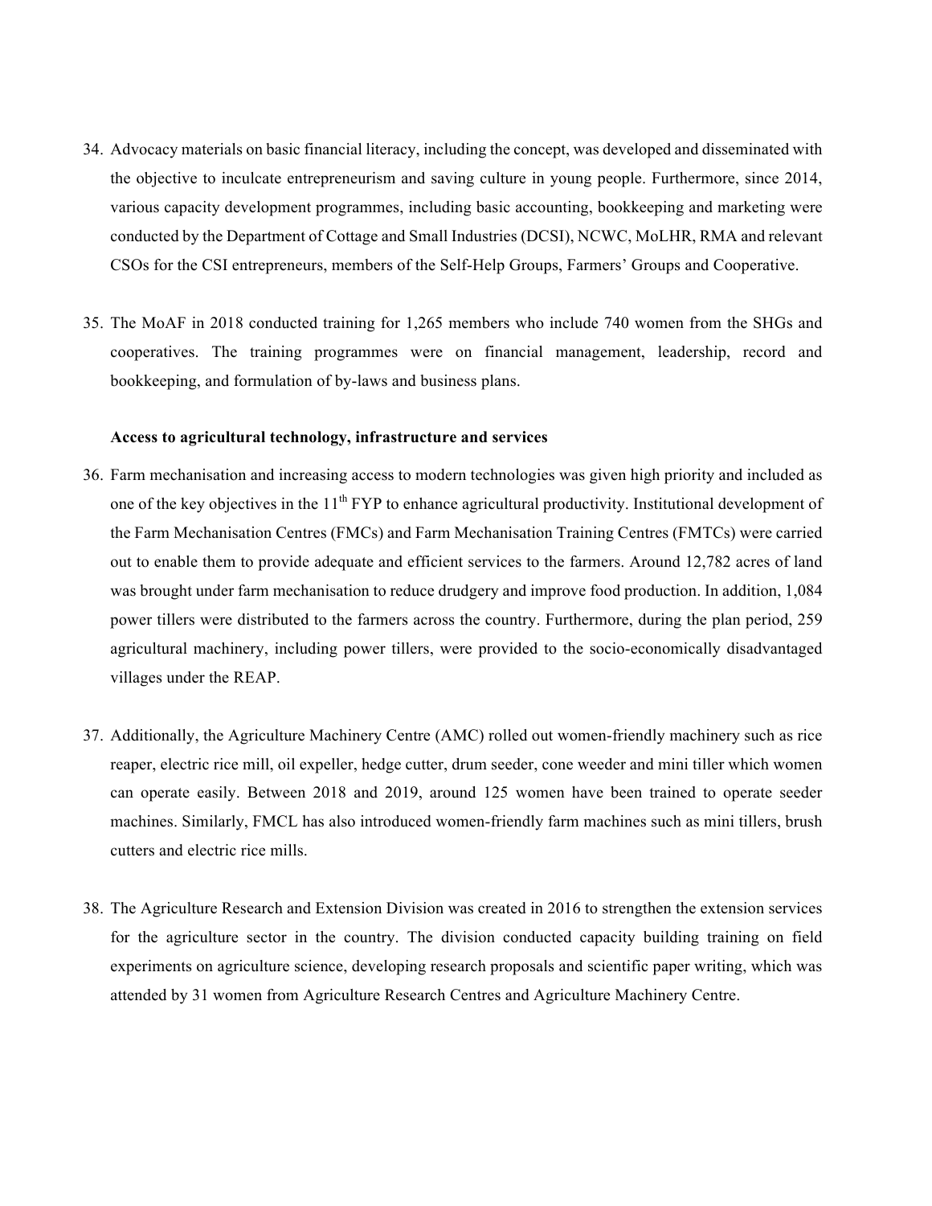34. Advocacy materials on basic financial literacy, including the concept, was developed and disseminated with the objective to inculcate entrepreneurism and saving culture in young people. Furthermore, since 2014, various capacity development programmes, including basic accounting, bookkeeping and marketing were conducted by the Department of Cottage and Small Industries (DCSI), NCWC, MoLHR, RMA and relevant CSOs for the CSI entrepreneurs, members of the Self-Help Groups, Farmers' Groups and Cooperative.

35. The MoAF in 2018 conducted training for 1,265 members who include 740 women from the SHGs and cooperatives. The training programmes were on financial management, leadership, record and bookkeeping, and formulation of by-laws and business plans.

**Access to agricultural technology, infrastructure and services**

36. Farm mechanisation and increasing access to modern technologies was given high priority and included as one of the key objectives in the 11th FYP to enhance agricultural productivity. Institutional development of the Farm Mechanisation Centres (FMCs) and Farm Mechanisation Training Centres (FMTCs) were carried out to enable them to provide adequate and efficient services to the farmers. Around 12,782 acres of land was brought under farm mechanisation to reduce drudgery and improve food production. In addition, 1,084 power tillers were distributed to the farmers across the country. Furthermore, during the plan period, 259 agricultural machinery, including power tillers, were provided to the socio-economically disadvantaged villages under the REAP.

37. Additionally, the Agriculture Machinery Centre (AMC) rolled out women-friendly machinery such as rice reaper, electric rice mill, oil expeller, hedge cutter, drum seeder, cone weeder and mini tiller which women can operate easily. Between 2018 and 2019, around 125 women have been trained to operate seeder machines. Similarly, FMCL has also introduced women-friendly farm machines such as mini tillers, brush cutters and electric rice mills.

38. The Agriculture Research and Extension Division was created in 2016 to strengthen the extension services for the agriculture sector in the country. The division conducted capacity building training on field experiments on agriculture science, developing research proposals and scientific paper writing, which was attended by 31 women from Agriculture Research Centres and Agriculture Machinery Centre.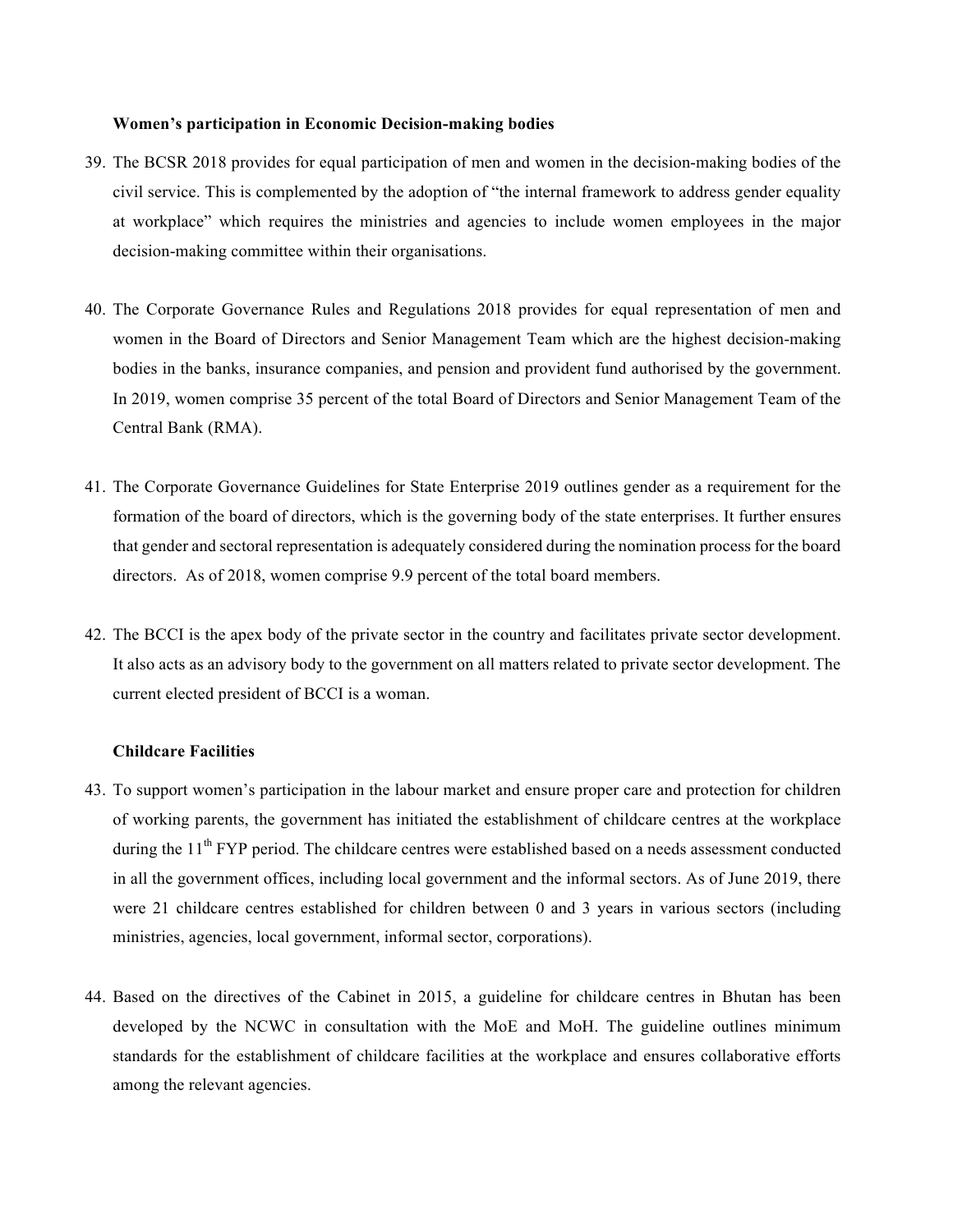**Women's participation in Economic Decision-making bodies**

39. The BCSR 2018 provides for equal participation of men and women in the decision-making bodies of the civil service. This is complemented by the adoption of "the internal framework to address gender equality at workplace" which requires the ministries and agencies to include women employees in the major decision-making committee within their organisations.

40. The Corporate Governance Rules and Regulations 2018 provides for equal representation of men and women in the Board of Directors and Senior Management Team which are the highest decision-making bodies in the banks, insurance companies, and pension and provident fund authorised by the government. In 2019, women comprise 35 percent of the total Board of Directors and Senior Management Team of the Central Bank (RMA).

41. The Corporate Governance Guidelines for State Enterprise 2019 outlines gender as a requirement for the formation of the board of directors, which is the governing body of the state enterprises. It further ensures that gender and sectoral representation is adequately considered during the nomination process for the board directors. As of 2018, women comprise 9.9 percent of the total board members.

42. The BCCI is the apex body of the private sector in the country and facilitates private sector development. It also acts as an advisory body to the government on all matters related to private sector development. The current elected president of BCCI is a woman.

**Childcare Facilities**

43. To support women's participation in the labour market and ensure proper care and protection for children of working parents, the government has initiated the establishment of childcare centres at the workplace during the 11th FYP period. The childcare centres were established based on a needs assessment conducted in all the government offices, including local government and the informal sectors. As of June 2019, there were 21 childcare centres established for children between 0 and 3 years in various sectors (including ministries, agencies, local government, informal sector, corporations).

44. Based on the directives of the Cabinet in 2015, a guideline for childcare centres in Bhutan has been developed by the NCWC in consultation with the MoE and MoH. The guideline outlines minimum standards for the establishment of childcare facilities at the workplace and ensures collaborative efforts among the relevant agencies.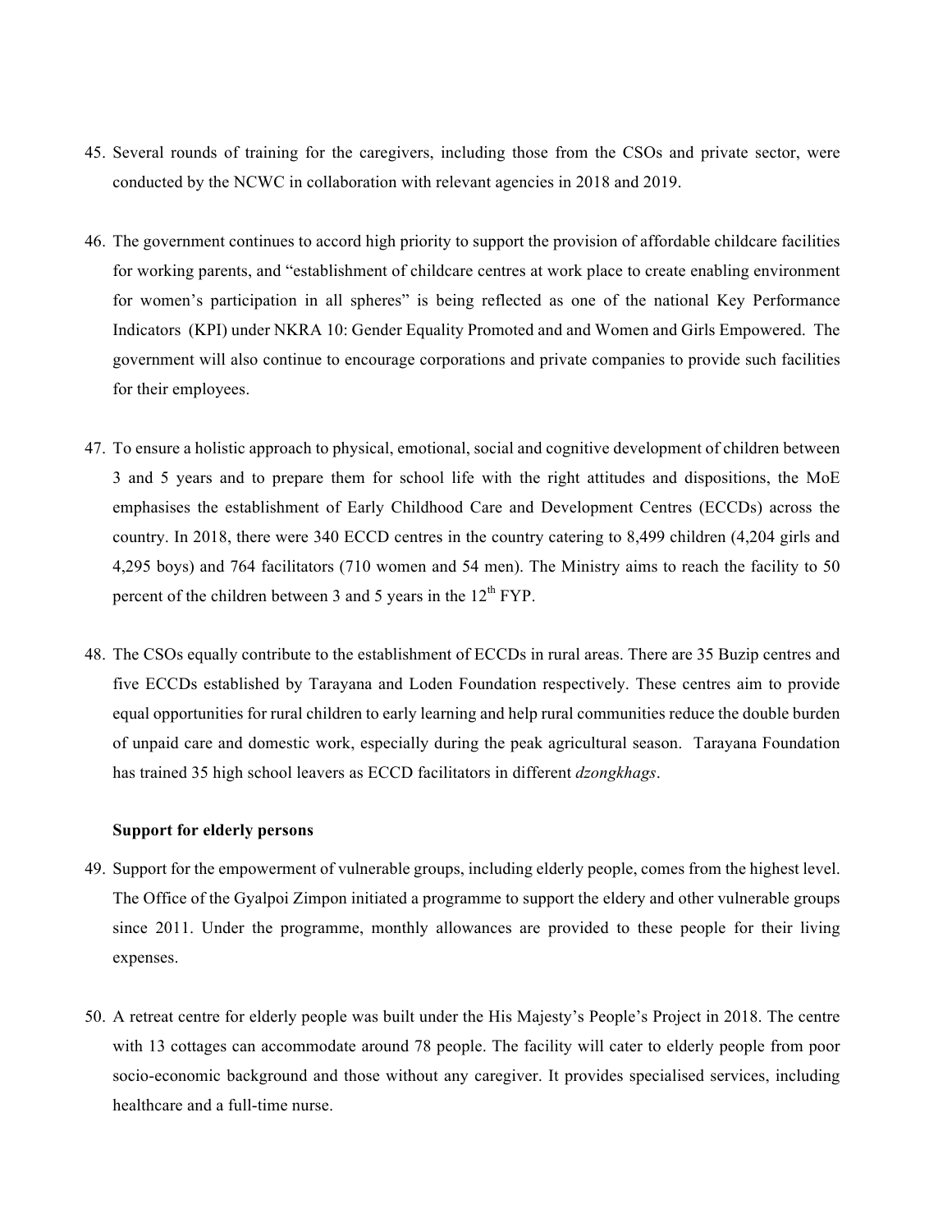45. Several rounds of training for the caregivers, including those from the CSOs and private sector, were conducted by the NCWC in collaboration with relevant agencies in 2018 and 2019.

46. The government continues to accord high priority to support the provision of affordable childcare facilities for working parents, and "establishment of childcare centres at work place to create enabling environment for women's participation in all spheres" is being reflected as one of the national Key Performance Indicators (KPI) under NKRA 10: Gender Equality Promoted and and Women and Girls Empowered. The government will also continue to encourage corporations and private companies to provide such facilities for their employees.

47. To ensure a holistic approach to physical, emotional, social and cognitive development of children between 3 and 5 years and to prepare them for school life with the right attitudes and dispositions, the MoE emphasises the establishment of Early Childhood Care and Development Centres (ECCDs) across the country. In 2018, there were 340 ECCD centres in the country catering to 8,499 children (4,204 girls and 4,295 boys) and 764 facilitators (710 women and 54 men). The Ministry aims to reach the facility to 50 percent of the children between 3 and 5 years in the 12th FYP.

48. The CSOs equally contribute to the establishment of ECCDs in rural areas. There are 35 Buzip centres and five ECCDs established by Tarayana and Loden Foundation respectively. These centres aim to provide equal opportunities for rural children to early learning and help rural communities reduce the double burden of unpaid care and domestic work, especially during the peak agricultural season. Tarayana Foundation has trained 35 high school leavers as ECCD facilitators in different *dzongkhags*.

**Support for elderly persons**

49. Support for the empowerment of vulnerable groups, including elderly people, comes from the highest level. The Office of the Gyalpoi Zimpon initiated a programme to support the eldery and other vulnerable groups since 2011. Under the programme, monthly allowances are provided to these people for their living expenses.

50. A retreat centre for elderly people was built under the His Majesty's People's Project in 2018. The centre with 13 cottages can accommodate around 78 people. The facility will cater to elderly people from poor socio-economic background and those without any caregiver. It provides specialised services, including healthcare and a full-time nurse.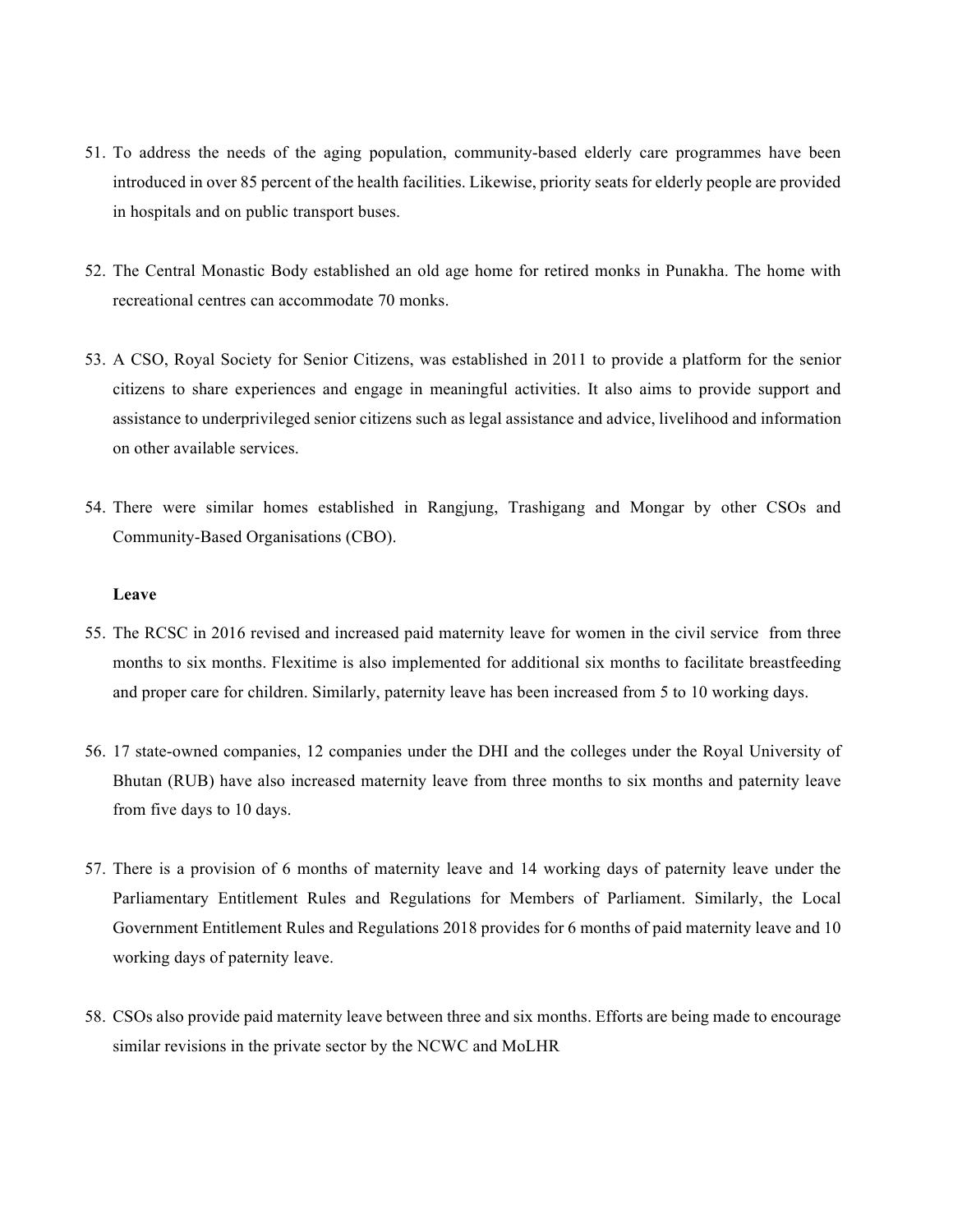51. To address the needs of the aging population, community-based elderly care programmes have been introduced in over 85 percent of the health facilities. Likewise, priority seats for elderly people are provided in hospitals and on public transport buses.

52. The Central Monastic Body established an old age home for retired monks in Punakha. The home with recreational centres can accommodate 70 monks.

53. A CSO, Royal Society for Senior Citizens, was established in 2011 to provide a platform for the senior citizens to share experiences and engage in meaningful activities. It also aims to provide support and assistance to underprivileged senior citizens such as legal assistance and advice, livelihood and information on other available services.

54. There were similar homes established in Rangjung, Trashigang and Mongar by other CSOs and Community-Based Organisations (CBO).

**Leave**

55. The RCSC in 2016 revised and increased paid maternity leave for women in the civil service from three months to six months. Flexitime is also implemented for additional six months to facilitate breastfeeding and proper care for children. Similarly, paternity leave has been increased from 5 to 10 working days.

56. 17 state-owned companies, 12 companies under the DHI and the colleges under the Royal University of Bhutan (RUB) have also increased maternity leave from three months to six months and paternity leave from five days to 10 days.

57. There is a provision of 6 months of maternity leave and 14 working days of paternity leave under the Parliamentary Entitlement Rules and Regulations for Members of Parliament. Similarly, the Local Government Entitlement Rules and Regulations 2018 provides for 6 months of paid maternity leave and 10 working days of paternity leave.

58. CSOs also provide paid maternity leave between three and six months. Efforts are being made to encourage similar revisions in the private sector by the NCWC and MoLHR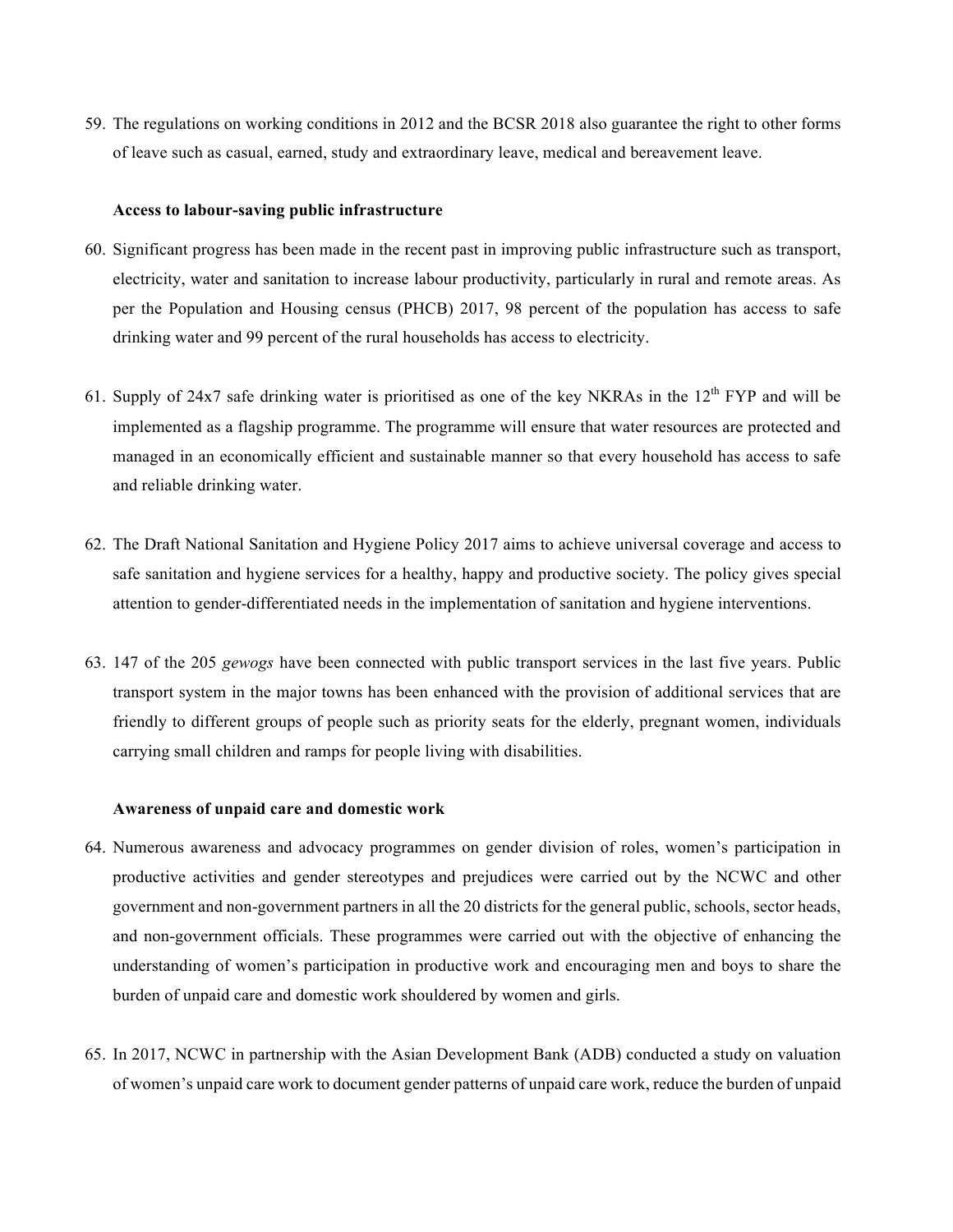59. The regulations on working conditions in 2012 and the BCSR 2018 also guarantee the right to other forms of leave such as casual, earned, study and extraordinary leave, medical and bereavement leave.

**Access to labour-saving public infrastructure**

60. Significant progress has been made in the recent past in improving public infrastructure such as transport, electricity, water and sanitation to increase labour productivity, particularly in rural and remote areas. As per the Population and Housing census (PHCB) 2017, 98 percent of the population has access to safe drinking water and 99 percent of the rural households has access to electricity.

61. Supply of 24x7 safe drinking water is prioritised as one of the key NKRAs in the 12th FYP and will be implemented as a flagship programme. The programme will ensure that water resources are protected and managed in an economically efficient and sustainable manner so that every household has access to safe and reliable drinking water.

62. The Draft National Sanitation and Hygiene Policy 2017 aims to achieve universal coverage and access to safe sanitation and hygiene services for a healthy, happy and productive society. The policy gives special attention to gender-differentiated needs in the implementation of sanitation and hygiene interventions.

63. 147 of the 205 *gewogs* have been connected with public transport services in the last five years. Public transport system in the major towns has been enhanced with the provision of additional services that are friendly to different groups of people such as priority seats for the elderly, pregnant women, individuals carrying small children and ramps for people living with disabilities.

**Awareness of unpaid care and domestic work**

64. Numerous awareness and advocacy programmes on gender division of roles, women's participation in productive activities and gender stereotypes and prejudices were carried out by the NCWC and other government and non-government partners in all the 20 districts for the general public, schools, sector heads, and non-government officials. These programmes were carried out with the objective of enhancing the understanding of women's participation in productive work and encouraging men and boys to share the burden of unpaid care and domestic work shouldered by women and girls.

65. In 2017, NCWC in partnership with the Asian Development Bank (ADB) conducted a study on valuation of women's unpaid care work to document gender patterns of unpaid care work, reduce the burden of unpaid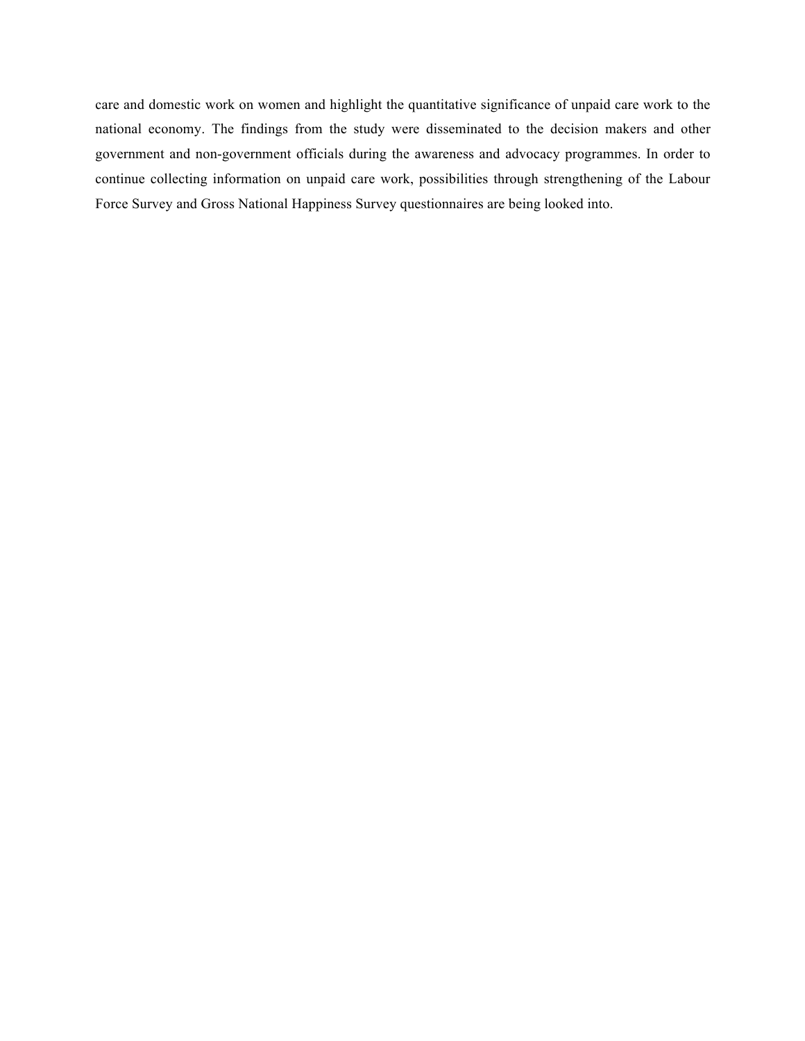care and domestic work on women and highlight the quantitative significance of unpaid care work to the national economy. The findings from the study were disseminated to the decision makers and other government and non-government officials during the awareness and advocacy programmes. In order to continue collecting information on unpaid care work, possibilities through strengthening of the Labour Force Survey and Gross National Happiness Survey questionnaires are being looked into.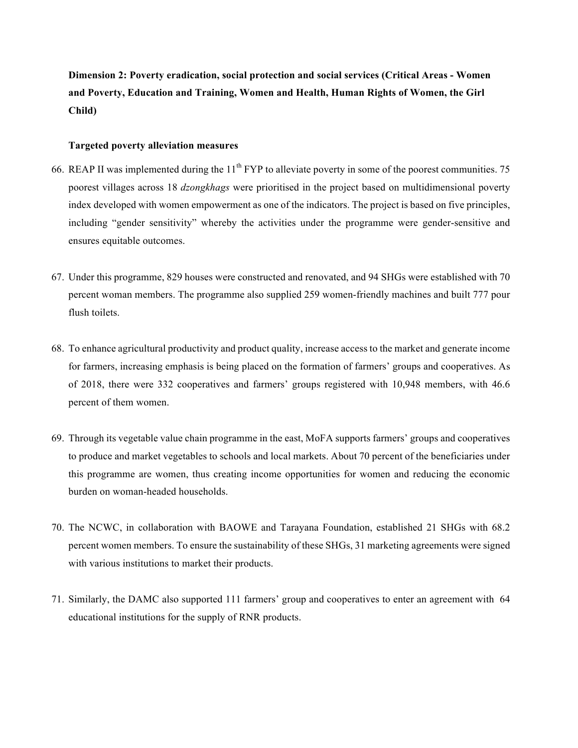**Dimension 2: Poverty eradication, social protection and social services (Critical Areas - Women and Poverty, Education and Training, Women and Health, Human Rights of Women, the Girl Child)**

**Targeted poverty alleviation measures**

66. REAP II was implemented during the 11th FYP to alleviate poverty in some of the poorest communities. 75 poorest villages across 18 *dzongkhags* were prioritised in the project based on multidimensional poverty index developed with women empowerment as one of the indicators. The project is based on five principles, including "gender sensitivity" whereby the activities under the programme were gender-sensitive and ensures equitable outcomes.

67. Under this programme, 829 houses were constructed and renovated, and 94 SHGs were established with 70 percent woman members. The programme also supplied 259 women-friendly machines and built 777 pour flush toilets.

68. To enhance agricultural productivity and product quality, increase access to the market and generate income for farmers, increasing emphasis is being placed on the formation of farmers' groups and cooperatives. As of 2018, there were 332 cooperatives and farmers' groups registered with 10,948 members, with 46.6 percent of them women.

69. Through its vegetable value chain programme in the east, MoFA supports farmers' groups and cooperatives to produce and market vegetables to schools and local markets. About 70 percent of the beneficiaries under this programme are women, thus creating income opportunities for women and reducing the economic burden on woman-headed households.

70. The NCWC, in collaboration with BAOWE and Tarayana Foundation, established 21 SHGs with 68.2 percent women members. To ensure the sustainability of these SHGs, 31 marketing agreements were signed with various institutions to market their products.

71. Similarly, the DAMC also supported 111 farmers' group and cooperatives to enter an agreement with 64 educational institutions for the supply of RNR products.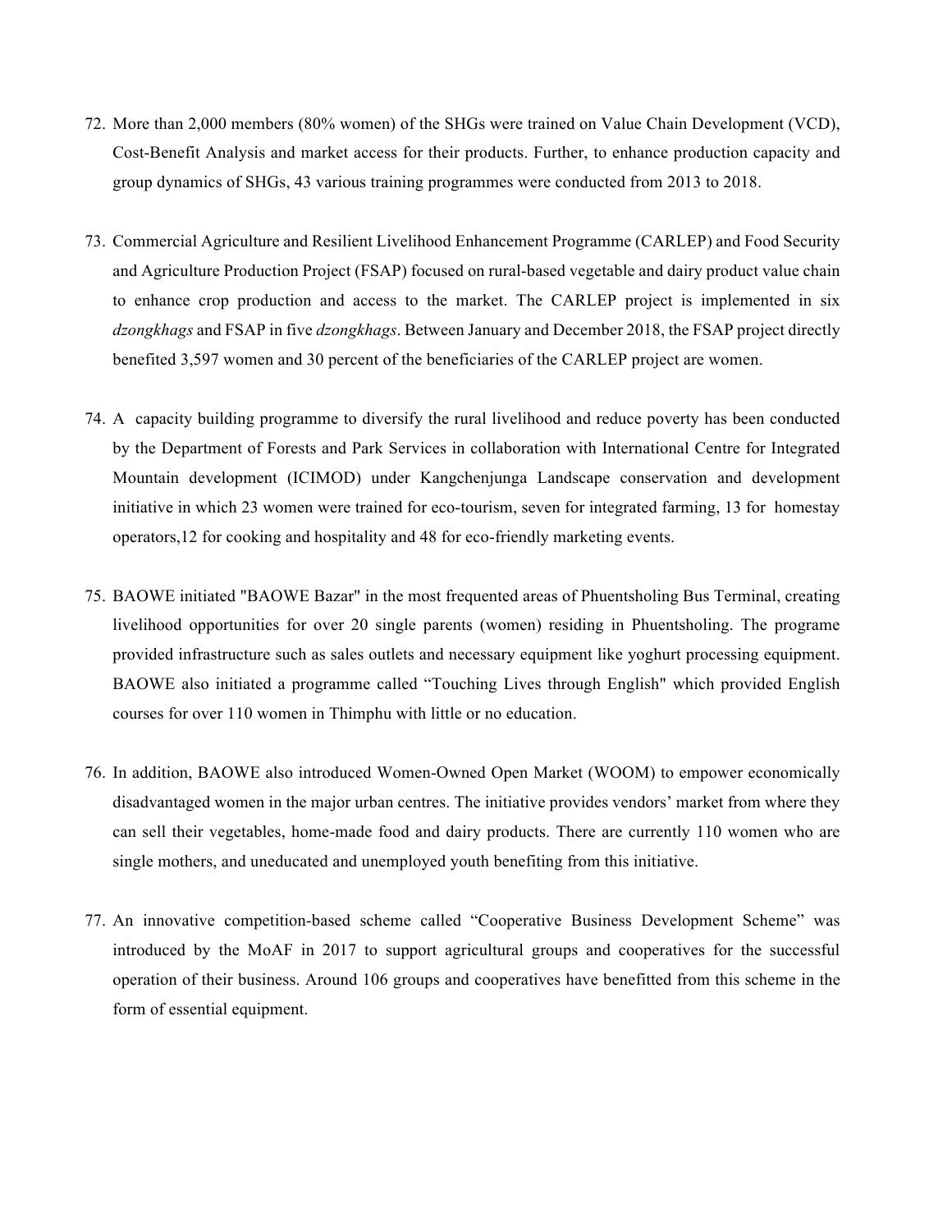72. More than 2,000 members (80% women) of the SHGs were trained on Value Chain Development (VCD), Cost-Benefit Analysis and market access for their products. Further, to enhance production capacity and group dynamics of SHGs, 43 various training programmes were conducted from 2013 to 2018.

73. Commercial Agriculture and Resilient Livelihood Enhancement Programme (CARLEP) and Food Security and Agriculture Production Project (FSAP) focused on rural-based vegetable and dairy product value chain to enhance crop production and access to the market. The CARLEP project is implemented in six *dzongkhags* and FSAP in five *dzongkhags*. Between January and December 2018, the FSAP project directly benefited 3,597 women and 30 percent of the beneficiaries of the CARLEP project are women.

74. A capacity building programme to diversify the rural livelihood and reduce poverty has been conducted by the Department of Forests and Park Services in collaboration with International Centre for Integrated Mountain development (ICIMOD) under Kangchenjunga Landscape conservation and development initiative in which 23 women were trained for eco-tourism, seven for integrated farming, 13 for homestay operators,12 for cooking and hospitality and 48 for eco-friendly marketing events.

75. BAOWE initiated "BAOWE Bazar" in the most frequented areas of Phuentsholing Bus Terminal, creating livelihood opportunities for over 20 single parents (women) residing in Phuentsholing. The programe provided infrastructure such as sales outlets and necessary equipment like yoghurt processing equipment. BAOWE also initiated a programme called "Touching Lives through English" which provided English courses for over 110 women in Thimphu with little or no education.

76. In addition, BAOWE also introduced Women-Owned Open Market (WOOM) to empower economically disadvantaged women in the major urban centres. The initiative provides vendors' market from where they can sell their vegetables, home-made food and dairy products. There are currently 110 women who are single mothers, and uneducated and unemployed youth benefiting from this initiative.

77. An innovative competition-based scheme called "Cooperative Business Development Scheme" was introduced by the MoAF in 2017 to support agricultural groups and cooperatives for the successful operation of their business. Around 106 groups and cooperatives have benefitted from this scheme in the form of essential equipment.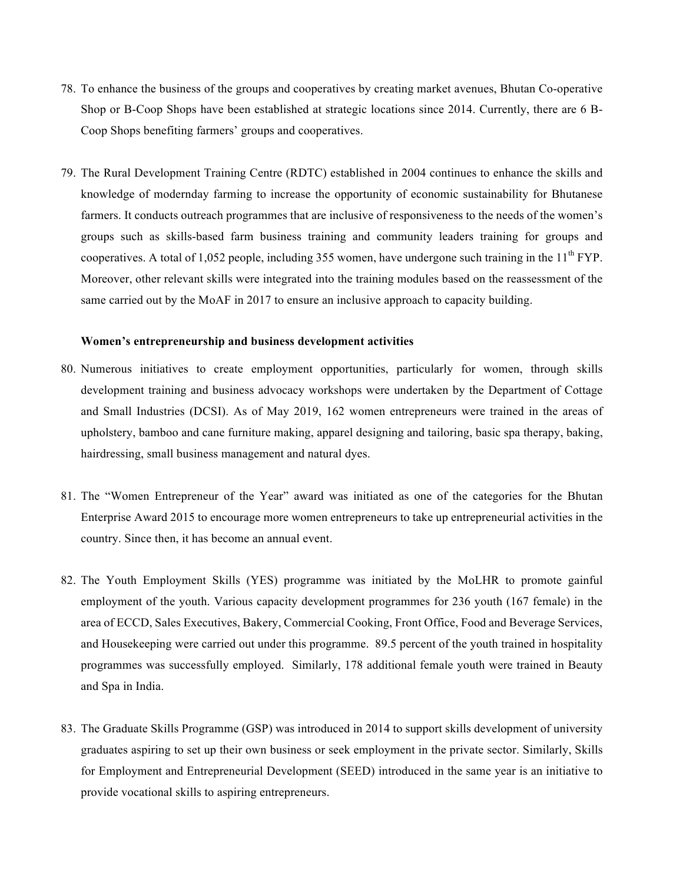78. To enhance the business of the groups and cooperatives by creating market avenues, Bhutan Co-operative Shop or B-Coop Shops have been established at strategic locations since 2014. Currently, there are 6 B-Coop Shops benefiting farmers' groups and cooperatives.

79. The Rural Development Training Centre (RDTC) established in 2004 continues to enhance the skills and knowledge of modernday farming to increase the opportunity of economic sustainability for Bhutanese farmers. It conducts outreach programmes that are inclusive of responsiveness to the needs of the women's groups such as skills-based farm business training and community leaders training for groups and cooperatives. A total of 1,052 people, including 355 women, have undergone such training in the 11th FYP. Moreover, other relevant skills were integrated into the training modules based on the reassessment of the same carried out by the MoAF in 2017 to ensure an inclusive approach to capacity building.

**Women's entrepreneurship and business development activities**

80. Numerous initiatives to create employment opportunities, particularly for women, through skills development training and business advocacy workshops were undertaken by the Department of Cottage and Small Industries (DCSI). As of May 2019, 162 women entrepreneurs were trained in the areas of upholstery, bamboo and cane furniture making, apparel designing and tailoring, basic spa therapy, baking, hairdressing, small business management and natural dyes.

81. The "Women Entrepreneur of the Year" award was initiated as one of the categories for the Bhutan Enterprise Award 2015 to encourage more women entrepreneurs to take up entrepreneurial activities in the country. Since then, it has become an annual event.

82. The Youth Employment Skills (YES) programme was initiated by the MoLHR to promote gainful employment of the youth. Various capacity development programmes for 236 youth (167 female) in the area of ECCD, Sales Executives, Bakery, Commercial Cooking, Front Office, Food and Beverage Services, and Housekeeping were carried out under this programme. 89.5 percent of the youth trained in hospitality programmes was successfully employed. Similarly, 178 additional female youth were trained in Beauty and Spa in India.

83. The Graduate Skills Programme (GSP) was introduced in 2014 to support skills development of university graduates aspiring to set up their own business or seek employment in the private sector. Similarly, Skills for Employment and Entrepreneurial Development (SEED) introduced in the same year is an initiative to provide vocational skills to aspiring entrepreneurs.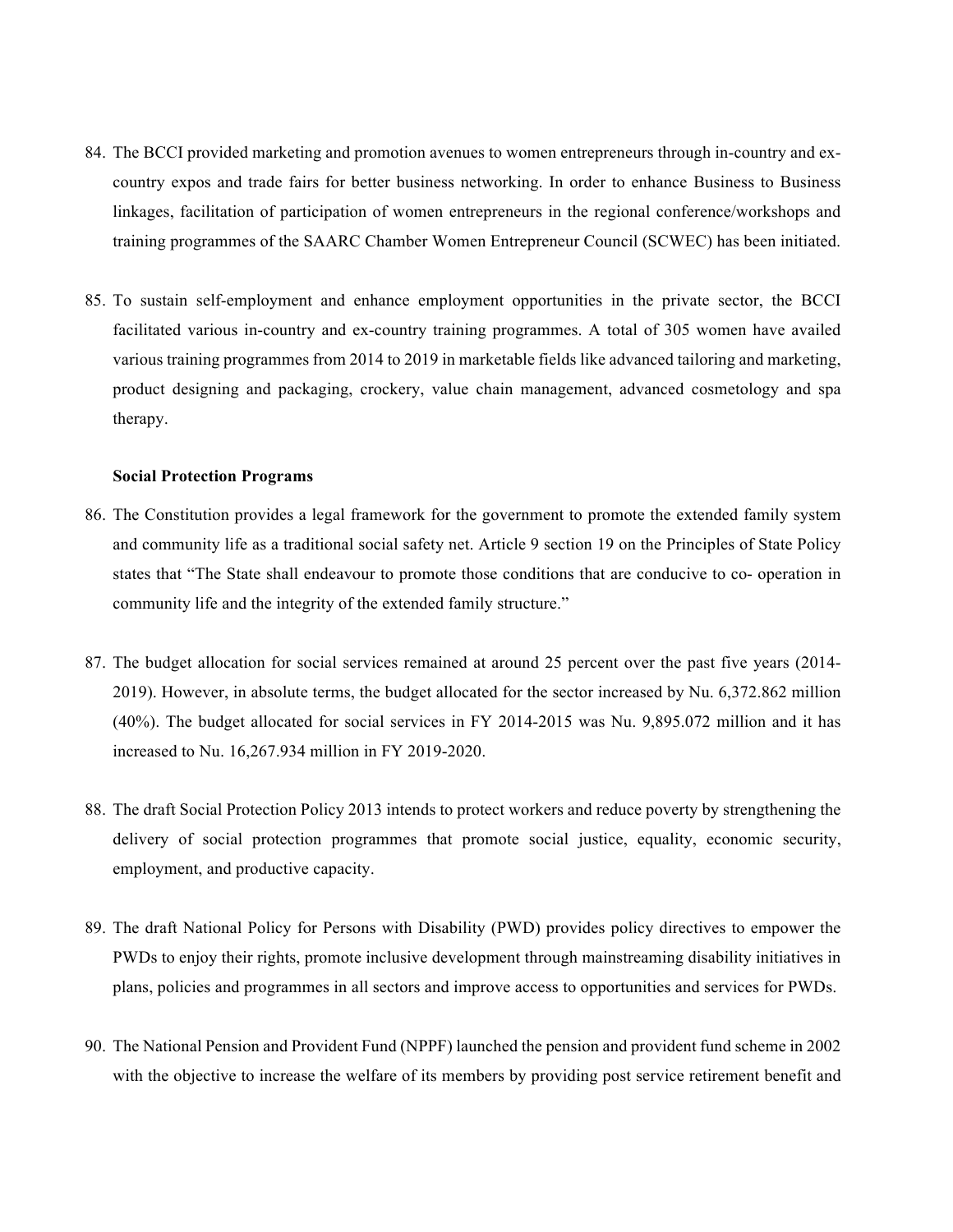84. The BCCI provided marketing and promotion avenues to women entrepreneurs through in-country and ex-country expos and trade fairs for better business networking. In order to enhance Business to Business linkages, facilitation of participation of women entrepreneurs in the regional conference/workshops and training programmes of the SAARC Chamber Women Entrepreneur Council (SCWEC) has been initiated.

85. To sustain self-employment and enhance employment opportunities in the private sector, the BCCI facilitated various in-country and ex-country training programmes. A total of 305 women have availed various training programmes from 2014 to 2019 in marketable fields like advanced tailoring and marketing, product designing and packaging, crockery, value chain management, advanced cosmetology and spa therapy.

**Social Protection Programs**

86. The Constitution provides a legal framework for the government to promote the extended family system and community life as a traditional social safety net. Article 9 section 19 on the Principles of State Policy states that "The State shall endeavour to promote those conditions that are conducive to co- operation in community life and the integrity of the extended family structure."

87. The budget allocation for social services remained at around 25 percent over the past five years (2014-2019). However, in absolute terms, the budget allocated for the sector increased by Nu. 6,372.862 million (40%). The budget allocated for social services in FY 2014-2015 was Nu. 9,895.072 million and it has increased to Nu. 16,267.934 million in FY 2019-2020.

88. The draft Social Protection Policy 2013 intends to protect workers and reduce poverty by strengthening the delivery of social protection programmes that promote social justice, equality, economic security, employment, and productive capacity.

89. The draft National Policy for Persons with Disability (PWD) provides policy directives to empower the PWDs to enjoy their rights, promote inclusive development through mainstreaming disability initiatives in plans, policies and programmes in all sectors and improve access to opportunities and services for PWDs.

90. The National Pension and Provident Fund (NPPF) launched the pension and provident fund scheme in 2002 with the objective to increase the welfare of its members by providing post service retirement benefit and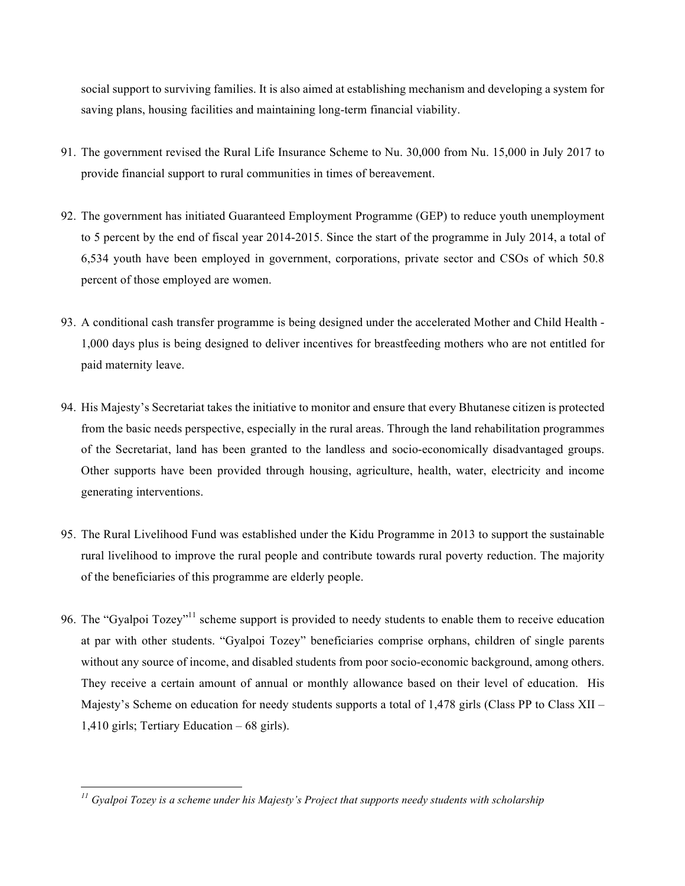social support to surviving families. It is also aimed at establishing mechanism and developing a system for saving plans, housing facilities and maintaining long-term financial viability.

91. The government revised the Rural Life Insurance Scheme to Nu. 30,000 from Nu. 15,000 in July 2017 to provide financial support to rural communities in times of bereavement.

92. The government has initiated Guaranteed Employment Programme (GEP) to reduce youth unemployment to 5 percent by the end of fiscal year 2014-2015. Since the start of the programme in July 2014, a total of 6,534 youth have been employed in government, corporations, private sector and CSOs of which 50.8 percent of those employed are women.

93. A conditional cash transfer programme is being designed under the accelerated Mother and Child Health - 1,000 days plus is being designed to deliver incentives for breastfeeding mothers who are not entitled for paid maternity leave.

94. His Majesty's Secretariat takes the initiative to monitor and ensure that every Bhutanese citizen is protected from the basic needs perspective, especially in the rural areas. Through the land rehabilitation programmes of the Secretariat, land has been granted to the landless and socio-economically disadvantaged groups. Other supports have been provided through housing, agriculture, health, water, electricity and income generating interventions.

95. The Rural Livelihood Fund was established under the Kidu Programme in 2013 to support the sustainable rural livelihood to improve the rural people and contribute towards rural poverty reduction. The majority of the beneficiaries of this programme are elderly people.

96. The "Gyalpoi Tozey"[11] scheme support is provided to needy students to enable them to receive education at par with other students. "Gyalpoi Tozey" beneficiaries comprise orphans, children of single parents without any source of income, and disabled students from poor socio-economic background, among others. They receive a certain amount of annual or monthly allowance based on their level of education. His Majesty's Scheme on education for needy students supports a total of 1,478 girls (Class PP to Class XII – 1,410 girls; Tertiary Education – 68 girls).

---

[11] *Gyalpoi Tozey is a scheme under his Majesty's Project that supports needy students with scholarship*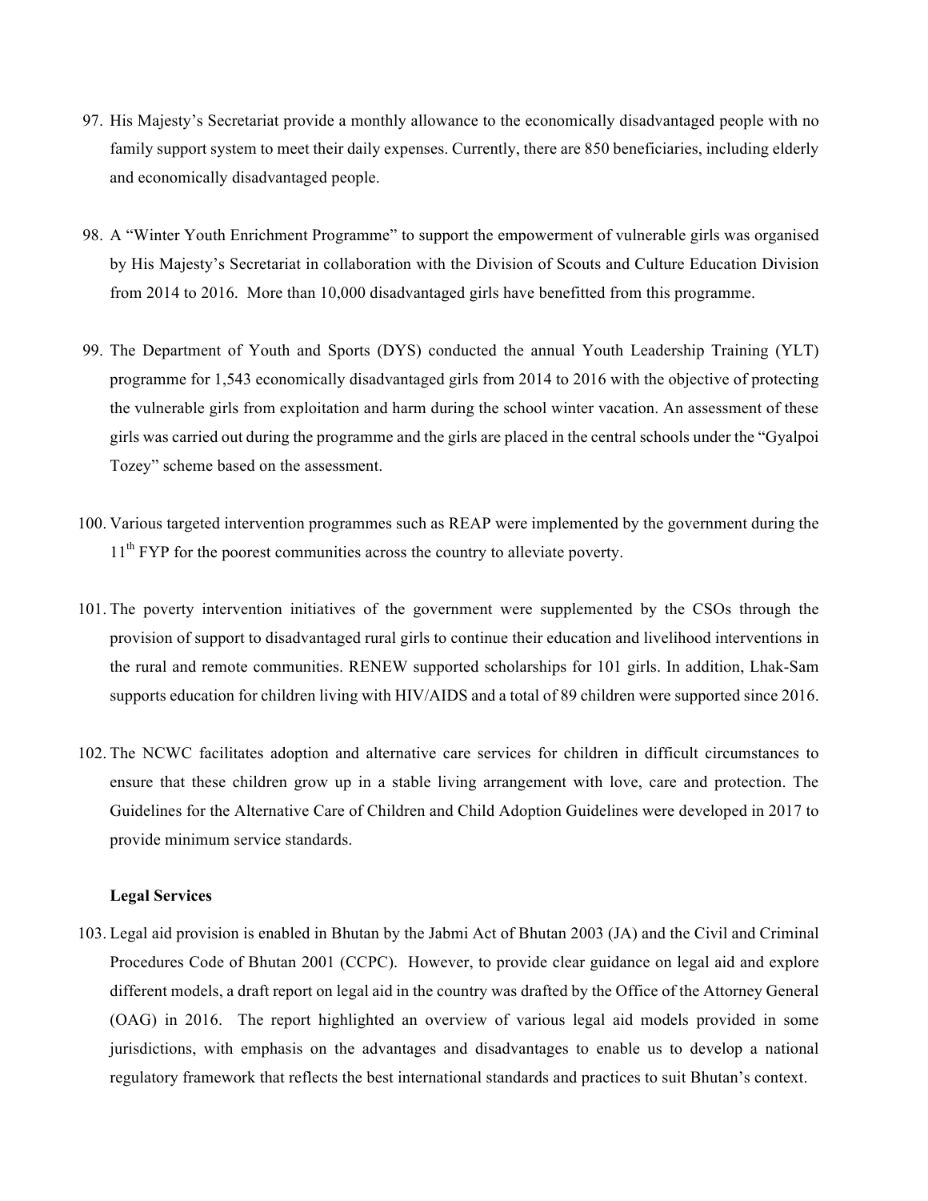97. His Majesty's Secretariat provide a monthly allowance to the economically disadvantaged people with no family support system to meet their daily expenses. Currently, there are 850 beneficiaries, including elderly and economically disadvantaged people.

98. A "Winter Youth Enrichment Programme" to support the empowerment of vulnerable girls was organised by His Majesty's Secretariat in collaboration with the Division of Scouts and Culture Education Division from 2014 to 2016. More than 10,000 disadvantaged girls have benefitted from this programme.

99. The Department of Youth and Sports (DYS) conducted the annual Youth Leadership Training (YLT) programme for 1,543 economically disadvantaged girls from 2014 to 2016 with the objective of protecting the vulnerable girls from exploitation and harm during the school winter vacation. An assessment of these girls was carried out during the programme and the girls are placed in the central schools under the "Gyalpoi Tozey" scheme based on the assessment.

100. Various targeted intervention programmes such as REAP were implemented by the government during the 11th FYP for the poorest communities across the country to alleviate poverty.

101. The poverty intervention initiatives of the government were supplemented by the CSOs through the provision of support to disadvantaged rural girls to continue their education and livelihood interventions in the rural and remote communities. RENEW supported scholarships for 101 girls. In addition, Lhak-Sam supports education for children living with HIV/AIDS and a total of 89 children were supported since 2016.

102. The NCWC facilitates adoption and alternative care services for children in difficult circumstances to ensure that these children grow up in a stable living arrangement with love, care and protection. The Guidelines for the Alternative Care of Children and Child Adoption Guidelines were developed in 2017 to provide minimum service standards.

**Legal Services**

103. Legal aid provision is enabled in Bhutan by the Jabmi Act of Bhutan 2003 (JA) and the Civil and Criminal Procedures Code of Bhutan 2001 (CCPC). However, to provide clear guidance on legal aid and explore different models, a draft report on legal aid in the country was drafted by the Office of the Attorney General (OAG) in 2016. The report highlighted an overview of various legal aid models provided in some jurisdictions, with emphasis on the advantages and disadvantages to enable us to develop a national regulatory framework that reflects the best international standards and practices to suit Bhutan's context.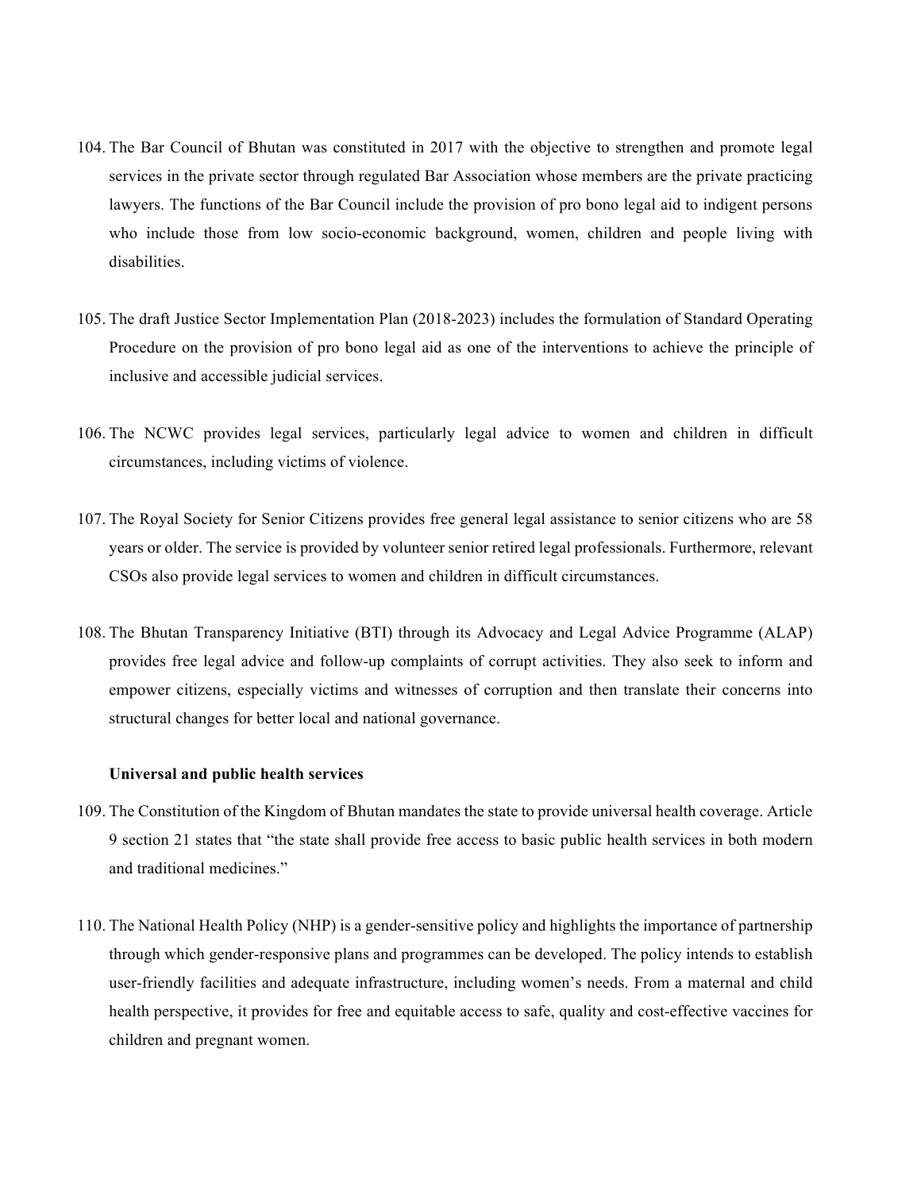104. The Bar Council of Bhutan was constituted in 2017 with the objective to strengthen and promote legal services in the private sector through regulated Bar Association whose members are the private practicing lawyers. The functions of the Bar Council include the provision of pro bono legal aid to indigent persons who include those from low socio-economic background, women, children and people living with disabilities.

105. The draft Justice Sector Implementation Plan (2018-2023) includes the formulation of Standard Operating Procedure on the provision of pro bono legal aid as one of the interventions to achieve the principle of inclusive and accessible judicial services.

106. The NCWC provides legal services, particularly legal advice to women and children in difficult circumstances, including victims of violence.

107. The Royal Society for Senior Citizens provides free general legal assistance to senior citizens who are 58 years or older. The service is provided by volunteer senior retired legal professionals. Furthermore, relevant CSOs also provide legal services to women and children in difficult circumstances.

108. The Bhutan Transparency Initiative (BTI) through its Advocacy and Legal Advice Programme (ALAP) provides free legal advice and follow-up complaints of corrupt activities. They also seek to inform and empower citizens, especially victims and witnesses of corruption and then translate their concerns into structural changes for better local and national governance.

**Universal and public health services**

109. The Constitution of the Kingdom of Bhutan mandates the state to provide universal health coverage. Article 9 section 21 states that "the state shall provide free access to basic public health services in both modern and traditional medicines."

110. The National Health Policy (NHP) is a gender-sensitive policy and highlights the importance of partnership through which gender-responsive plans and programmes can be developed. The policy intends to establish user-friendly facilities and adequate infrastructure, including women's needs. From a maternal and child health perspective, it provides for free and equitable access to safe, quality and cost-effective vaccines for children and pregnant women.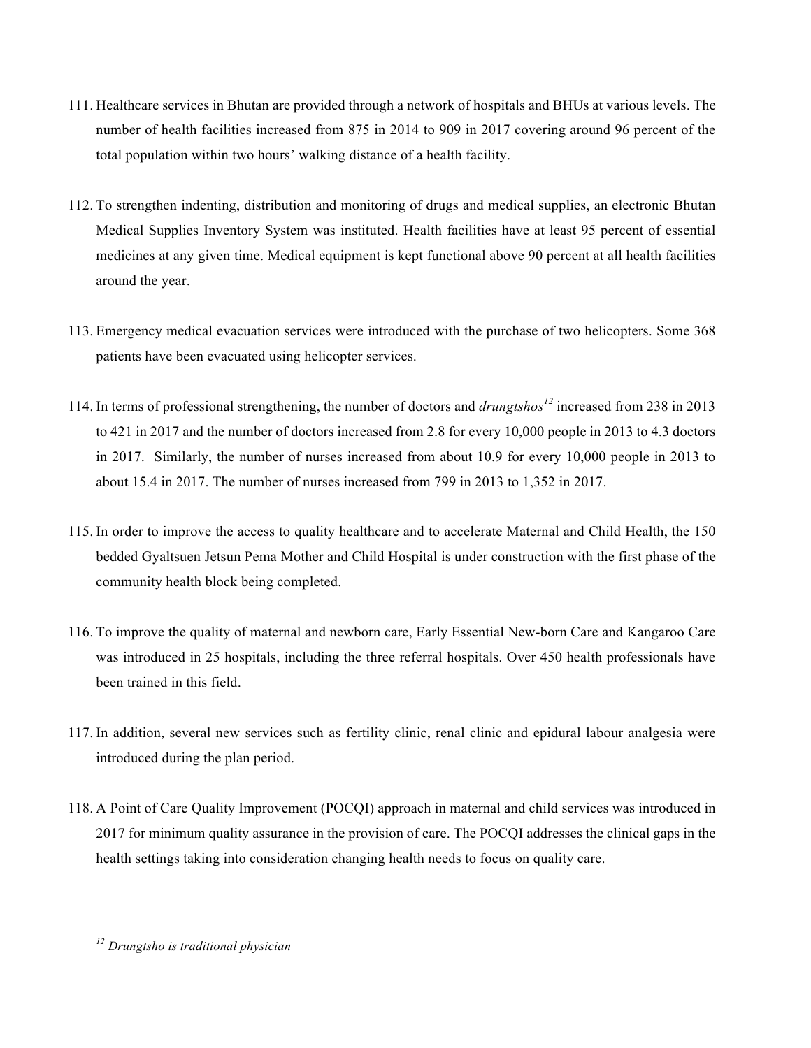111. Healthcare services in Bhutan are provided through a network of hospitals and BHUs at various levels. The number of health facilities increased from 875 in 2014 to 909 in 2017 covering around 96 percent of the total population within two hours' walking distance of a health facility.

112. To strengthen indenting, distribution and monitoring of drugs and medical supplies, an electronic Bhutan Medical Supplies Inventory System was instituted. Health facilities have at least 95 percent of essential medicines at any given time. Medical equipment is kept functional above 90 percent at all health facilities around the year.

113. Emergency medical evacuation services were introduced with the purchase of two helicopters. Some 368 patients have been evacuated using helicopter services.

114. In terms of professional strengthening, the number of doctors and *drungtshos*[12] increased from 238 in 2013 to 421 in 2017 and the number of doctors increased from 2.8 for every 10,000 people in 2013 to 4.3 doctors in 2017. Similarly, the number of nurses increased from about 10.9 for every 10,000 people in 2013 to about 15.4 in 2017. The number of nurses increased from 799 in 2013 to 1,352 in 2017.

115. In order to improve the access to quality healthcare and to accelerate Maternal and Child Health, the 150 bedded Gyaltsuen Jetsun Pema Mother and Child Hospital is under construction with the first phase of the community health block being completed.

116. To improve the quality of maternal and newborn care, Early Essential New-born Care and Kangaroo Care was introduced in 25 hospitals, including the three referral hospitals. Over 450 health professionals have been trained in this field.

117. In addition, several new services such as fertility clinic, renal clinic and epidural labour analgesia were introduced during the plan period.

118. A Point of Care Quality Improvement (POCQI) approach in maternal and child services was introduced in 2017 for minimum quality assurance in the provision of care. The POCQI addresses the clinical gaps in the health settings taking into consideration changing health needs to focus on quality care.

---

[12] *Drungtsho is traditional physician*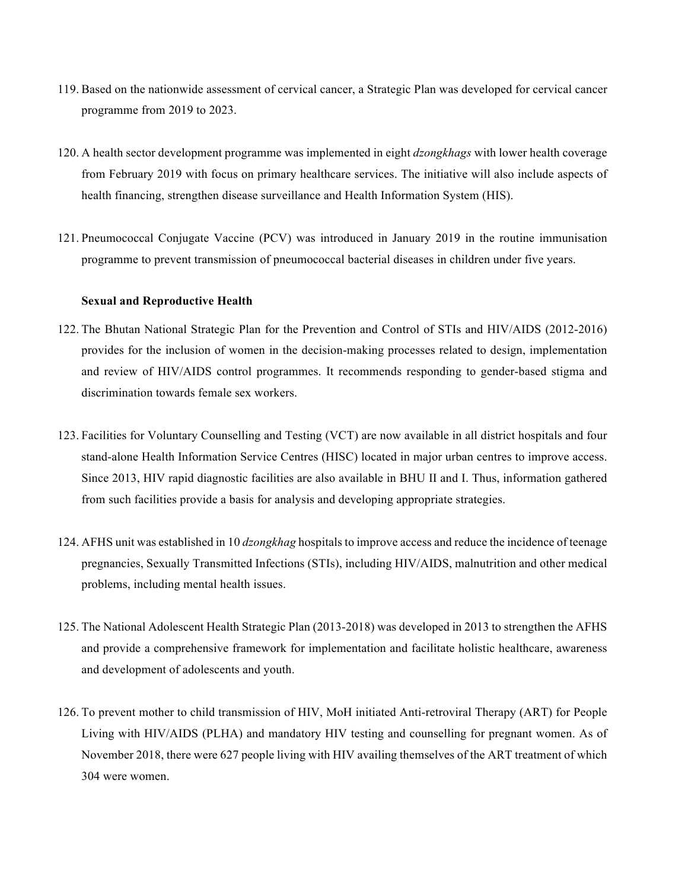119. Based on the nationwide assessment of cervical cancer, a Strategic Plan was developed for cervical cancer programme from 2019 to 2023.

120. A health sector development programme was implemented in eight *dzongkhags* with lower health coverage from February 2019 with focus on primary healthcare services. The initiative will also include aspects of health financing, strengthen disease surveillance and Health Information System (HIS).

121. Pneumococcal Conjugate Vaccine (PCV) was introduced in January 2019 in the routine immunisation programme to prevent transmission of pneumococcal bacterial diseases in children under five years.

**Sexual and Reproductive Health**

122. The Bhutan National Strategic Plan for the Prevention and Control of STIs and HIV/AIDS (2012-2016) provides for the inclusion of women in the decision-making processes related to design, implementation and review of HIV/AIDS control programmes. It recommends responding to gender-based stigma and discrimination towards female sex workers.

123. Facilities for Voluntary Counselling and Testing (VCT) are now available in all district hospitals and four stand-alone Health Information Service Centres (HISC) located in major urban centres to improve access. Since 2013, HIV rapid diagnostic facilities are also available in BHU II and I. Thus, information gathered from such facilities provide a basis for analysis and developing appropriate strategies.

124. AFHS unit was established in 10 *dzongkhag* hospitals to improve access and reduce the incidence of teenage pregnancies, Sexually Transmitted Infections (STIs), including HIV/AIDS, malnutrition and other medical problems, including mental health issues.

125. The National Adolescent Health Strategic Plan (2013-2018) was developed in 2013 to strengthen the AFHS and provide a comprehensive framework for implementation and facilitate holistic healthcare, awareness and development of adolescents and youth.

126. To prevent mother to child transmission of HIV, MoH initiated Anti-retroviral Therapy (ART) for People Living with HIV/AIDS (PLHA) and mandatory HIV testing and counselling for pregnant women. As of November 2018, there were 627 people living with HIV availing themselves of the ART treatment of which 304 were women.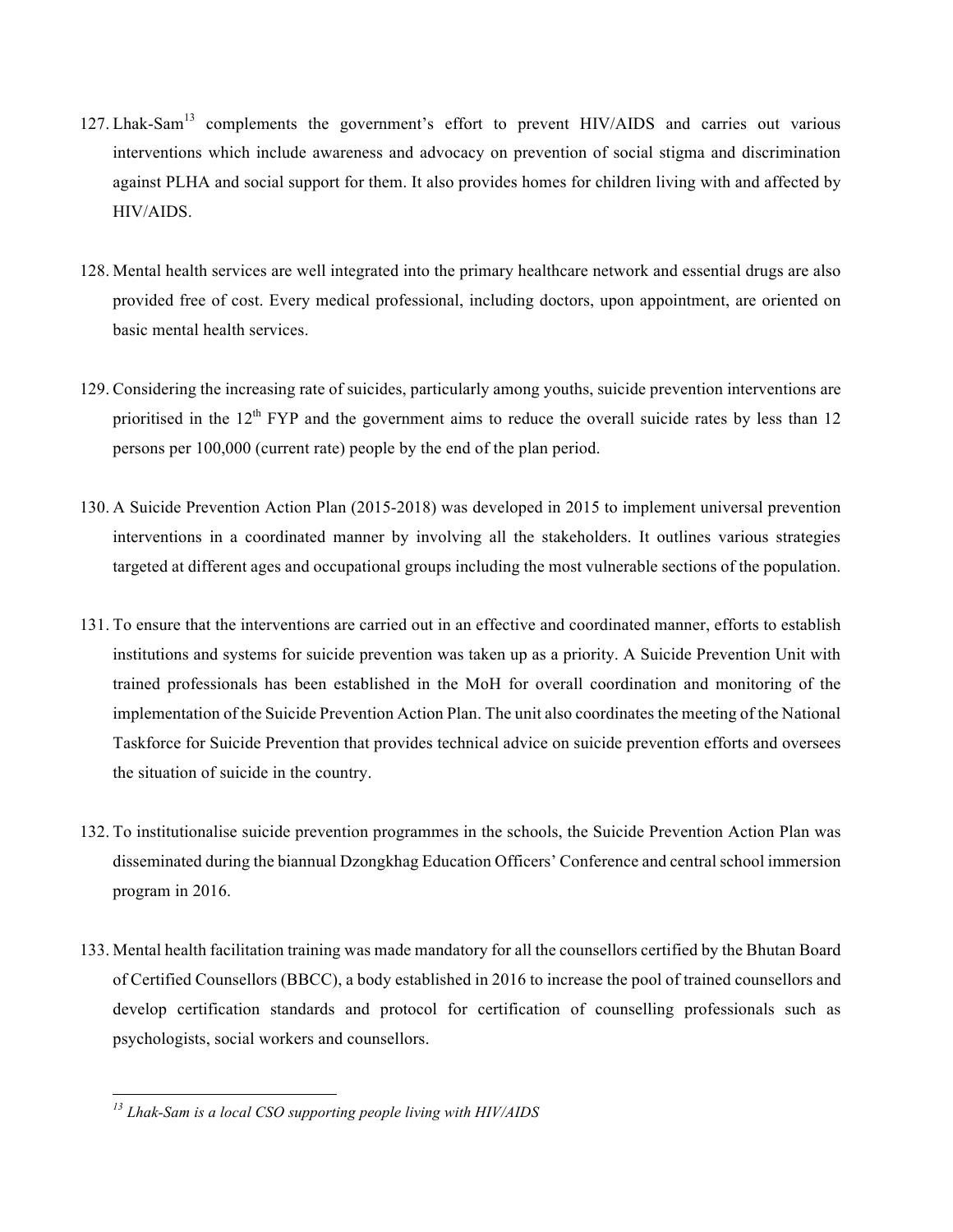127. Lhak-Sam[13] complements the government's effort to prevent HIV/AIDS and carries out various interventions which include awareness and advocacy on prevention of social stigma and discrimination against PLHA and social support for them. It also provides homes for children living with and affected by HIV/AIDS.

128. Mental health services are well integrated into the primary healthcare network and essential drugs are also provided free of cost. Every medical professional, including doctors, upon appointment, are oriented on basic mental health services.

129. Considering the increasing rate of suicides, particularly among youths, suicide prevention interventions are prioritised in the 12th FYP and the government aims to reduce the overall suicide rates by less than 12 persons per 100,000 (current rate) people by the end of the plan period.

130. A Suicide Prevention Action Plan (2015-2018) was developed in 2015 to implement universal prevention interventions in a coordinated manner by involving all the stakeholders. It outlines various strategies targeted at different ages and occupational groups including the most vulnerable sections of the population.

131. To ensure that the interventions are carried out in an effective and coordinated manner, efforts to establish institutions and systems for suicide prevention was taken up as a priority. A Suicide Prevention Unit with trained professionals has been established in the MoH for overall coordination and monitoring of the implementation of the Suicide Prevention Action Plan. The unit also coordinates the meeting of the National Taskforce for Suicide Prevention that provides technical advice on suicide prevention efforts and oversees the situation of suicide in the country.

132. To institutionalise suicide prevention programmes in the schools, the Suicide Prevention Action Plan was disseminated during the biannual Dzongkhag Education Officers' Conference and central school immersion program in 2016.

133. Mental health facilitation training was made mandatory for all the counsellors certified by the Bhutan Board of Certified Counsellors (BBCC), a body established in 2016 to increase the pool of trained counsellors and develop certification standards and protocol for certification of counselling professionals such as psychologists, social workers and counsellors.

---

[13] *Lhak-Sam is a local CSO supporting people living with HIV/AIDS*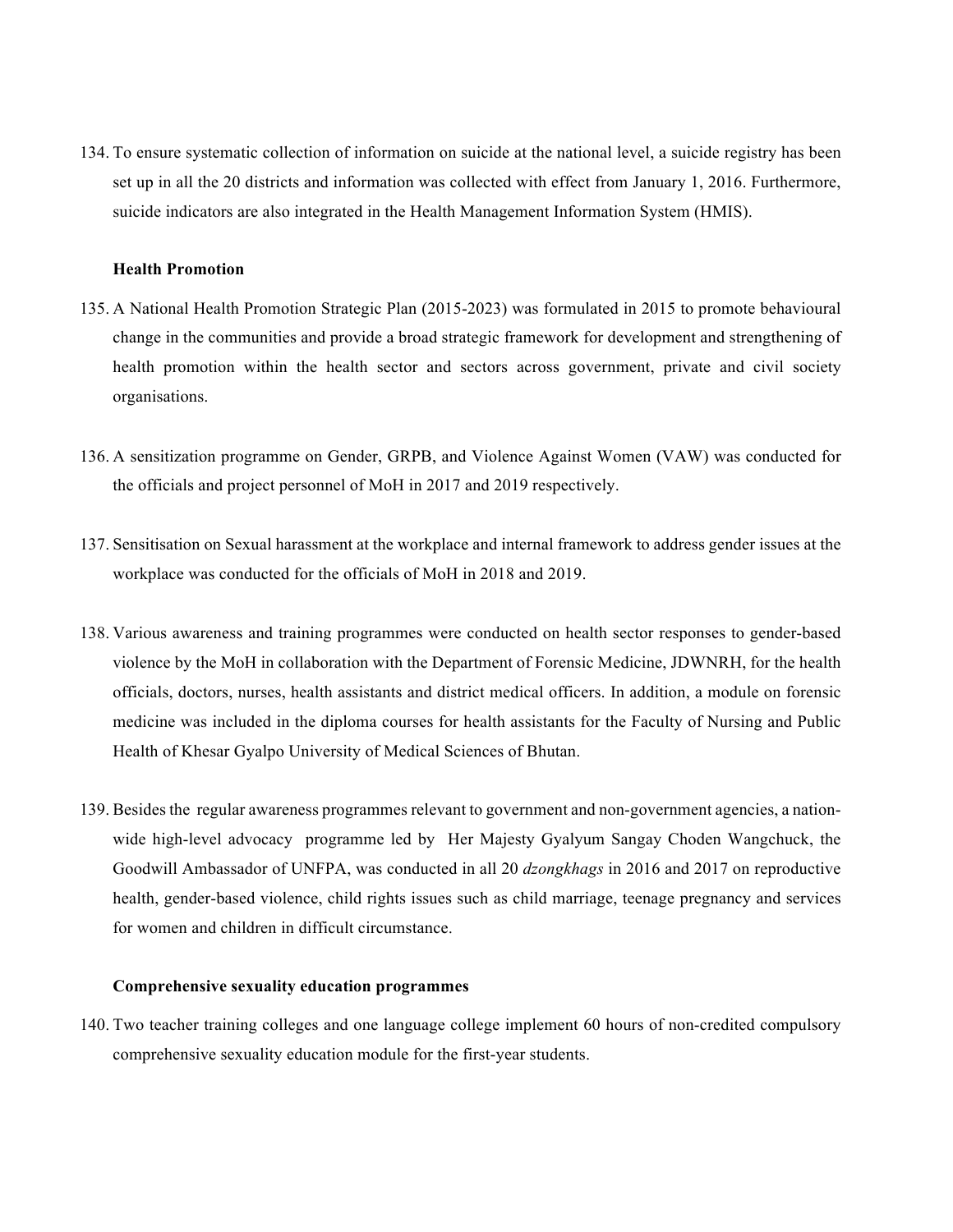134. To ensure systematic collection of information on suicide at the national level, a suicide registry has been set up in all the 20 districts and information was collected with effect from January 1, 2016. Furthermore, suicide indicators are also integrated in the Health Management Information System (HMIS).

**Health Promotion**

135. A National Health Promotion Strategic Plan (2015-2023) was formulated in 2015 to promote behavioural change in the communities and provide a broad strategic framework for development and strengthening of health promotion within the health sector and sectors across government, private and civil society organisations.

136. A sensitization programme on Gender, GRPB, and Violence Against Women (VAW) was conducted for the officials and project personnel of MoH in 2017 and 2019 respectively.

137. Sensitisation on Sexual harassment at the workplace and internal framework to address gender issues at the workplace was conducted for the officials of MoH in 2018 and 2019.

138. Various awareness and training programmes were conducted on health sector responses to gender-based violence by the MoH in collaboration with the Department of Forensic Medicine, JDWNRH, for the health officials, doctors, nurses, health assistants and district medical officers. In addition, a module on forensic medicine was included in the diploma courses for health assistants for the Faculty of Nursing and Public Health of Khesar Gyalpo University of Medical Sciences of Bhutan.

139. Besides the regular awareness programmes relevant to government and non-government agencies, a nation-wide high-level advocacy programme led by Her Majesty Gyalyum Sangay Choden Wangchuck, the Goodwill Ambassador of UNFPA, was conducted in all 20 *dzongkhags* in 2016 and 2017 on reproductive health, gender-based violence, child rights issues such as child marriage, teenage pregnancy and services for women and children in difficult circumstance.

**Comprehensive sexuality education programmes**

140. Two teacher training colleges and one language college implement 60 hours of non-credited compulsory comprehensive sexuality education module for the first-year students.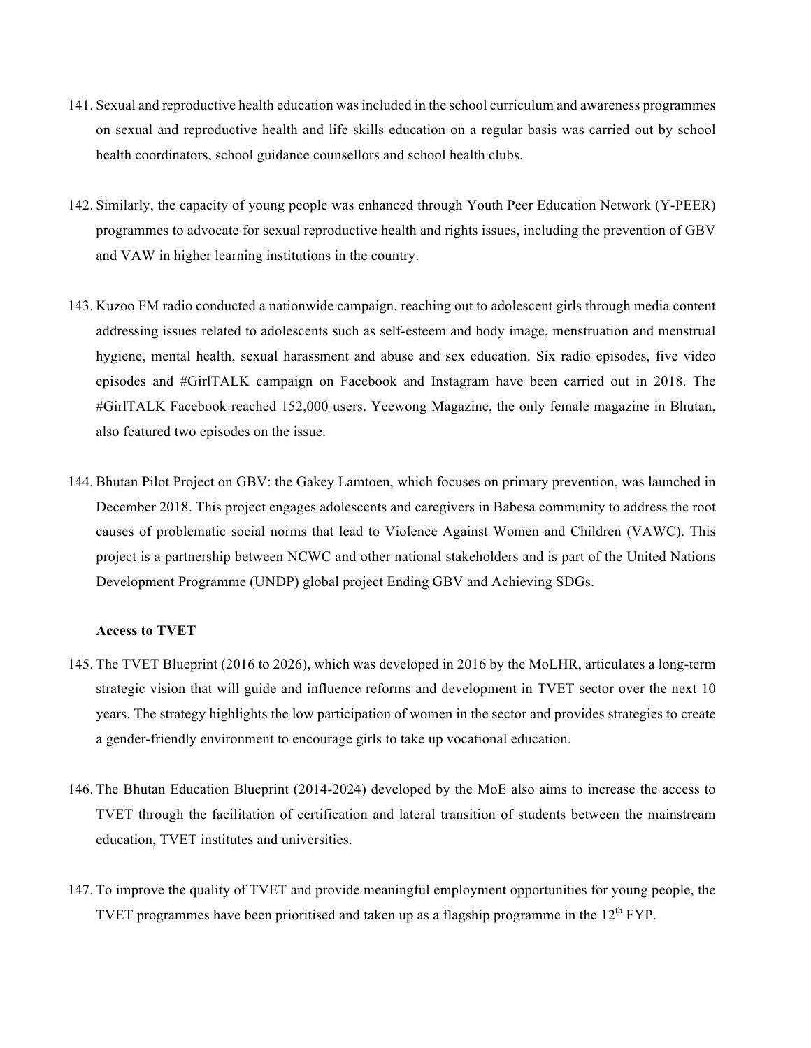141. Sexual and reproductive health education was included in the school curriculum and awareness programmes on sexual and reproductive health and life skills education on a regular basis was carried out by school health coordinators, school guidance counsellors and school health clubs.

142. Similarly, the capacity of young people was enhanced through Youth Peer Education Network (Y-PEER) programmes to advocate for sexual reproductive health and rights issues, including the prevention of GBV and VAW in higher learning institutions in the country.

143. Kuzoo FM radio conducted a nationwide campaign, reaching out to adolescent girls through media content addressing issues related to adolescents such as self-esteem and body image, menstruation and menstrual hygiene, mental health, sexual harassment and abuse and sex education. Six radio episodes, five video episodes and #GirlTALK campaign on Facebook and Instagram have been carried out in 2018. The #GirlTALK Facebook reached 152,000 users. Yeewong Magazine, the only female magazine in Bhutan, also featured two episodes on the issue.

144. Bhutan Pilot Project on GBV: the Gakey Lamtoen, which focuses on primary prevention, was launched in December 2018. This project engages adolescents and caregivers in Babesa community to address the root causes of problematic social norms that lead to Violence Against Women and Children (VAWC). This project is a partnership between NCWC and other national stakeholders and is part of the United Nations Development Programme (UNDP) global project Ending GBV and Achieving SDGs.

**Access to TVET**

145. The TVET Blueprint (2016 to 2026), which was developed in 2016 by the MoLHR, articulates a long-term strategic vision that will guide and influence reforms and development in TVET sector over the next 10 years. The strategy highlights the low participation of women in the sector and provides strategies to create a gender-friendly environment to encourage girls to take up vocational education.

146. The Bhutan Education Blueprint (2014-2024) developed by the MoE also aims to increase the access to TVET through the facilitation of certification and lateral transition of students between the mainstream education, TVET institutes and universities.

147. To improve the quality of TVET and provide meaningful employment opportunities for young people, the TVET programmes have been prioritised and taken up as a flagship programme in the 12th FYP.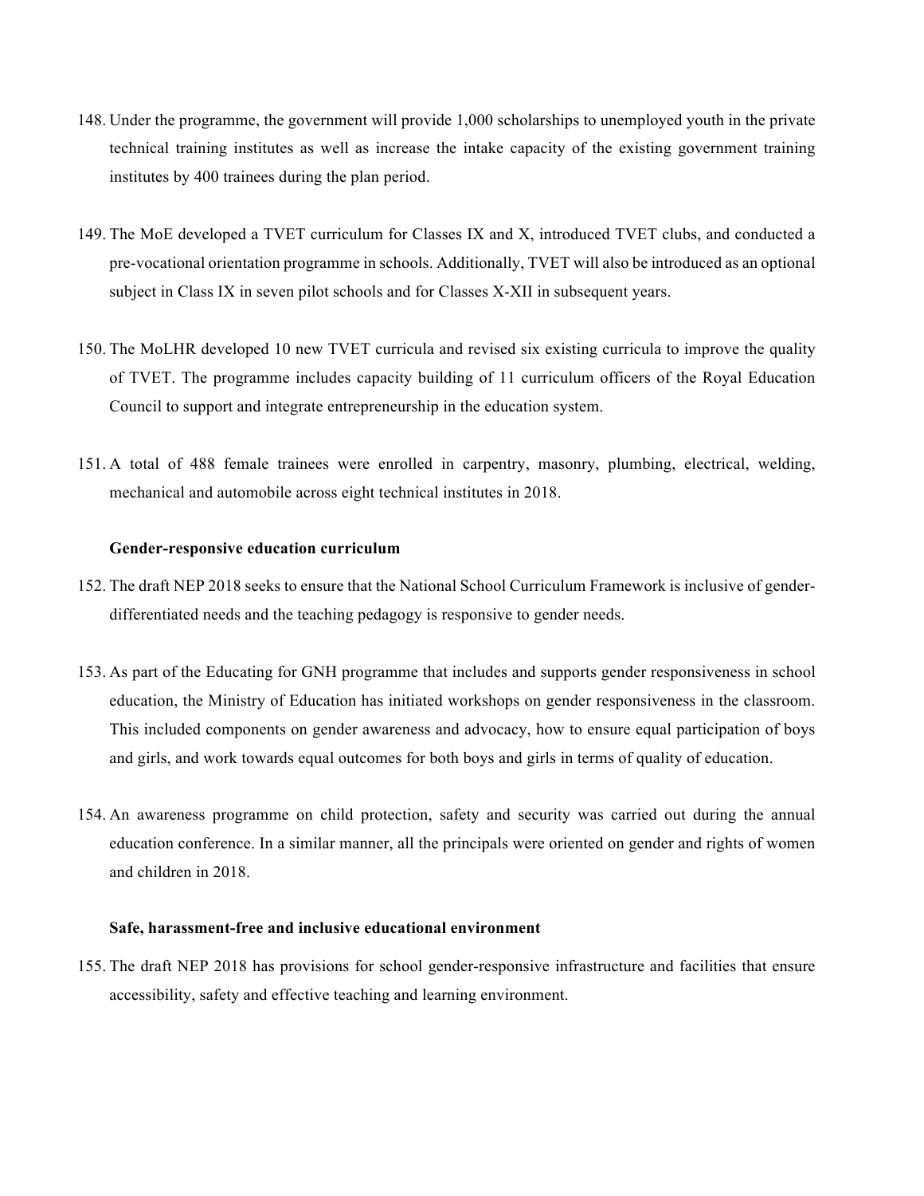148. Under the programme, the government will provide 1,000 scholarships to unemployed youth in the private technical training institutes as well as increase the intake capacity of the existing government training institutes by 400 trainees during the plan period.

149. The MoE developed a TVET curriculum for Classes IX and X, introduced TVET clubs, and conducted a pre-vocational orientation programme in schools. Additionally, TVET will also be introduced as an optional subject in Class IX in seven pilot schools and for Classes X-XII in subsequent years.

150. The MoLHR developed 10 new TVET curricula and revised six existing curricula to improve the quality of TVET. The programme includes capacity building of 11 curriculum officers of the Royal Education Council to support and integrate entrepreneurship in the education system.

151. A total of 488 female trainees were enrolled in carpentry, masonry, plumbing, electrical, welding, mechanical and automobile across eight technical institutes in 2018.

**Gender-responsive education curriculum**

152. The draft NEP 2018 seeks to ensure that the National School Curriculum Framework is inclusive of gender-differentiated needs and the teaching pedagogy is responsive to gender needs.

153. As part of the Educating for GNH programme that includes and supports gender responsiveness in school education, the Ministry of Education has initiated workshops on gender responsiveness in the classroom. This included components on gender awareness and advocacy, how to ensure equal participation of boys and girls, and work towards equal outcomes for both boys and girls in terms of quality of education.

154. An awareness programme on child protection, safety and security was carried out during the annual education conference. In a similar manner, all the principals were oriented on gender and rights of women and children in 2018.

**Safe, harassment-free and inclusive educational environment**

155. The draft NEP 2018 has provisions for school gender-responsive infrastructure and facilities that ensure accessibility, safety and effective teaching and learning environment.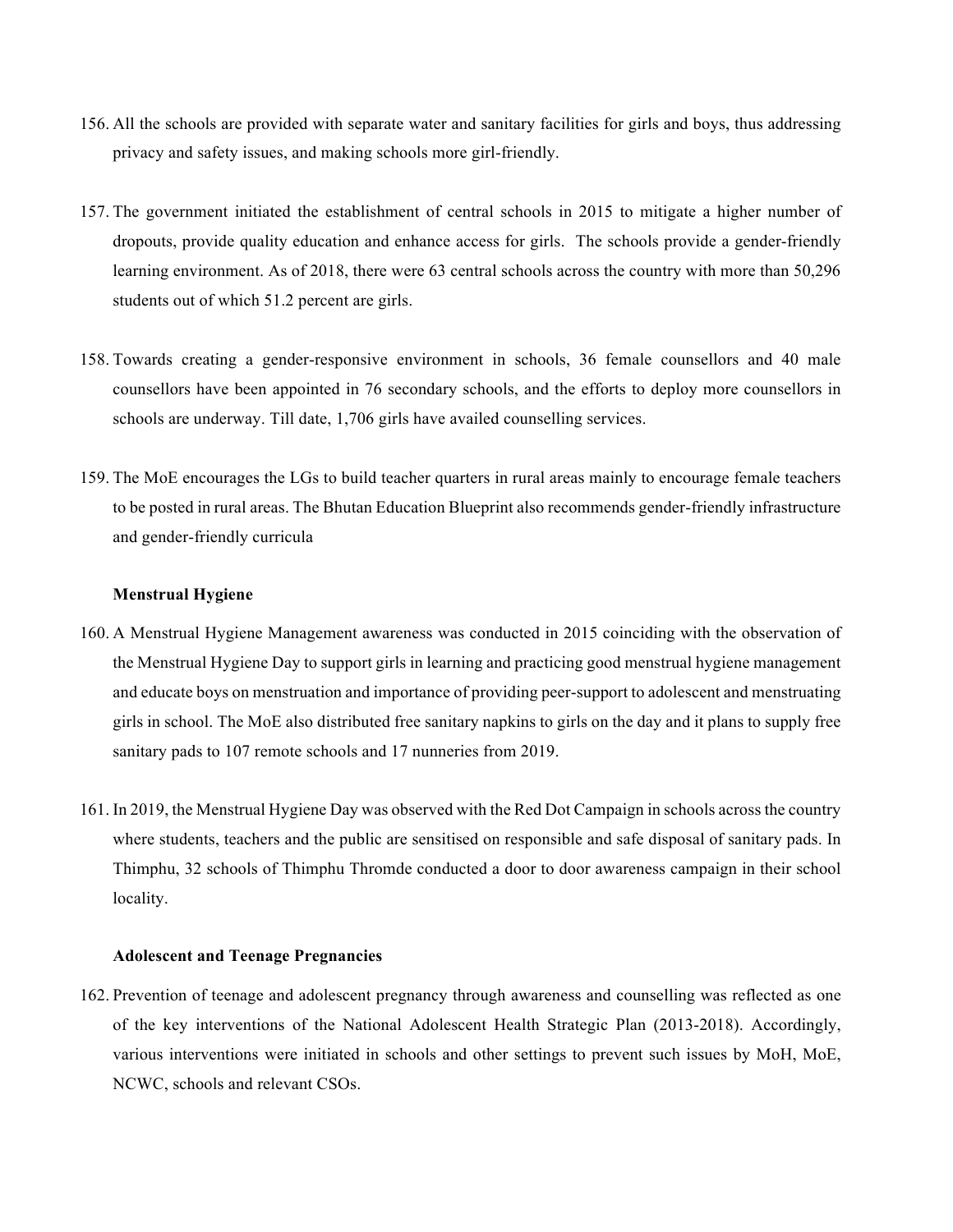156. All the schools are provided with separate water and sanitary facilities for girls and boys, thus addressing privacy and safety issues, and making schools more girl-friendly.

157. The government initiated the establishment of central schools in 2015 to mitigate a higher number of dropouts, provide quality education and enhance access for girls. The schools provide a gender-friendly learning environment. As of 2018, there were 63 central schools across the country with more than 50,296 students out of which 51.2 percent are girls.

158. Towards creating a gender-responsive environment in schools, 36 female counsellors and 40 male counsellors have been appointed in 76 secondary schools, and the efforts to deploy more counsellors in schools are underway. Till date, 1,706 girls have availed counselling services.

159. The MoE encourages the LGs to build teacher quarters in rural areas mainly to encourage female teachers to be posted in rural areas. The Bhutan Education Blueprint also recommends gender-friendly infrastructure and gender-friendly curricula

**Menstrual Hygiene**

160. A Menstrual Hygiene Management awareness was conducted in 2015 coinciding with the observation of the Menstrual Hygiene Day to support girls in learning and practicing good menstrual hygiene management and educate boys on menstruation and importance of providing peer-support to adolescent and menstruating girls in school. The MoE also distributed free sanitary napkins to girls on the day and it plans to supply free sanitary pads to 107 remote schools and 17 nunneries from 2019.

161. In 2019, the Menstrual Hygiene Day was observed with the Red Dot Campaign in schools across the country where students, teachers and the public are sensitised on responsible and safe disposal of sanitary pads. In Thimphu, 32 schools of Thimphu Thromde conducted a door to door awareness campaign in their school locality.

**Adolescent and Teenage Pregnancies**

162. Prevention of teenage and adolescent pregnancy through awareness and counselling was reflected as one of the key interventions of the National Adolescent Health Strategic Plan (2013-2018). Accordingly, various interventions were initiated in schools and other settings to prevent such issues by MoH, MoE, NCWC, schools and relevant CSOs.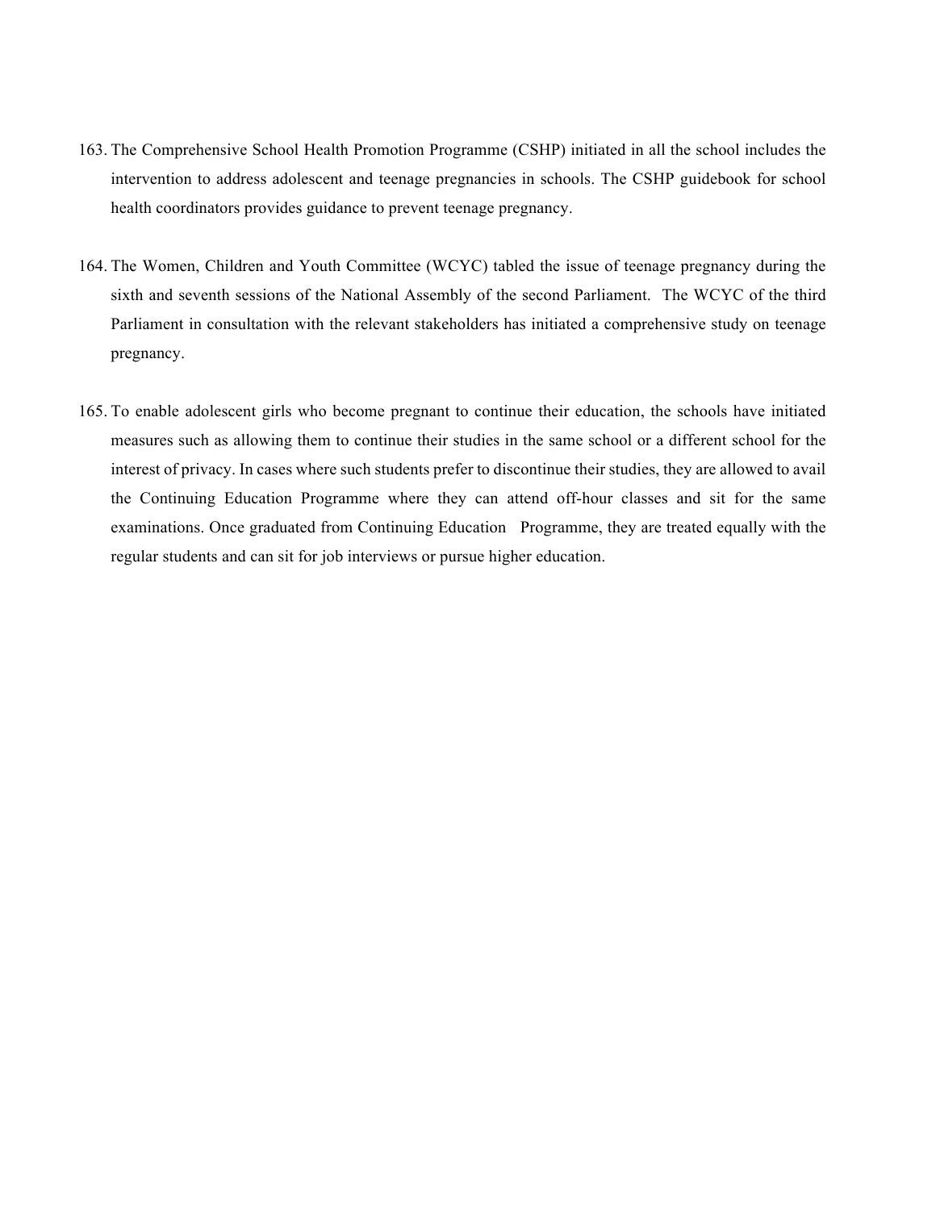163. The Comprehensive School Health Promotion Programme (CSHP) initiated in all the school includes the intervention to address adolescent and teenage pregnancies in schools. The CSHP guidebook for school health coordinators provides guidance to prevent teenage pregnancy.

164. The Women, Children and Youth Committee (WCYC) tabled the issue of teenage pregnancy during the sixth and seventh sessions of the National Assembly of the second Parliament. The WCYC of the third Parliament in consultation with the relevant stakeholders has initiated a comprehensive study on teenage pregnancy.

165. To enable adolescent girls who become pregnant to continue their education, the schools have initiated measures such as allowing them to continue their studies in the same school or a different school for the interest of privacy. In cases where such students prefer to discontinue their studies, they are allowed to avail the Continuing Education Programme where they can attend off-hour classes and sit for the same examinations. Once graduated from Continuing Education Programme, they are treated equally with the regular students and can sit for job interviews or pursue higher education.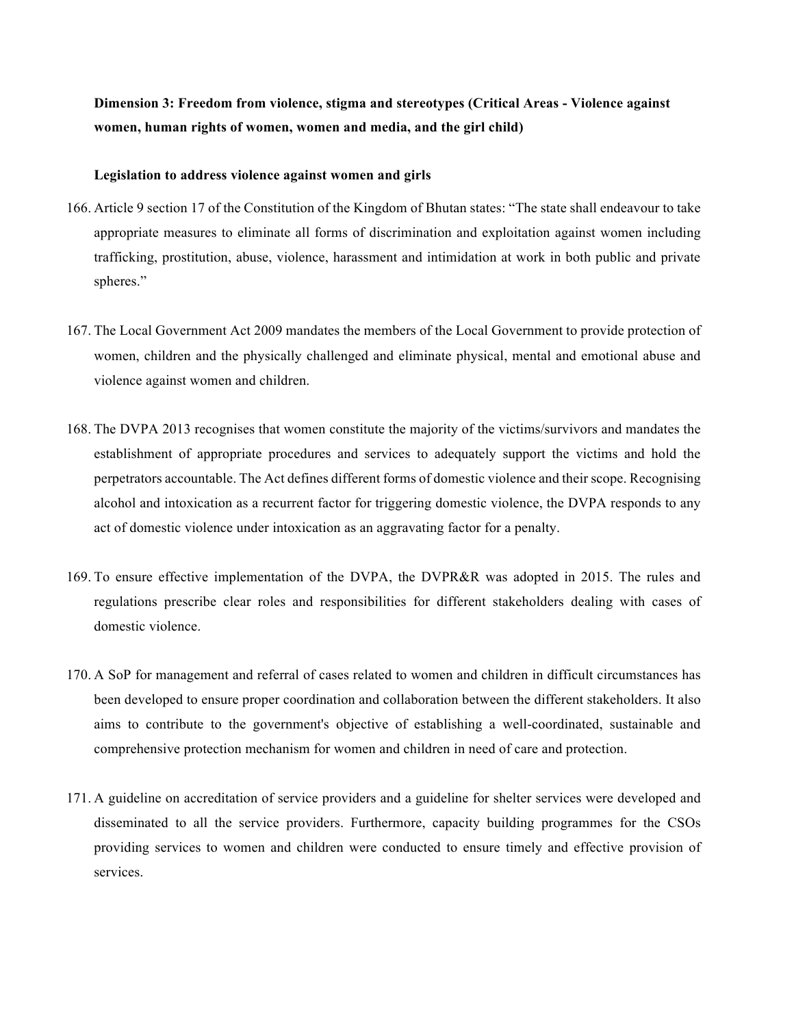**Dimension 3: Freedom from violence, stigma and stereotypes (Critical Areas - Violence against women, human rights of women, women and media, and the girl child)**

**Legislation to address violence against women and girls**

166. Article 9 section 17 of the Constitution of the Kingdom of Bhutan states: "The state shall endeavour to take appropriate measures to eliminate all forms of discrimination and exploitation against women including trafficking, prostitution, abuse, violence, harassment and intimidation at work in both public and private spheres."

167. The Local Government Act 2009 mandates the members of the Local Government to provide protection of women, children and the physically challenged and eliminate physical, mental and emotional abuse and violence against women and children.

168. The DVPA 2013 recognises that women constitute the majority of the victims/survivors and mandates the establishment of appropriate procedures and services to adequately support the victims and hold the perpetrators accountable. The Act defines different forms of domestic violence and their scope. Recognising alcohol and intoxication as a recurrent factor for triggering domestic violence, the DVPA responds to any act of domestic violence under intoxication as an aggravating factor for a penalty.

169. To ensure effective implementation of the DVPA, the DVPR&R was adopted in 2015. The rules and regulations prescribe clear roles and responsibilities for different stakeholders dealing with cases of domestic violence.

170. A SoP for management and referral of cases related to women and children in difficult circumstances has been developed to ensure proper coordination and collaboration between the different stakeholders. It also aims to contribute to the government's objective of establishing a well-coordinated, sustainable and comprehensive protection mechanism for women and children in need of care and protection.

171. A guideline on accreditation of service providers and a guideline for shelter services were developed and disseminated to all the service providers. Furthermore, capacity building programmes for the CSOs providing services to women and children were conducted to ensure timely and effective provision of services.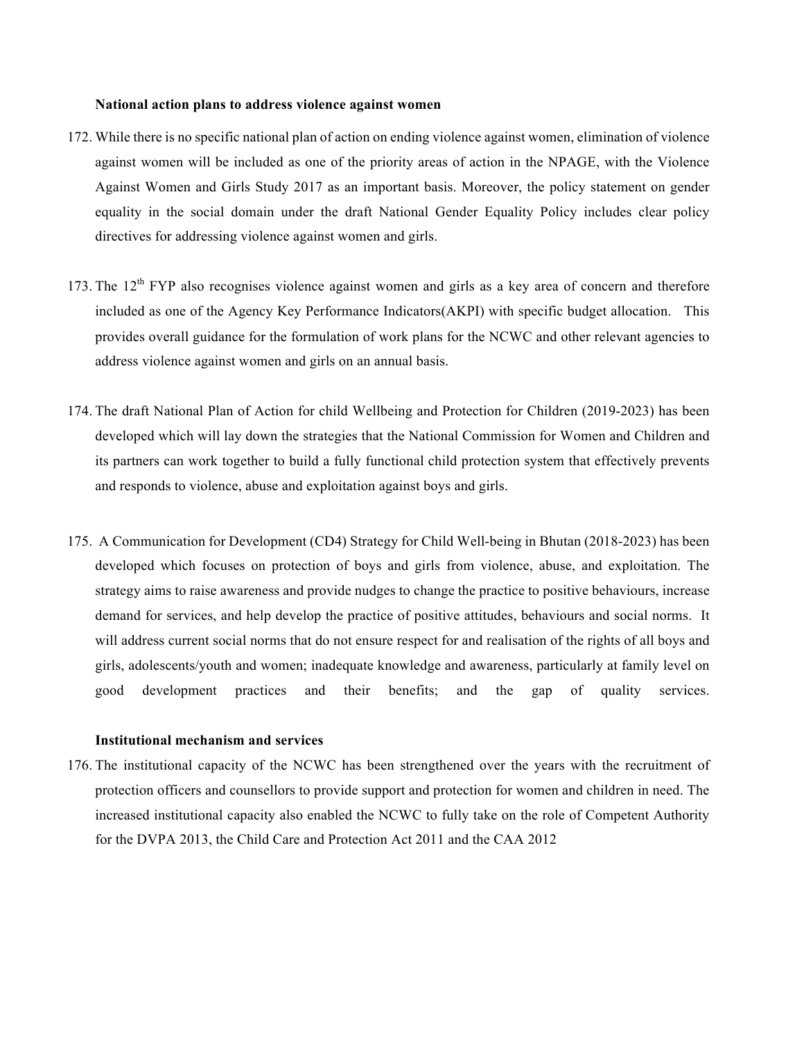**National action plans to address violence against women**

172. While there is no specific national plan of action on ending violence against women, elimination of violence against women will be included as one of the priority areas of action in the NPAGE, with the Violence Against Women and Girls Study 2017 as an important basis. Moreover, the policy statement on gender equality in the social domain under the draft National Gender Equality Policy includes clear policy directives for addressing violence against women and girls.

173. The 12th FYP also recognises violence against women and girls as a key area of concern and therefore included as one of the Agency Key Performance Indicators(AKPI) with specific budget allocation. This provides overall guidance for the formulation of work plans for the NCWC and other relevant agencies to address violence against women and girls on an annual basis.

174. The draft National Plan of Action for child Wellbeing and Protection for Children (2019-2023) has been developed which will lay down the strategies that the National Commission for Women and Children and its partners can work together to build a fully functional child protection system that effectively prevents and responds to violence, abuse and exploitation against boys and girls.

175. A Communication for Development (CD4) Strategy for Child Well-being in Bhutan (2018-2023) has been developed which focuses on protection of boys and girls from violence, abuse, and exploitation. The strategy aims to raise awareness and provide nudges to change the practice to positive behaviours, increase demand for services, and help develop the practice of positive attitudes, behaviours and social norms. It will address current social norms that do not ensure respect for and realisation of the rights of all boys and girls, adolescents/youth and women; inadequate knowledge and awareness, particularly at family level on good development practices and their benefits; and the gap of quality services.

**Institutional mechanism and services**

176. The institutional capacity of the NCWC has been strengthened over the years with the recruitment of protection officers and counsellors to provide support and protection for women and children in need. The increased institutional capacity also enabled the NCWC to fully take on the role of Competent Authority for the DVPA 2013, the Child Care and Protection Act 2011 and the CAA 2012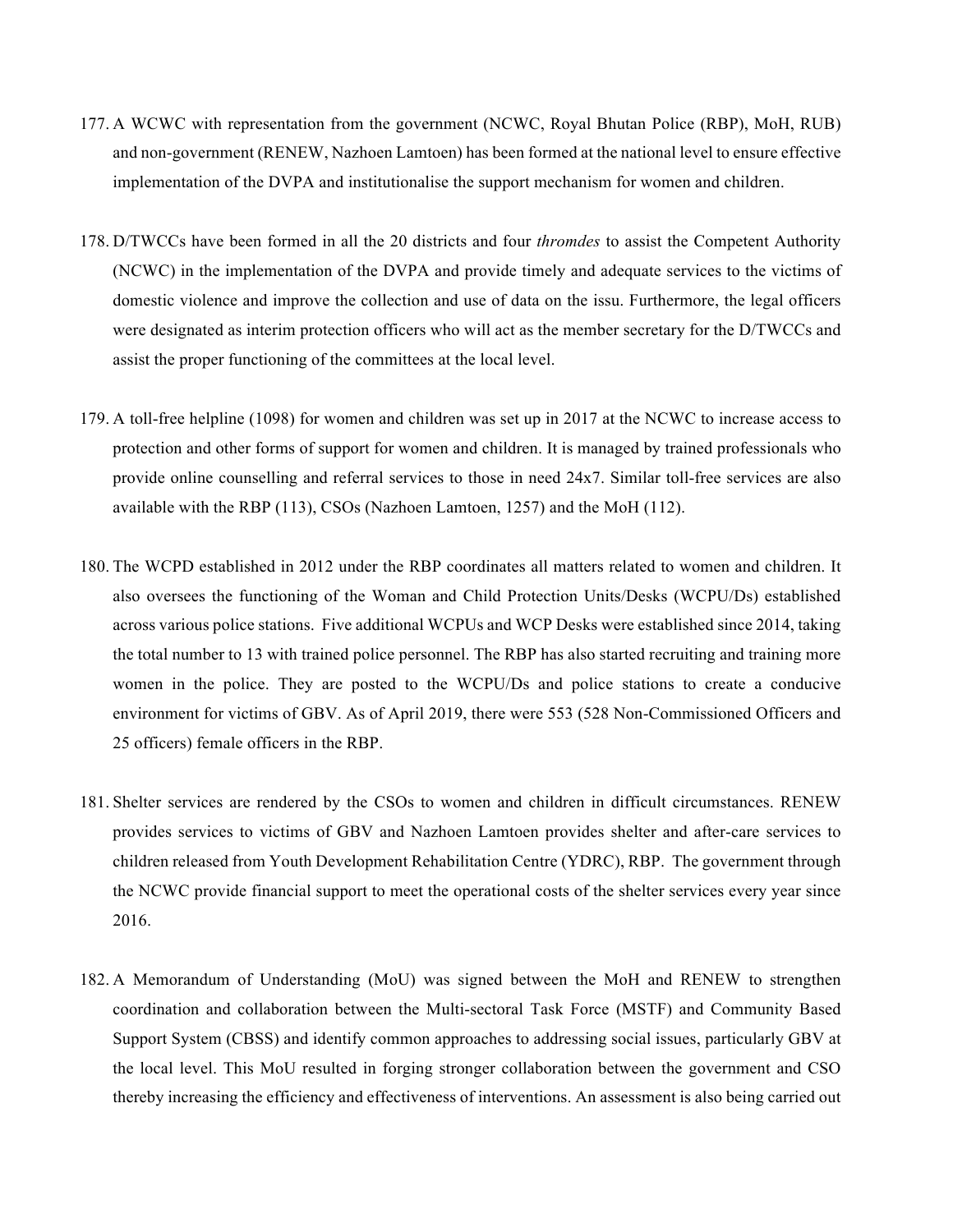177. A WCWC with representation from the government (NCWC, Royal Bhutan Police (RBP), MoH, RUB) and non-government (RENEW, Nazhoen Lamtoen) has been formed at the national level to ensure effective implementation of the DVPA and institutionalise the support mechanism for women and children.

178. D/TWCCs have been formed in all the 20 districts and four *thromdes* to assist the Competent Authority (NCWC) in the implementation of the DVPA and provide timely and adequate services to the victims of domestic violence and improve the collection and use of data on the issu. Furthermore, the legal officers were designated as interim protection officers who will act as the member secretary for the D/TWCCs and assist the proper functioning of the committees at the local level.

179. A toll-free helpline (1098) for women and children was set up in 2017 at the NCWC to increase access to protection and other forms of support for women and children. It is managed by trained professionals who provide online counselling and referral services to those in need 24x7. Similar toll-free services are also available with the RBP (113), CSOs (Nazhoen Lamtoen, 1257) and the MoH (112).

180. The WCPD established in 2012 under the RBP coordinates all matters related to women and children. It also oversees the functioning of the Woman and Child Protection Units/Desks (WCPU/Ds) established across various police stations. Five additional WCPUs and WCP Desks were established since 2014, taking the total number to 13 with trained police personnel. The RBP has also started recruiting and training more women in the police. They are posted to the WCPU/Ds and police stations to create a conducive environment for victims of GBV. As of April 2019, there were 553 (528 Non-Commissioned Officers and 25 officers) female officers in the RBP.

181. Shelter services are rendered by the CSOs to women and children in difficult circumstances. RENEW provides services to victims of GBV and Nazhoen Lamtoen provides shelter and after-care services to children released from Youth Development Rehabilitation Centre (YDRC), RBP. The government through the NCWC provide financial support to meet the operational costs of the shelter services every year since 2016.

182. A Memorandum of Understanding (MoU) was signed between the MoH and RENEW to strengthen coordination and collaboration between the Multi-sectoral Task Force (MSTF) and Community Based Support System (CBSS) and identify common approaches to addressing social issues, particularly GBV at the local level. This MoU resulted in forging stronger collaboration between the government and CSO thereby increasing the efficiency and effectiveness of interventions. An assessment is also being carried out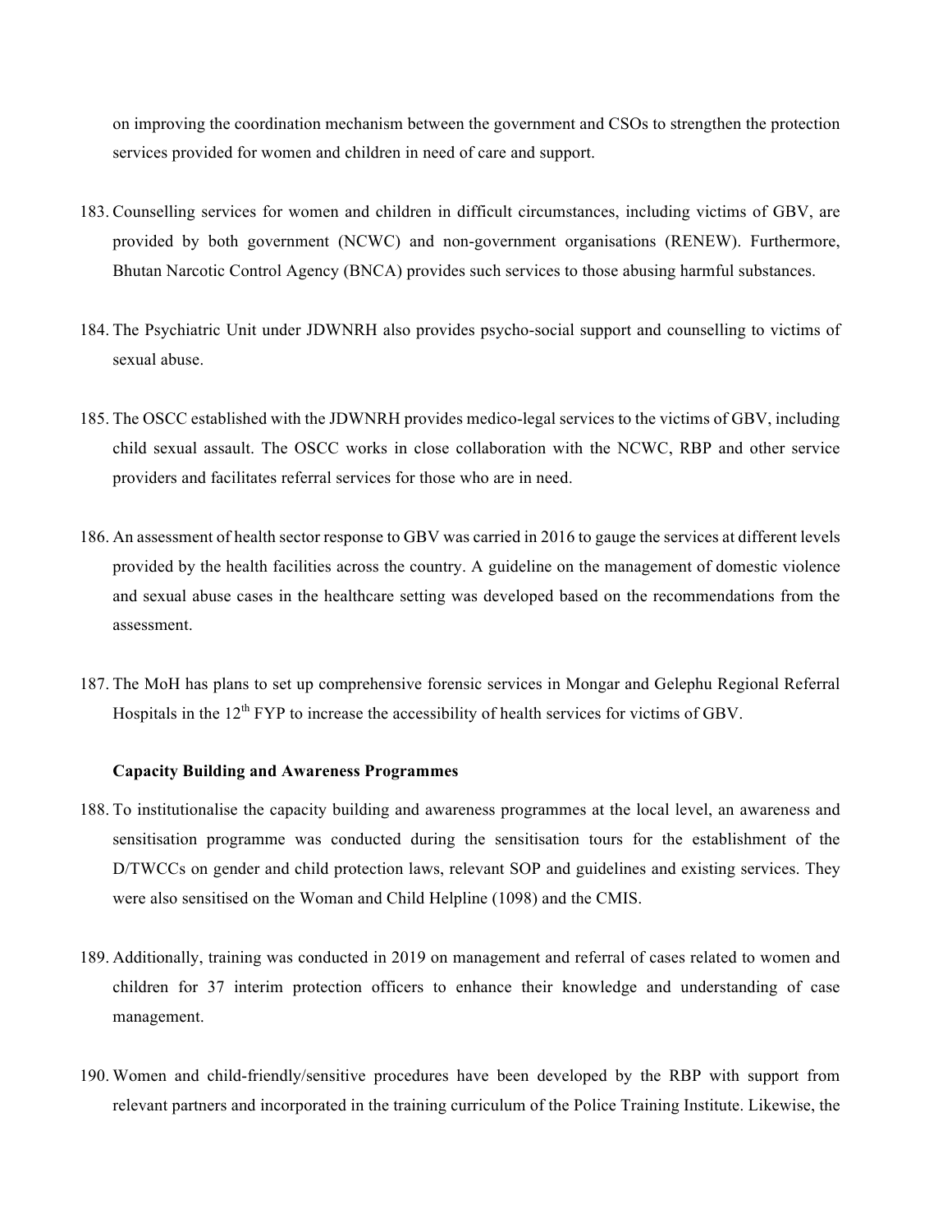on improving the coordination mechanism between the government and CSOs to strengthen the protection services provided for women and children in need of care and support.

183. Counselling services for women and children in difficult circumstances, including victims of GBV, are provided by both government (NCWC) and non-government organisations (RENEW). Furthermore, Bhutan Narcotic Control Agency (BNCA) provides such services to those abusing harmful substances.

184. The Psychiatric Unit under JDWNRH also provides psycho-social support and counselling to victims of sexual abuse.

185. The OSCC established with the JDWNRH provides medico-legal services to the victims of GBV, including child sexual assault. The OSCC works in close collaboration with the NCWC, RBP and other service providers and facilitates referral services for those who are in need.

186. An assessment of health sector response to GBV was carried in 2016 to gauge the services at different levels provided by the health facilities across the country. A guideline on the management of domestic violence and sexual abuse cases in the healthcare setting was developed based on the recommendations from the assessment.

187. The MoH has plans to set up comprehensive forensic services in Mongar and Gelephu Regional Referral Hospitals in the 12th FYP to increase the accessibility of health services for victims of GBV.

**Capacity Building and Awareness Programmes**

188. To institutionalise the capacity building and awareness programmes at the local level, an awareness and sensitisation programme was conducted during the sensitisation tours for the establishment of the D/TWCCs on gender and child protection laws, relevant SOP and guidelines and existing services. They were also sensitised on the Woman and Child Helpline (1098) and the CMIS.

189. Additionally, training was conducted in 2019 on management and referral of cases related to women and children for 37 interim protection officers to enhance their knowledge and understanding of case management.

190. Women and child-friendly/sensitive procedures have been developed by the RBP with support from relevant partners and incorporated in the training curriculum of the Police Training Institute. Likewise, the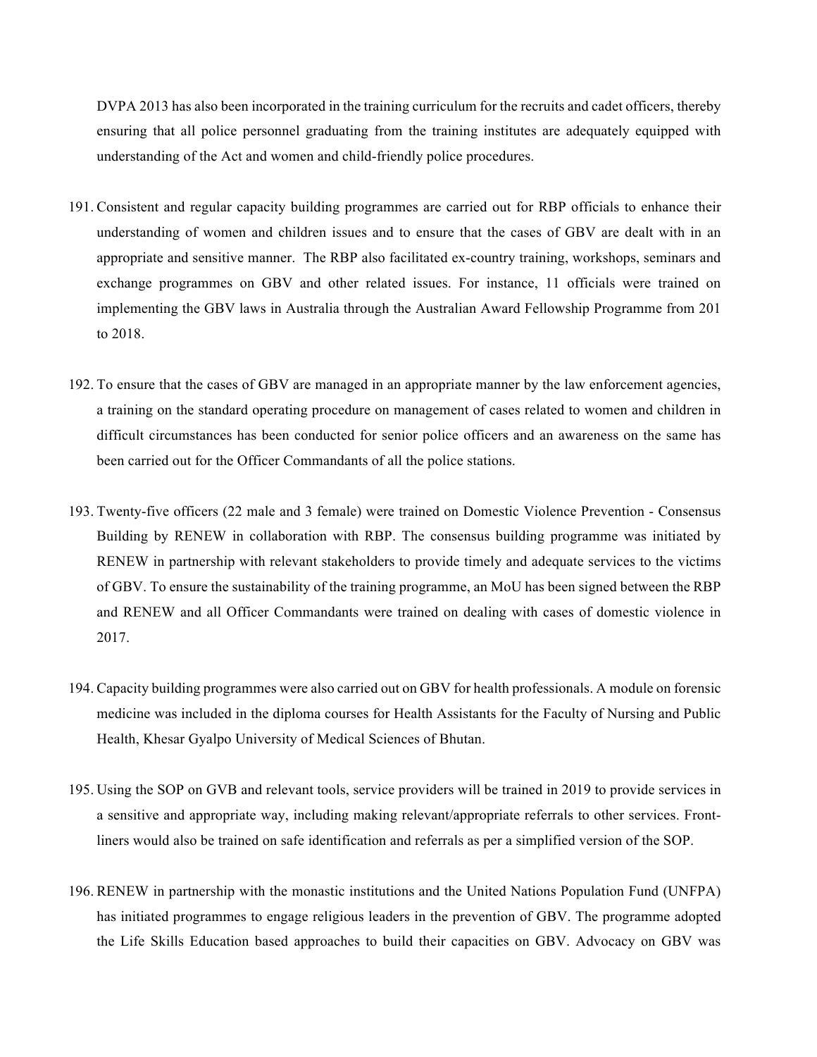DVPA 2013 has also been incorporated in the training curriculum for the recruits and cadet officers, thereby ensuring that all police personnel graduating from the training institutes are adequately equipped with understanding of the Act and women and child-friendly police procedures.

191. Consistent and regular capacity building programmes are carried out for RBP officials to enhance their understanding of women and children issues and to ensure that the cases of GBV are dealt with in an appropriate and sensitive manner. The RBP also facilitated ex-country training, workshops, seminars and exchange programmes on GBV and other related issues. For instance, 11 officials were trained on implementing the GBV laws in Australia through the Australian Award Fellowship Programme from 201 to 2018.

192. To ensure that the cases of GBV are managed in an appropriate manner by the law enforcement agencies, a training on the standard operating procedure on management of cases related to women and children in difficult circumstances has been conducted for senior police officers and an awareness on the same has been carried out for the Officer Commandants of all the police stations.

193. Twenty-five officers (22 male and 3 female) were trained on Domestic Violence Prevention - Consensus Building by RENEW in collaboration with RBP. The consensus building programme was initiated by RENEW in partnership with relevant stakeholders to provide timely and adequate services to the victims of GBV. To ensure the sustainability of the training programme, an MoU has been signed between the RBP and RENEW and all Officer Commandants were trained on dealing with cases of domestic violence in 2017.

194. Capacity building programmes were also carried out on GBV for health professionals. A module on forensic medicine was included in the diploma courses for Health Assistants for the Faculty of Nursing and Public Health, Khesar Gyalpo University of Medical Sciences of Bhutan.

195. Using the SOP on GVB and relevant tools, service providers will be trained in 2019 to provide services in a sensitive and appropriate way, including making relevant/appropriate referrals to other services. Front-liners would also be trained on safe identification and referrals as per a simplified version of the SOP.

196. RENEW in partnership with the monastic institutions and the United Nations Population Fund (UNFPA) has initiated programmes to engage religious leaders in the prevention of GBV. The programme adopted the Life Skills Education based approaches to build their capacities on GBV. Advocacy on GBV was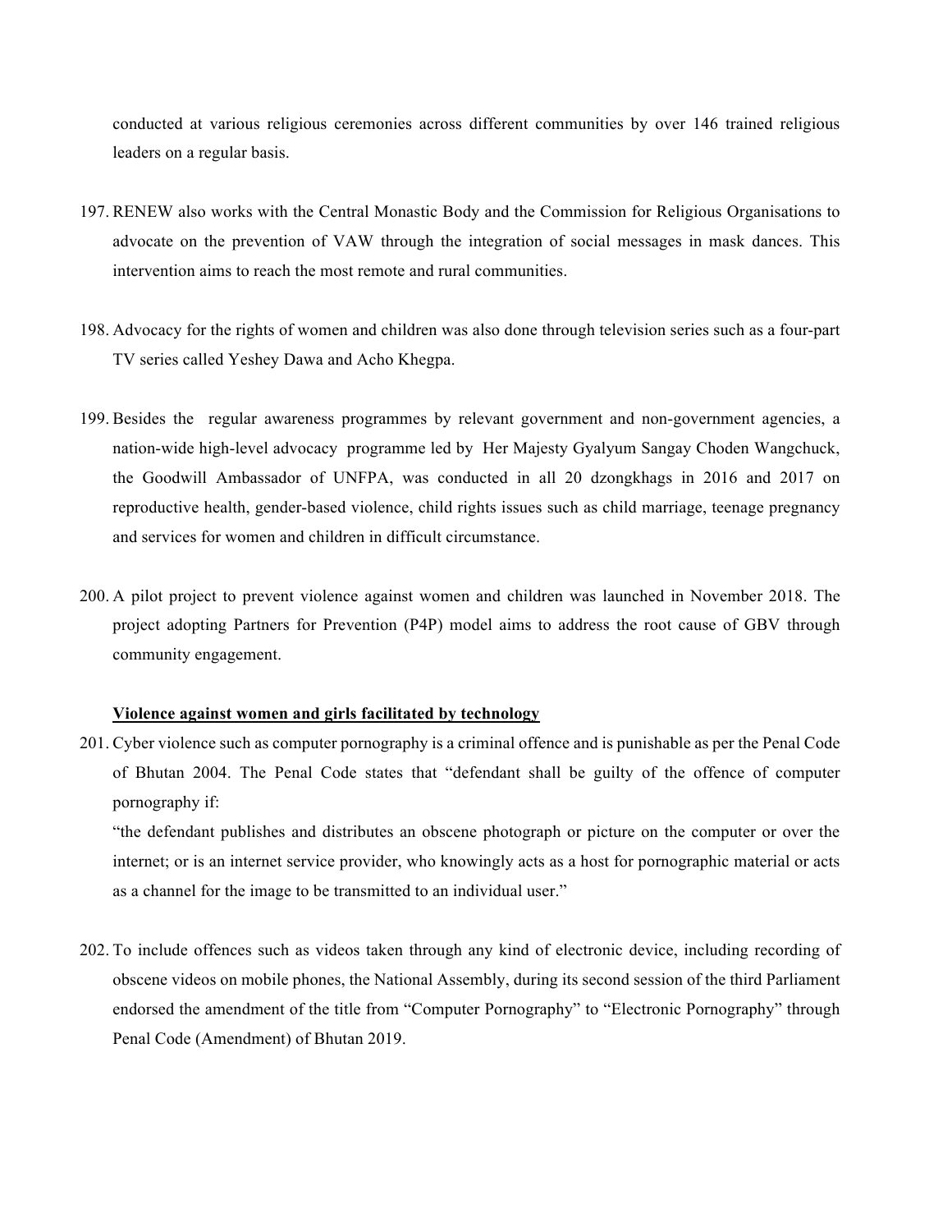conducted at various religious ceremonies across different communities by over 146 trained religious leaders on a regular basis.

197. RENEW also works with the Central Monastic Body and the Commission for Religious Organisations to advocate on the prevention of VAW through the integration of social messages in mask dances. This intervention aims to reach the most remote and rural communities.

198. Advocacy for the rights of women and children was also done through television series such as a four-part TV series called Yeshey Dawa and Acho Khegpa.

199. Besides the regular awareness programmes by relevant government and non-government agencies, a nation-wide high-level advocacy programme led by Her Majesty Gyalyum Sangay Choden Wangchuck, the Goodwill Ambassador of UNFPA, was conducted in all 20 dzongkhags in 2016 and 2017 on reproductive health, gender-based violence, child rights issues such as child marriage, teenage pregnancy and services for women and children in difficult circumstance.

200. A pilot project to prevent violence against women and children was launched in November 2018. The project adopting Partners for Prevention (P4P) model aims to address the root cause of GBV through community engagement.

**Violence against women and girls facilitated by technology**

201. Cyber violence such as computer pornography is a criminal offence and is punishable as per the Penal Code of Bhutan 2004. The Penal Code states that "defendant shall be guilty of the offence of computer pornography if:

"the defendant publishes and distributes an obscene photograph or picture on the computer or over the internet; or is an internet service provider, who knowingly acts as a host for pornographic material or acts as a channel for the image to be transmitted to an individual user."

202. To include offences such as videos taken through any kind of electronic device, including recording of obscene videos on mobile phones, the National Assembly, during its second session of the third Parliament endorsed the amendment of the title from "Computer Pornography" to "Electronic Pornography" through Penal Code (Amendment) of Bhutan 2019.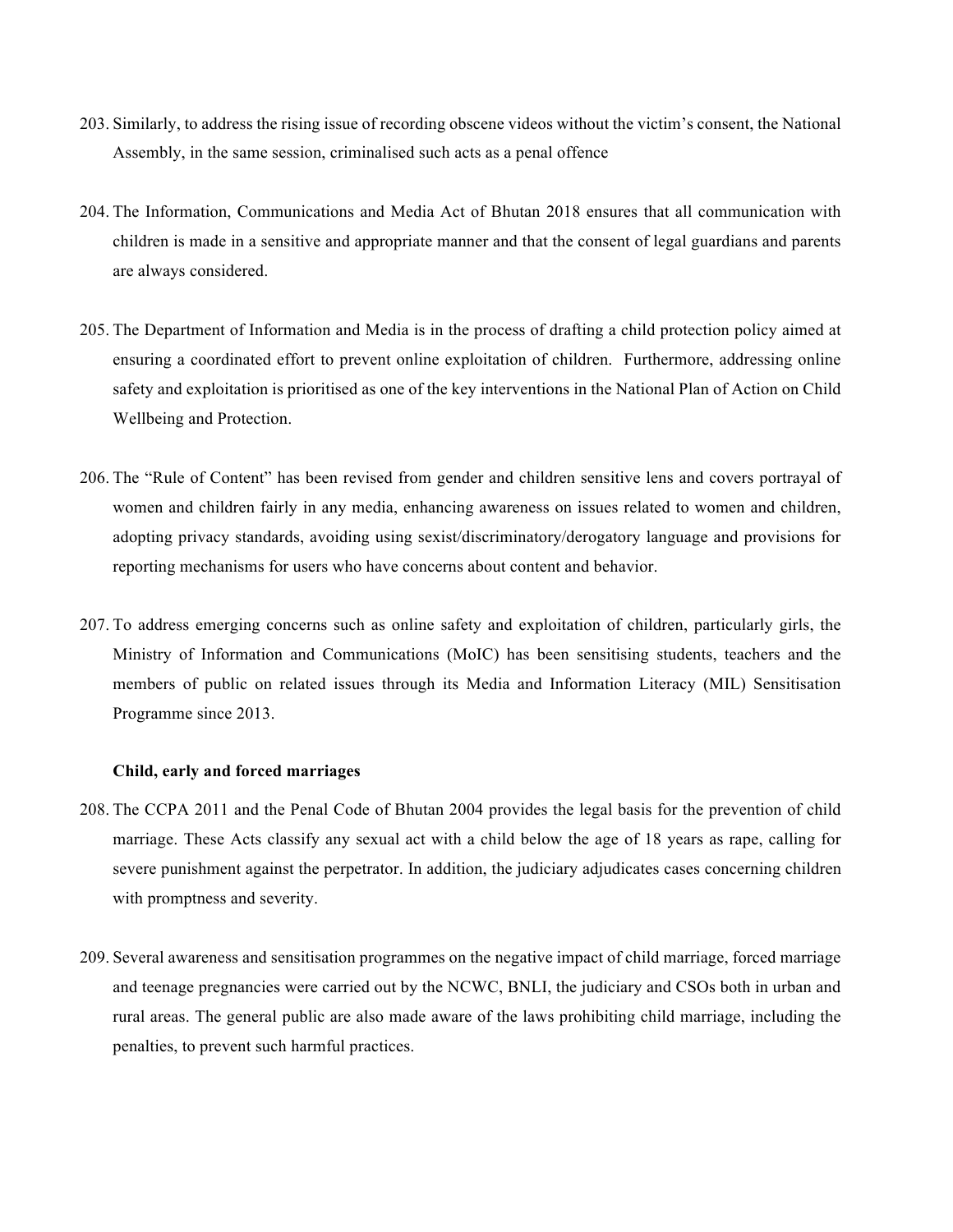203. Similarly, to address the rising issue of recording obscene videos without the victim's consent, the National Assembly, in the same session, criminalised such acts as a penal offence

204. The Information, Communications and Media Act of Bhutan 2018 ensures that all communication with children is made in a sensitive and appropriate manner and that the consent of legal guardians and parents are always considered.

205. The Department of Information and Media is in the process of drafting a child protection policy aimed at ensuring a coordinated effort to prevent online exploitation of children. Furthermore, addressing online safety and exploitation is prioritised as one of the key interventions in the National Plan of Action on Child Wellbeing and Protection.

206. The "Rule of Content" has been revised from gender and children sensitive lens and covers portrayal of women and children fairly in any media, enhancing awareness on issues related to women and children, adopting privacy standards, avoiding using sexist/discriminatory/derogatory language and provisions for reporting mechanisms for users who have concerns about content and behavior.

207. To address emerging concerns such as online safety and exploitation of children, particularly girls, the Ministry of Information and Communications (MoIC) has been sensitising students, teachers and the members of public on related issues through its Media and Information Literacy (MIL) Sensitisation Programme since 2013.

**Child, early and forced marriages**

208. The CCPA 2011 and the Penal Code of Bhutan 2004 provides the legal basis for the prevention of child marriage. These Acts classify any sexual act with a child below the age of 18 years as rape, calling for severe punishment against the perpetrator. In addition, the judiciary adjudicates cases concerning children with promptness and severity.

209. Several awareness and sensitisation programmes on the negative impact of child marriage, forced marriage and teenage pregnancies were carried out by the NCWC, BNLI, the judiciary and CSOs both in urban and rural areas. The general public are also made aware of the laws prohibiting child marriage, including the penalties, to prevent such harmful practices.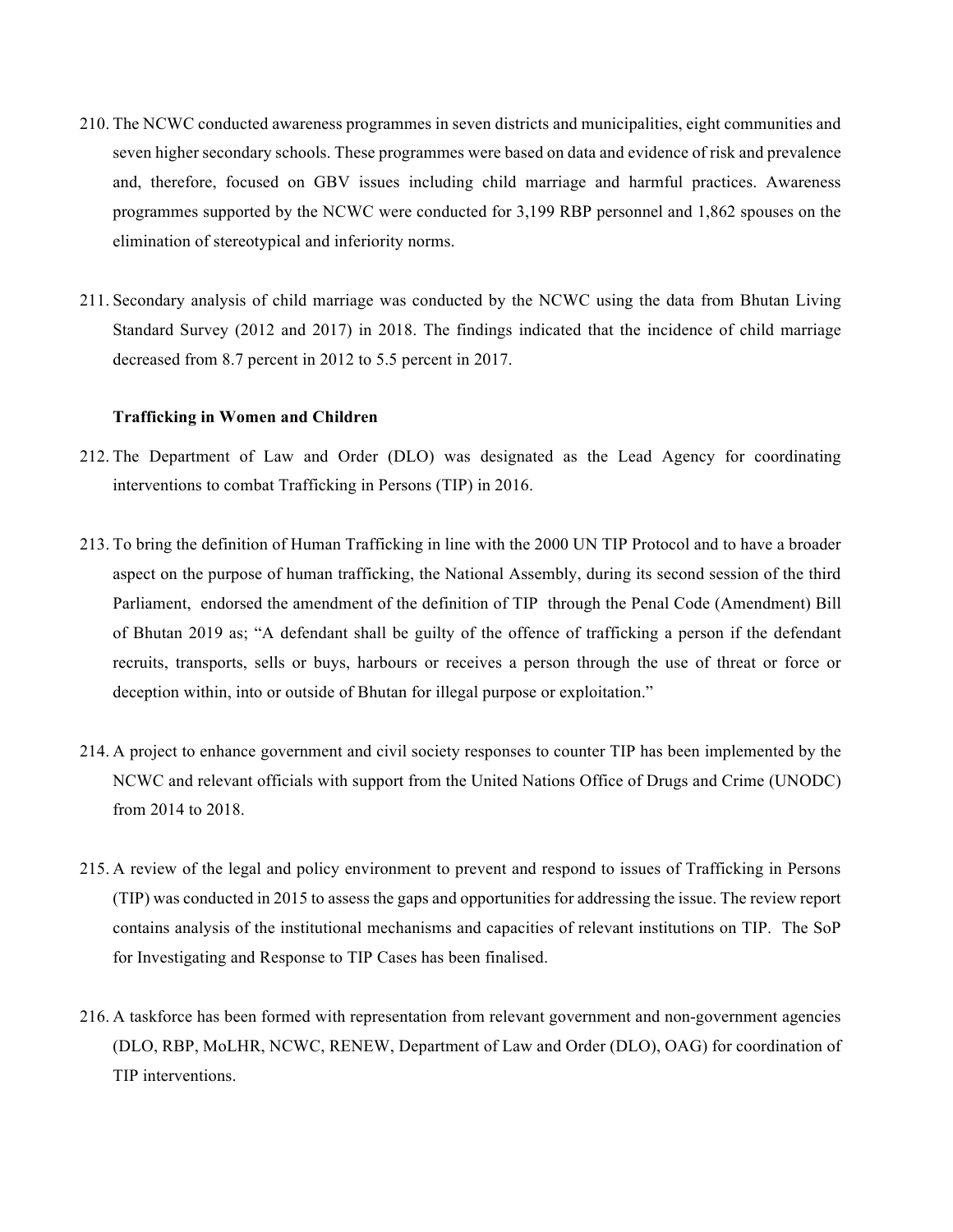210. The NCWC conducted awareness programmes in seven districts and municipalities, eight communities and seven higher secondary schools. These programmes were based on data and evidence of risk and prevalence and, therefore, focused on GBV issues including child marriage and harmful practices. Awareness programmes supported by the NCWC were conducted for 3,199 RBP personnel and 1,862 spouses on the elimination of stereotypical and inferiority norms.

211. Secondary analysis of child marriage was conducted by the NCWC using the data from Bhutan Living Standard Survey (2012 and 2017) in 2018. The findings indicated that the incidence of child marriage decreased from 8.7 percent in 2012 to 5.5 percent in 2017.

**Trafficking in Women and Children**

212. The Department of Law and Order (DLO) was designated as the Lead Agency for coordinating interventions to combat Trafficking in Persons (TIP) in 2016.

213. To bring the definition of Human Trafficking in line with the 2000 UN TIP Protocol and to have a broader aspect on the purpose of human trafficking, the National Assembly, during its second session of the third Parliament, endorsed the amendment of the definition of TIP through the Penal Code (Amendment) Bill of Bhutan 2019 as; "A defendant shall be guilty of the offence of trafficking a person if the defendant recruits, transports, sells or buys, harbours or receives a person through the use of threat or force or deception within, into or outside of Bhutan for illegal purpose or exploitation."

214. A project to enhance government and civil society responses to counter TIP has been implemented by the NCWC and relevant officials with support from the United Nations Office of Drugs and Crime (UNODC) from 2014 to 2018.

215. A review of the legal and policy environment to prevent and respond to issues of Trafficking in Persons (TIP) was conducted in 2015 to assess the gaps and opportunities for addressing the issue. The review report contains analysis of the institutional mechanisms and capacities of relevant institutions on TIP. The SoP for Investigating and Response to TIP Cases has been finalised.

216. A taskforce has been formed with representation from relevant government and non-government agencies (DLO, RBP, MoLHR, NCWC, RENEW, Department of Law and Order (DLO), OAG) for coordination of TIP interventions.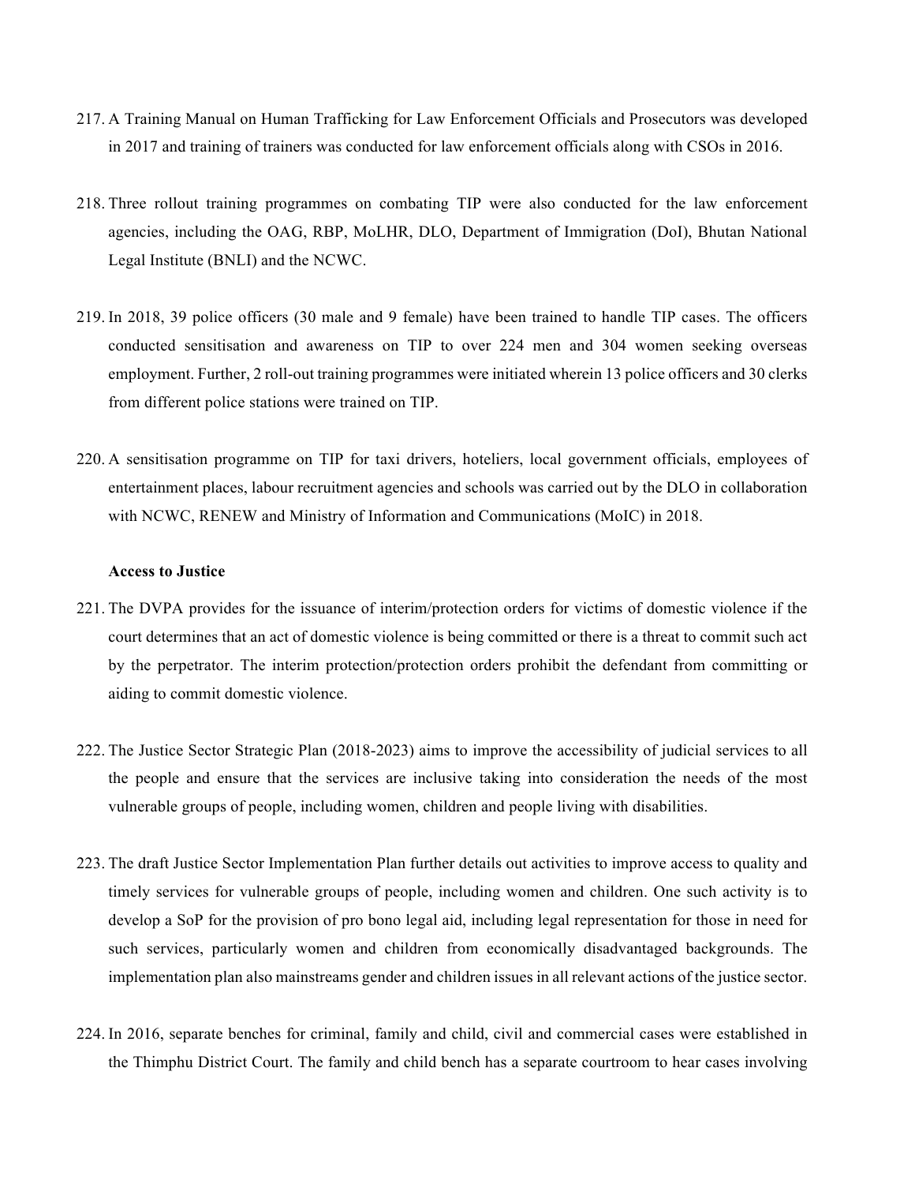217. A Training Manual on Human Trafficking for Law Enforcement Officials and Prosecutors was developed in 2017 and training of trainers was conducted for law enforcement officials along with CSOs in 2016.

218. Three rollout training programmes on combating TIP were also conducted for the law enforcement agencies, including the OAG, RBP, MoLHR, DLO, Department of Immigration (DoI), Bhutan National Legal Institute (BNLI) and the NCWC.

219. In 2018, 39 police officers (30 male and 9 female) have been trained to handle TIP cases. The officers conducted sensitisation and awareness on TIP to over 224 men and 304 women seeking overseas employment. Further, 2 roll-out training programmes were initiated wherein 13 police officers and 30 clerks from different police stations were trained on TIP.

220. A sensitisation programme on TIP for taxi drivers, hoteliers, local government officials, employees of entertainment places, labour recruitment agencies and schools was carried out by the DLO in collaboration with NCWC, RENEW and Ministry of Information and Communications (MoIC) in 2018.

**Access to Justice**

221. The DVPA provides for the issuance of interim/protection orders for victims of domestic violence if the court determines that an act of domestic violence is being committed or there is a threat to commit such act by the perpetrator. The interim protection/protection orders prohibit the defendant from committing or aiding to commit domestic violence.

222. The Justice Sector Strategic Plan (2018-2023) aims to improve the accessibility of judicial services to all the people and ensure that the services are inclusive taking into consideration the needs of the most vulnerable groups of people, including women, children and people living with disabilities.

223. The draft Justice Sector Implementation Plan further details out activities to improve access to quality and timely services for vulnerable groups of people, including women and children. One such activity is to develop a SoP for the provision of pro bono legal aid, including legal representation for those in need for such services, particularly women and children from economically disadvantaged backgrounds. The implementation plan also mainstreams gender and children issues in all relevant actions of the justice sector.

224. In 2016, separate benches for criminal, family and child, civil and commercial cases were established in the Thimphu District Court. The family and child bench has a separate courtroom to hear cases involving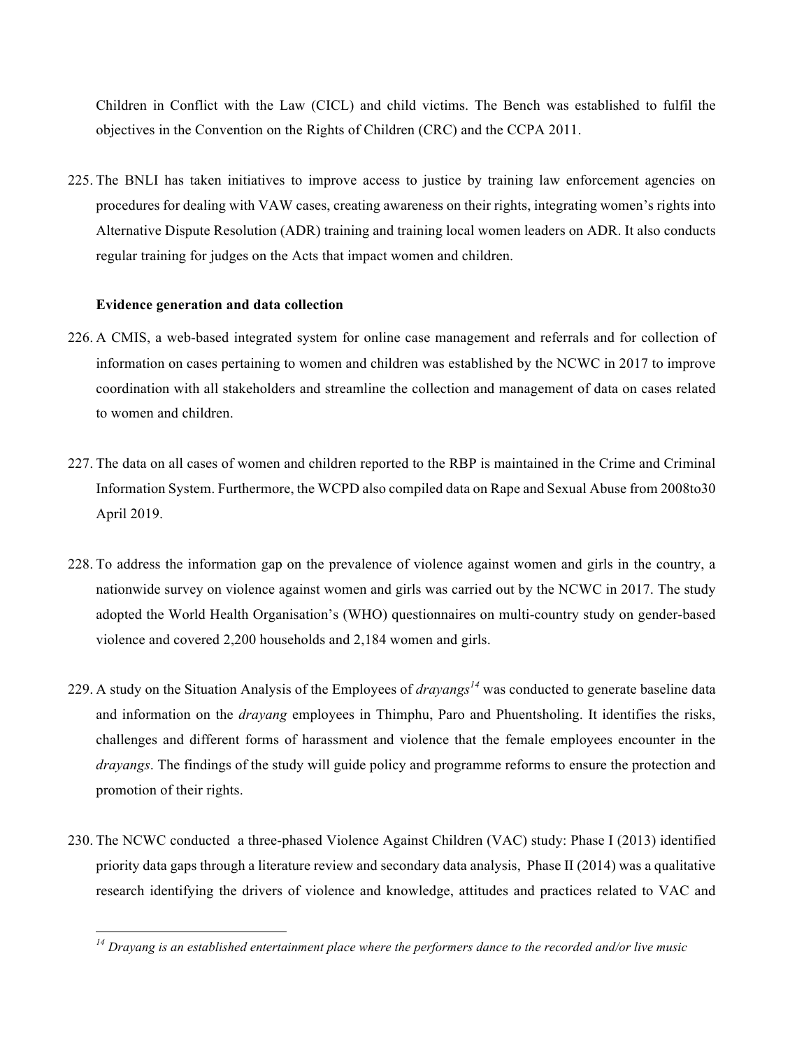Children in Conflict with the Law (CICL) and child victims. The Bench was established to fulfil the objectives in the Convention on the Rights of Children (CRC) and the CCPA 2011.

225. The BNLI has taken initiatives to improve access to justice by training law enforcement agencies on procedures for dealing with VAW cases, creating awareness on their rights, integrating women's rights into Alternative Dispute Resolution (ADR) training and training local women leaders on ADR. It also conducts regular training for judges on the Acts that impact women and children.

**Evidence generation and data collection**

226. A CMIS, a web-based integrated system for online case management and referrals and for collection of information on cases pertaining to women and children was established by the NCWC in 2017 to improve coordination with all stakeholders and streamline the collection and management of data on cases related to women and children.

227. The data on all cases of women and children reported to the RBP is maintained in the Crime and Criminal Information System. Furthermore, the WCPD also compiled data on Rape and Sexual Abuse from 2008to30 April 2019.

228. To address the information gap on the prevalence of violence against women and girls in the country, a nationwide survey on violence against women and girls was carried out by the NCWC in 2017. The study adopted the World Health Organisation's (WHO) questionnaires on multi-country study on gender-based violence and covered 2,200 households and 2,184 women and girls.

229. A study on the Situation Analysis of the Employees of *drayangs*[14] was conducted to generate baseline data and information on the *drayang* employees in Thimphu, Paro and Phuentsholing. It identifies the risks, challenges and different forms of harassment and violence that the female employees encounter in the *drayangs*. The findings of the study will guide policy and programme reforms to ensure the protection and promotion of their rights.

230. The NCWC conducted a three-phased Violence Against Children (VAC) study: Phase I (2013) identified priority data gaps through a literature review and secondary data analysis, Phase II (2014) was a qualitative research identifying the drivers of violence and knowledge, attitudes and practices related to VAC and

[14] *Drayang is an established entertainment place where the performers dance to the recorded and/or live music*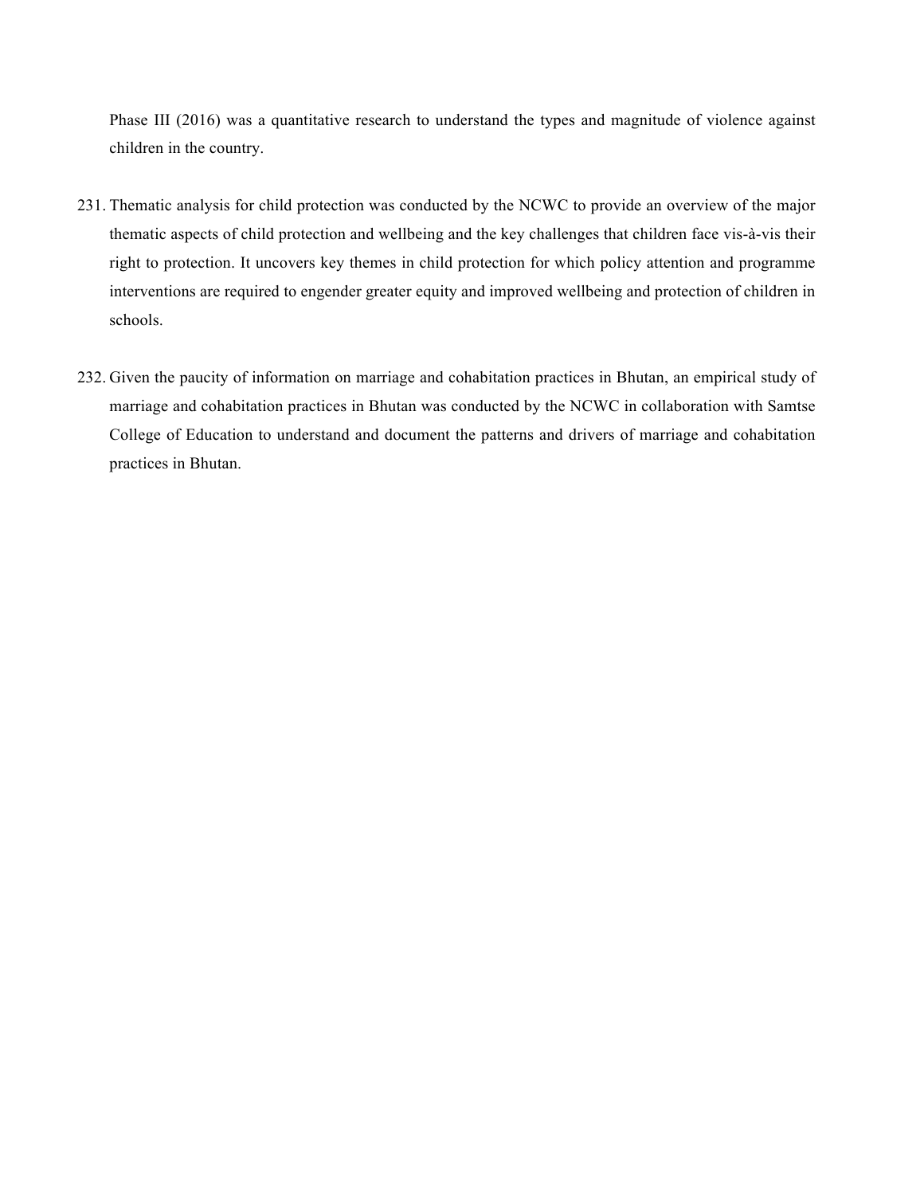Phase III (2016) was a quantitative research to understand the types and magnitude of violence against children in the country.

231. Thematic analysis for child protection was conducted by the NCWC to provide an overview of the major thematic aspects of child protection and wellbeing and the key challenges that children face vis-à-vis their right to protection. It uncovers key themes in child protection for which policy attention and programme interventions are required to engender greater equity and improved wellbeing and protection of children in schools.

232. Given the paucity of information on marriage and cohabitation practices in Bhutan, an empirical study of marriage and cohabitation practices in Bhutan was conducted by the NCWC in collaboration with Samtse College of Education to understand and document the patterns and drivers of marriage and cohabitation practices in Bhutan.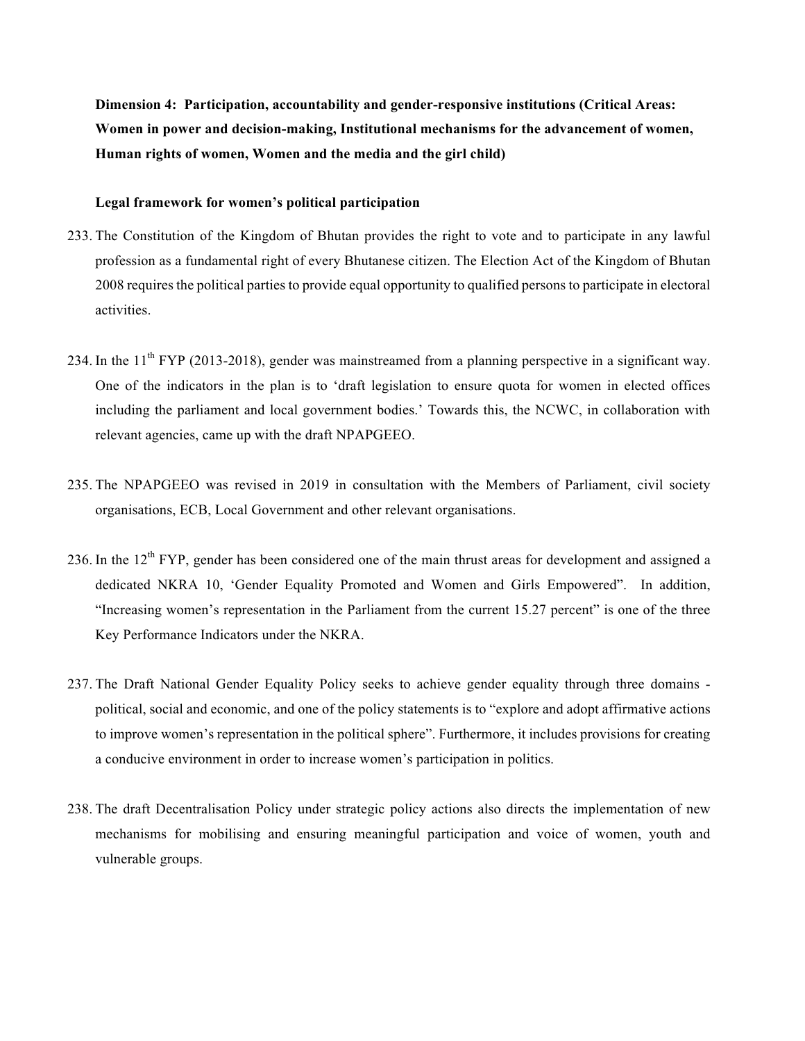**Dimension 4: Participation, accountability and gender-responsive institutions (Critical Areas: Women in power and decision-making, Institutional mechanisms for the advancement of women, Human rights of women, Women and the media and the girl child)**

**Legal framework for women's political participation**

233. The Constitution of the Kingdom of Bhutan provides the right to vote and to participate in any lawful profession as a fundamental right of every Bhutanese citizen. The Election Act of the Kingdom of Bhutan 2008 requires the political parties to provide equal opportunity to qualified persons to participate in electoral activities.

234. In the 11th FYP (2013-2018), gender was mainstreamed from a planning perspective in a significant way. One of the indicators in the plan is to 'draft legislation to ensure quota for women in elected offices including the parliament and local government bodies.' Towards this, the NCWC, in collaboration with relevant agencies, came up with the draft NPAPGEEO.

235. The NPAPGEEO was revised in 2019 in consultation with the Members of Parliament, civil society organisations, ECB, Local Government and other relevant organisations.

236. In the 12th FYP, gender has been considered one of the main thrust areas for development and assigned a dedicated NKRA 10, 'Gender Equality Promoted and Women and Girls Empowered". In addition, "Increasing women's representation in the Parliament from the current 15.27 percent" is one of the three Key Performance Indicators under the NKRA.

237. The Draft National Gender Equality Policy seeks to achieve gender equality through three domains - political, social and economic, and one of the policy statements is to "explore and adopt affirmative actions to improve women's representation in the political sphere". Furthermore, it includes provisions for creating a conducive environment in order to increase women's participation in politics.

238. The draft Decentralisation Policy under strategic policy actions also directs the implementation of new mechanisms for mobilising and ensuring meaningful participation and voice of women, youth and vulnerable groups.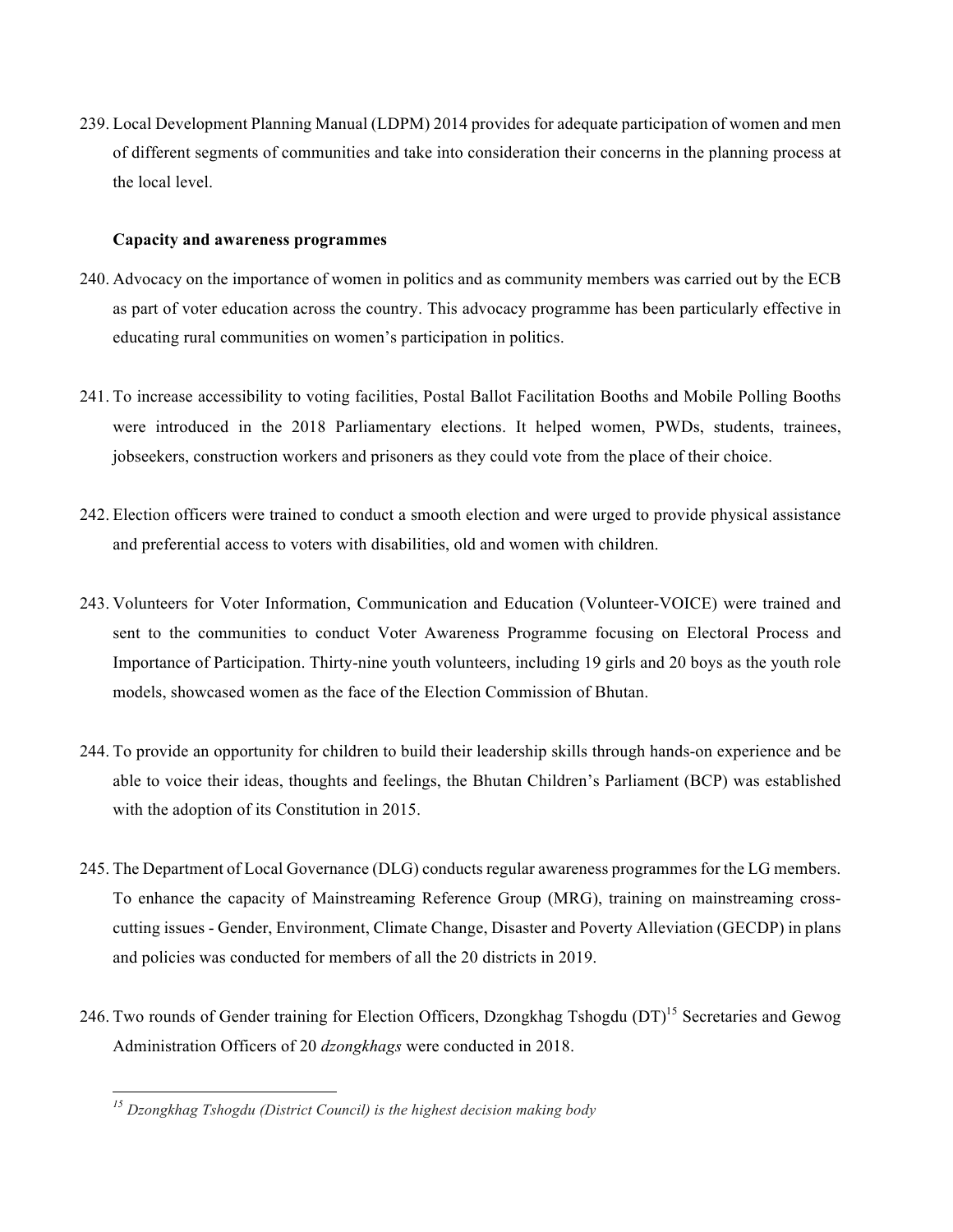239. Local Development Planning Manual (LDPM) 2014 provides for adequate participation of women and men of different segments of communities and take into consideration their concerns in the planning process at the local level.

**Capacity and awareness programmes**

240. Advocacy on the importance of women in politics and as community members was carried out by the ECB as part of voter education across the country. This advocacy programme has been particularly effective in educating rural communities on women's participation in politics.

241. To increase accessibility to voting facilities, Postal Ballot Facilitation Booths and Mobile Polling Booths were introduced in the 2018 Parliamentary elections. It helped women, PWDs, students, trainees, jobseekers, construction workers and prisoners as they could vote from the place of their choice.

242. Election officers were trained to conduct a smooth election and were urged to provide physical assistance and preferential access to voters with disabilities, old and women with children.

243. Volunteers for Voter Information, Communication and Education (Volunteer-VOICE) were trained and sent to the communities to conduct Voter Awareness Programme focusing on Electoral Process and Importance of Participation. Thirty-nine youth volunteers, including 19 girls and 20 boys as the youth role models, showcased women as the face of the Election Commission of Bhutan.

244. To provide an opportunity for children to build their leadership skills through hands-on experience and be able to voice their ideas, thoughts and feelings, the Bhutan Children's Parliament (BCP) was established with the adoption of its Constitution in 2015.

245. The Department of Local Governance (DLG) conducts regular awareness programmes for the LG members. To enhance the capacity of Mainstreaming Reference Group (MRG), training on mainstreaming cross-cutting issues - Gender, Environment, Climate Change, Disaster and Poverty Alleviation (GECDP) in plans and policies was conducted for members of all the 20 districts in 2019.

246. Two rounds of Gender training for Election Officers, Dzongkhag Tshogdu (DT)[15] Secretaries and Gewog Administration Officers of 20 *dzongkhags* were conducted in 2018.

---

*[15] Dzongkhag Tshogdu (District Council) is the highest decision making body*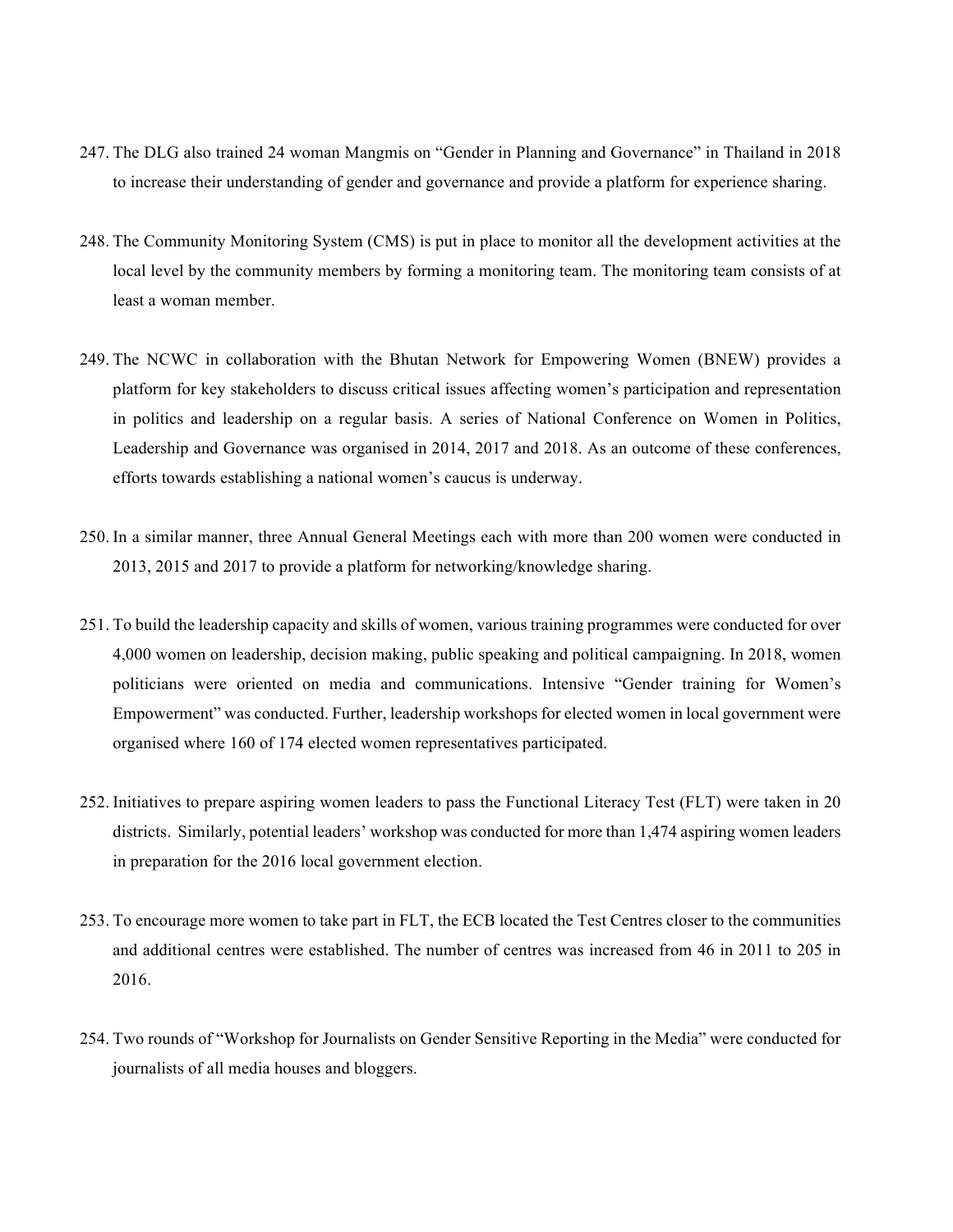247. The DLG also trained 24 woman Mangmis on "Gender in Planning and Governance" in Thailand in 2018 to increase their understanding of gender and governance and provide a platform for experience sharing.

248. The Community Monitoring System (CMS) is put in place to monitor all the development activities at the local level by the community members by forming a monitoring team. The monitoring team consists of at least a woman member.

249. The NCWC in collaboration with the Bhutan Network for Empowering Women (BNEW) provides a platform for key stakeholders to discuss critical issues affecting women's participation and representation in politics and leadership on a regular basis. A series of National Conference on Women in Politics, Leadership and Governance was organised in 2014, 2017 and 2018. As an outcome of these conferences, efforts towards establishing a national women's caucus is underway.

250. In a similar manner, three Annual General Meetings each with more than 200 women were conducted in 2013, 2015 and 2017 to provide a platform for networking/knowledge sharing.

251. To build the leadership capacity and skills of women, various training programmes were conducted for over 4,000 women on leadership, decision making, public speaking and political campaigning. In 2018, women politicians were oriented on media and communications. Intensive "Gender training for Women's Empowerment" was conducted. Further, leadership workshops for elected women in local government were organised where 160 of 174 elected women representatives participated.

252. Initiatives to prepare aspiring women leaders to pass the Functional Literacy Test (FLT) were taken in 20 districts. Similarly, potential leaders' workshop was conducted for more than 1,474 aspiring women leaders in preparation for the 2016 local government election.

253. To encourage more women to take part in FLT, the ECB located the Test Centres closer to the communities and additional centres were established. The number of centres was increased from 46 in 2011 to 205 in 2016.

254. Two rounds of "Workshop for Journalists on Gender Sensitive Reporting in the Media" were conducted for journalists of all media houses and bloggers.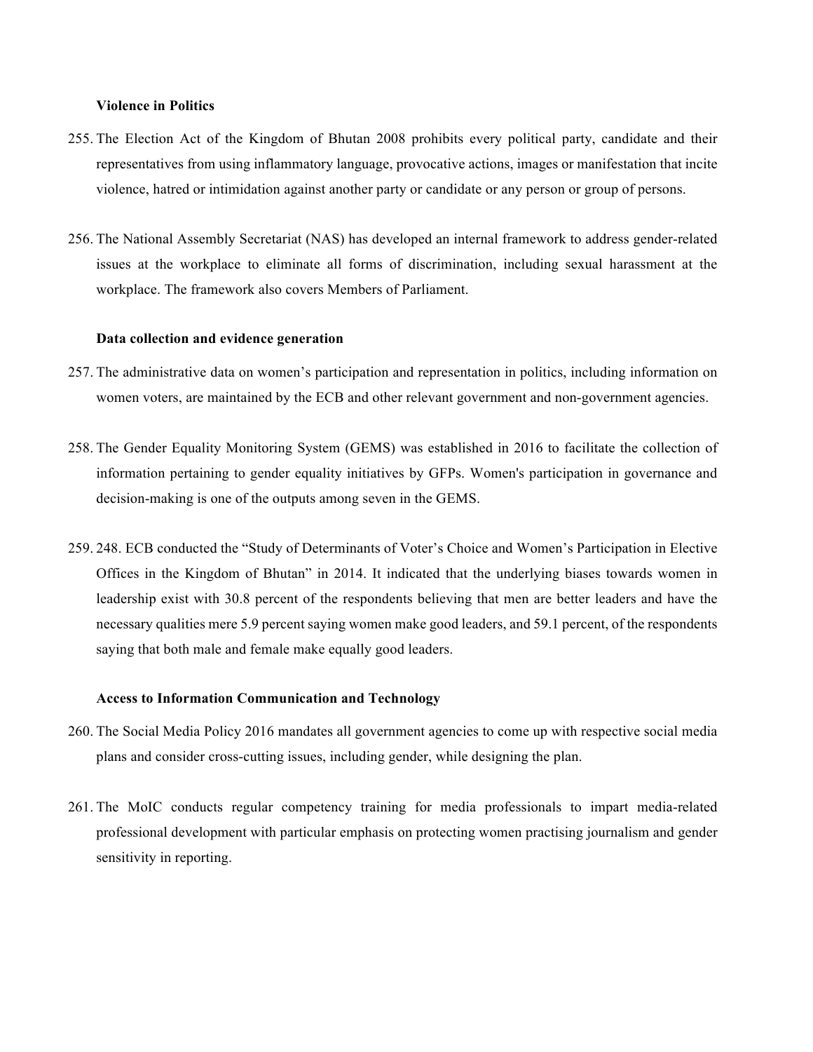**Violence in Politics**

255. The Election Act of the Kingdom of Bhutan 2008 prohibits every political party, candidate and their representatives from using inflammatory language, provocative actions, images or manifestation that incite violence, hatred or intimidation against another party or candidate or any person or group of persons.

256. The National Assembly Secretariat (NAS) has developed an internal framework to address gender-related issues at the workplace to eliminate all forms of discrimination, including sexual harassment at the workplace. The framework also covers Members of Parliament.

**Data collection and evidence generation**

257. The administrative data on women's participation and representation in politics, including information on women voters, are maintained by the ECB and other relevant government and non-government agencies.

258. The Gender Equality Monitoring System (GEMS) was established in 2016 to facilitate the collection of information pertaining to gender equality initiatives by GFPs. Women's participation in governance and decision-making is one of the outputs among seven in the GEMS.

259. 248. ECB conducted the "Study of Determinants of Voter's Choice and Women's Participation in Elective Offices in the Kingdom of Bhutan" in 2014. It indicated that the underlying biases towards women in leadership exist with 30.8 percent of the respondents believing that men are better leaders and have the necessary qualities mere 5.9 percent saying women make good leaders, and 59.1 percent, of the respondents saying that both male and female make equally good leaders.

**Access to Information Communication and Technology**

260. The Social Media Policy 2016 mandates all government agencies to come up with respective social media plans and consider cross-cutting issues, including gender, while designing the plan.

261. The MoIC conducts regular competency training for media professionals to impart media-related professional development with particular emphasis on protecting women practising journalism and gender sensitivity in reporting.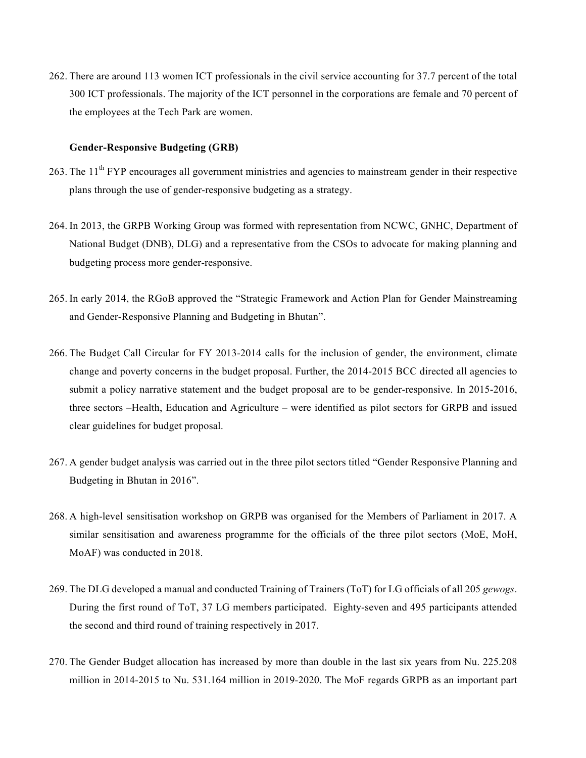262. There are around 113 women ICT professionals in the civil service accounting for 37.7 percent of the total 300 ICT professionals. The majority of the ICT personnel in the corporations are female and 70 percent of the employees at the Tech Park are women.

**Gender-Responsive Budgeting (GRB)**

263. The 11th FYP encourages all government ministries and agencies to mainstream gender in their respective plans through the use of gender-responsive budgeting as a strategy.

264. In 2013, the GRPB Working Group was formed with representation from NCWC, GNHC, Department of National Budget (DNB), DLG) and a representative from the CSOs to advocate for making planning and budgeting process more gender-responsive.

265. In early 2014, the RGoB approved the "Strategic Framework and Action Plan for Gender Mainstreaming and Gender-Responsive Planning and Budgeting in Bhutan".

266. The Budget Call Circular for FY 2013-2014 calls for the inclusion of gender, the environment, climate change and poverty concerns in the budget proposal. Further, the 2014-2015 BCC directed all agencies to submit a policy narrative statement and the budget proposal are to be gender-responsive. In 2015-2016, three sectors –Health, Education and Agriculture – were identified as pilot sectors for GRPB and issued clear guidelines for budget proposal.

267. A gender budget analysis was carried out in the three pilot sectors titled "Gender Responsive Planning and Budgeting in Bhutan in 2016".

268. A high-level sensitisation workshop on GRPB was organised for the Members of Parliament in 2017. A similar sensitisation and awareness programme for the officials of the three pilot sectors (MoE, MoH, MoAF) was conducted in 2018.

269. The DLG developed a manual and conducted Training of Trainers (ToT) for LG officials of all 205 *gewogs*. During the first round of ToT, 37 LG members participated. Eighty-seven and 495 participants attended the second and third round of training respectively in 2017.

270. The Gender Budget allocation has increased by more than double in the last six years from Nu. 225.208 million in 2014-2015 to Nu. 531.164 million in 2019-2020. The MoF regards GRPB as an important part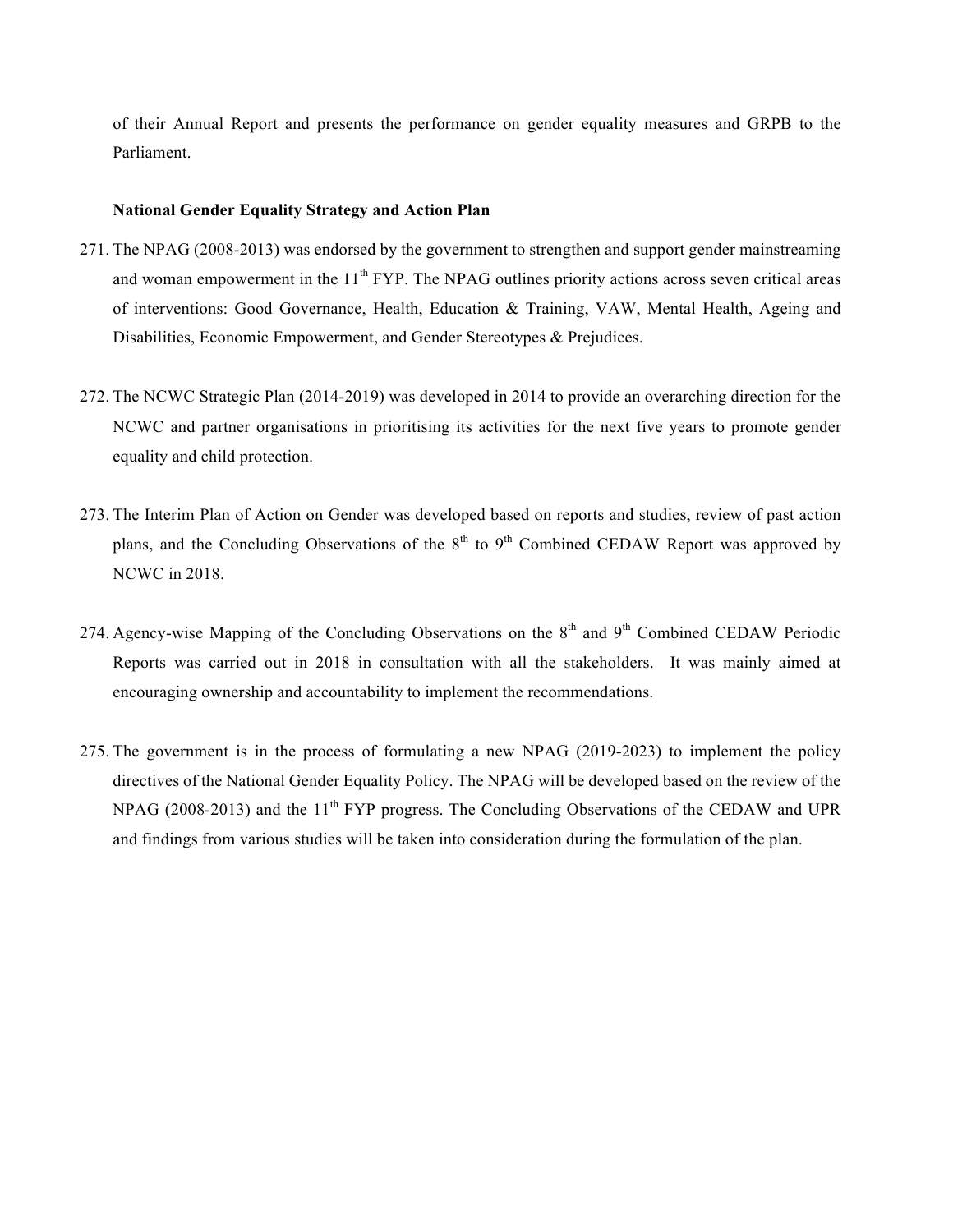of their Annual Report and presents the performance on gender equality measures and GRPB to the Parliament.

**National Gender Equality Strategy and Action Plan**

271. The NPAG (2008-2013) was endorsed by the government to strengthen and support gender mainstreaming and woman empowerment in the 11th FYP. The NPAG outlines priority actions across seven critical areas of interventions: Good Governance, Health, Education & Training, VAW, Mental Health, Ageing and Disabilities, Economic Empowerment, and Gender Stereotypes & Prejudices.

272. The NCWC Strategic Plan (2014-2019) was developed in 2014 to provide an overarching direction for the NCWC and partner organisations in prioritising its activities for the next five years to promote gender equality and child protection.

273. The Interim Plan of Action on Gender was developed based on reports and studies, review of past action plans, and the Concluding Observations of the 8th to 9th Combined CEDAW Report was approved by NCWC in 2018.

274. Agency-wise Mapping of the Concluding Observations on the 8th and 9th Combined CEDAW Periodic Reports was carried out in 2018 in consultation with all the stakeholders. It was mainly aimed at encouraging ownership and accountability to implement the recommendations.

275. The government is in the process of formulating a new NPAG (2019-2023) to implement the policy directives of the National Gender Equality Policy. The NPAG will be developed based on the review of the NPAG (2008-2013) and the 11th FYP progress. The Concluding Observations of the CEDAW and UPR and findings from various studies will be taken into consideration during the formulation of the plan.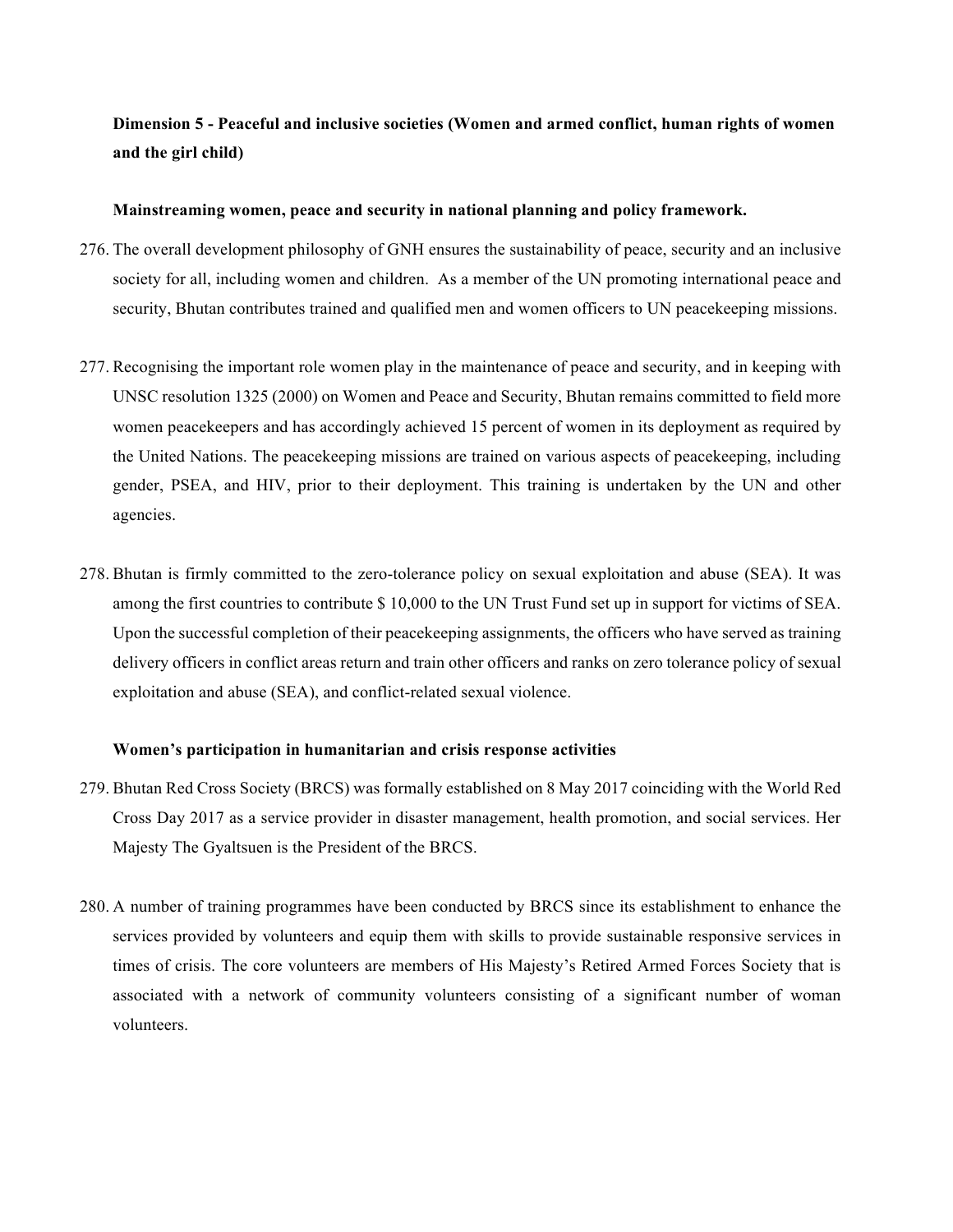**Dimension 5 - Peaceful and inclusive societies (Women and armed conflict, human rights of women and the girl child)**

**Mainstreaming women, peace and security in national planning and policy framework.**

276. The overall development philosophy of GNH ensures the sustainability of peace, security and an inclusive society for all, including women and children. As a member of the UN promoting international peace and security, Bhutan contributes trained and qualified men and women officers to UN peacekeeping missions.

277. Recognising the important role women play in the maintenance of peace and security, and in keeping with UNSC resolution 1325 (2000) on Women and Peace and Security, Bhutan remains committed to field more women peacekeepers and has accordingly achieved 15 percent of women in its deployment as required by the United Nations. The peacekeeping missions are trained on various aspects of peacekeeping, including gender, PSEA, and HIV, prior to their deployment. This training is undertaken by the UN and other agencies.

278. Bhutan is firmly committed to the zero-tolerance policy on sexual exploitation and abuse (SEA). It was among the first countries to contribute $ 10,000 to the UN Trust Fund set up in support for victims of SEA. Upon the successful completion of their peacekeeping assignments, the officers who have served as training delivery officers in conflict areas return and train other officers and ranks on zero tolerance policy of sexual exploitation and abuse (SEA), and conflict-related sexual violence.

**Women's participation in humanitarian and crisis response activities**

279. Bhutan Red Cross Society (BRCS) was formally established on 8 May 2017 coinciding with the World Red Cross Day 2017 as a service provider in disaster management, health promotion, and social services. Her Majesty The Gyaltsuen is the President of the BRCS.

280. A number of training programmes have been conducted by BRCS since its establishment to enhance the services provided by volunteers and equip them with skills to provide sustainable responsive services in times of crisis. The core volunteers are members of His Majesty's Retired Armed Forces Society that is associated with a network of community volunteers consisting of a significant number of woman volunteers.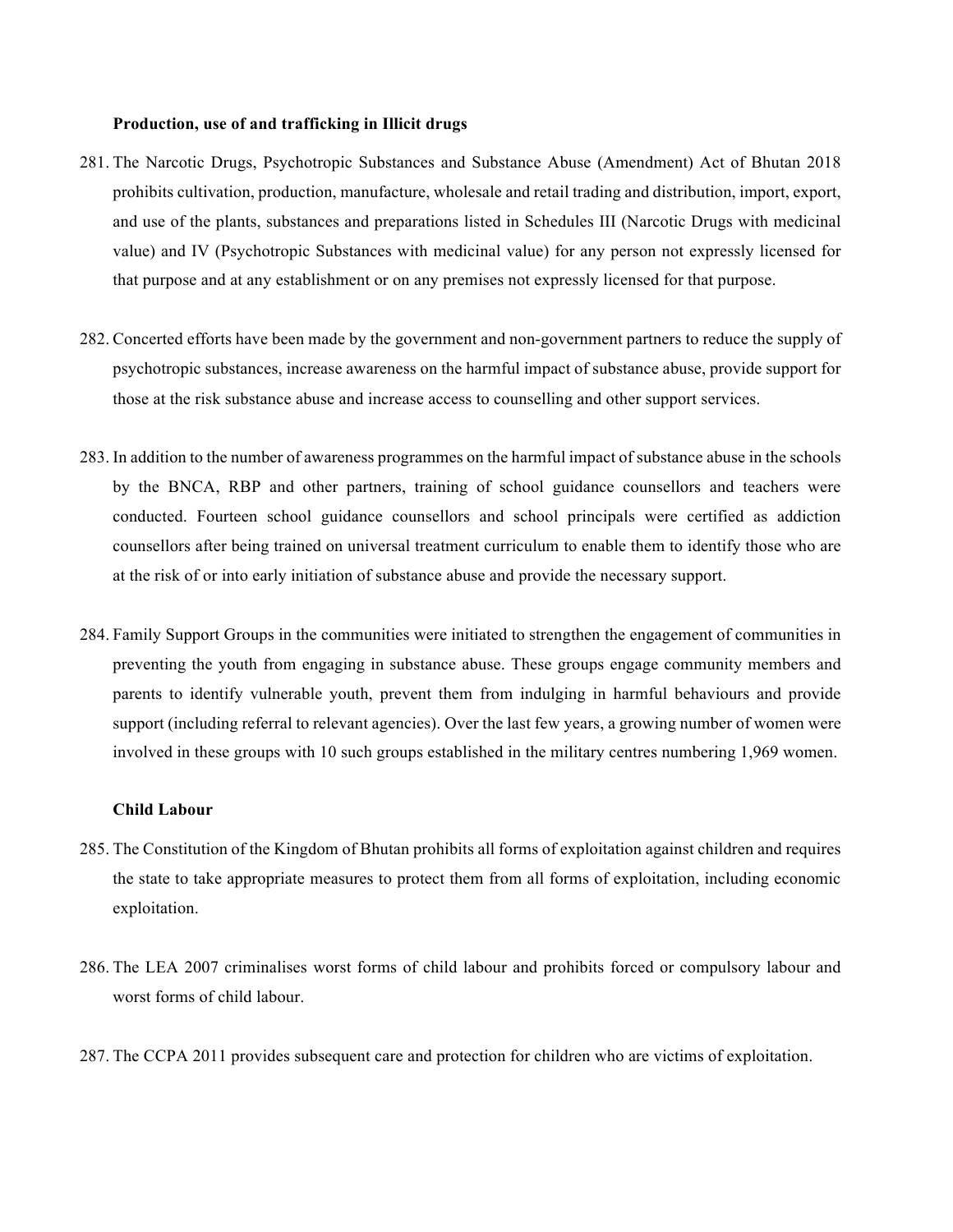**Production, use of and trafficking in Illicit drugs**

281. The Narcotic Drugs, Psychotropic Substances and Substance Abuse (Amendment) Act of Bhutan 2018 prohibits cultivation, production, manufacture, wholesale and retail trading and distribution, import, export, and use of the plants, substances and preparations listed in Schedules III (Narcotic Drugs with medicinal value) and IV (Psychotropic Substances with medicinal value) for any person not expressly licensed for that purpose and at any establishment or on any premises not expressly licensed for that purpose.

282. Concerted efforts have been made by the government and non-government partners to reduce the supply of psychotropic substances, increase awareness on the harmful impact of substance abuse, provide support for those at the risk substance abuse and increase access to counselling and other support services.

283. In addition to the number of awareness programmes on the harmful impact of substance abuse in the schools by the BNCA, RBP and other partners, training of school guidance counsellors and teachers were conducted. Fourteen school guidance counsellors and school principals were certified as addiction counsellors after being trained on universal treatment curriculum to enable them to identify those who are at the risk of or into early initiation of substance abuse and provide the necessary support.

284. Family Support Groups in the communities were initiated to strengthen the engagement of communities in preventing the youth from engaging in substance abuse. These groups engage community members and parents to identify vulnerable youth, prevent them from indulging in harmful behaviours and provide support (including referral to relevant agencies). Over the last few years, a growing number of women were involved in these groups with 10 such groups established in the military centres numbering 1,969 women.

**Child Labour**

285. The Constitution of the Kingdom of Bhutan prohibits all forms of exploitation against children and requires the state to take appropriate measures to protect them from all forms of exploitation, including economic exploitation.

286. The LEA 2007 criminalises worst forms of child labour and prohibits forced or compulsory labour and worst forms of child labour.

287. The CCPA 2011 provides subsequent care and protection for children who are victims of exploitation.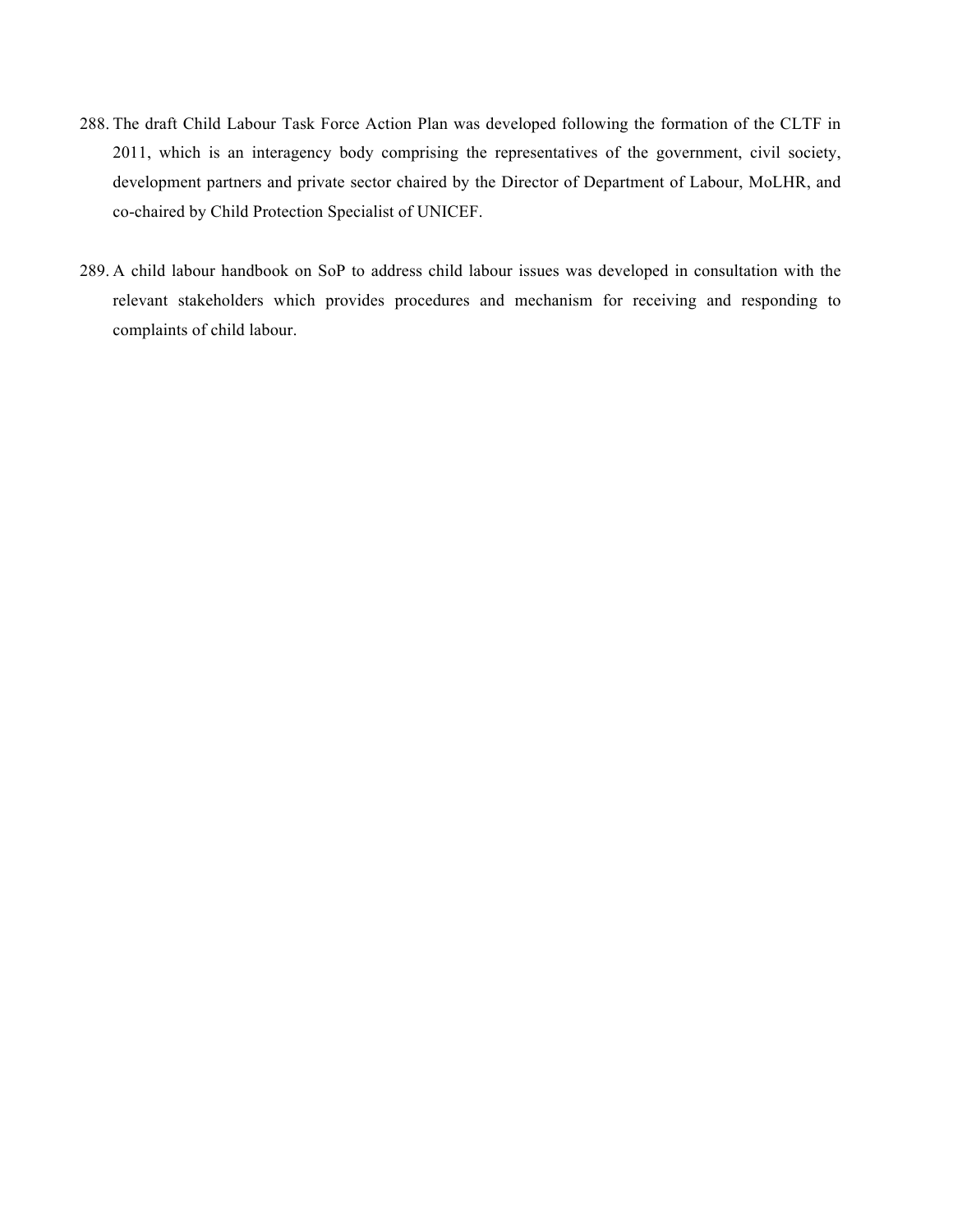288. The draft Child Labour Task Force Action Plan was developed following the formation of the CLTF in 2011, which is an interagency body comprising the representatives of the government, civil society, development partners and private sector chaired by the Director of Department of Labour, MoLHR, and co-chaired by Child Protection Specialist of UNICEF.

289. A child labour handbook on SoP to address child labour issues was developed in consultation with the relevant stakeholders which provides procedures and mechanism for receiving and responding to complaints of child labour.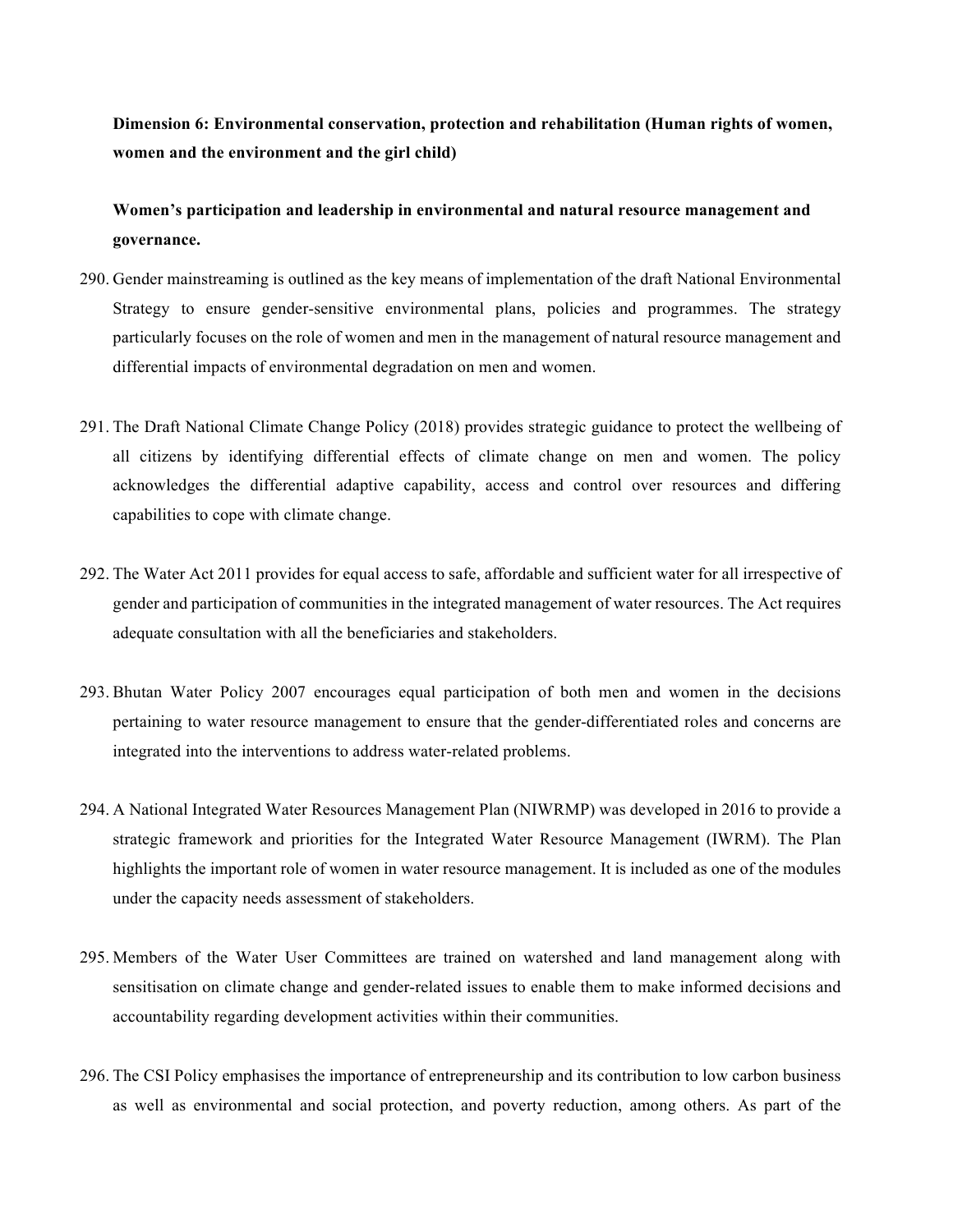**Dimension 6: Environmental conservation, protection and rehabilitation (Human rights of women, women and the environment and the girl child)**

**Women's participation and leadership in environmental and natural resource management and governance.**

290. Gender mainstreaming is outlined as the key means of implementation of the draft National Environmental Strategy to ensure gender-sensitive environmental plans, policies and programmes. The strategy particularly focuses on the role of women and men in the management of natural resource management and differential impacts of environmental degradation on men and women.

291. The Draft National Climate Change Policy (2018) provides strategic guidance to protect the wellbeing of all citizens by identifying differential effects of climate change on men and women. The policy acknowledges the differential adaptive capability, access and control over resources and differing capabilities to cope with climate change.

292. The Water Act 2011 provides for equal access to safe, affordable and sufficient water for all irrespective of gender and participation of communities in the integrated management of water resources. The Act requires adequate consultation with all the beneficiaries and stakeholders.

293. Bhutan Water Policy 2007 encourages equal participation of both men and women in the decisions pertaining to water resource management to ensure that the gender-differentiated roles and concerns are integrated into the interventions to address water-related problems.

294. A National Integrated Water Resources Management Plan (NIWRMP) was developed in 2016 to provide a strategic framework and priorities for the Integrated Water Resource Management (IWRM). The Plan highlights the important role of women in water resource management. It is included as one of the modules under the capacity needs assessment of stakeholders.

295. Members of the Water User Committees are trained on watershed and land management along with sensitisation on climate change and gender-related issues to enable them to make informed decisions and accountability regarding development activities within their communities.

296. The CSI Policy emphasises the importance of entrepreneurship and its contribution to low carbon business as well as environmental and social protection, and poverty reduction, among others. As part of the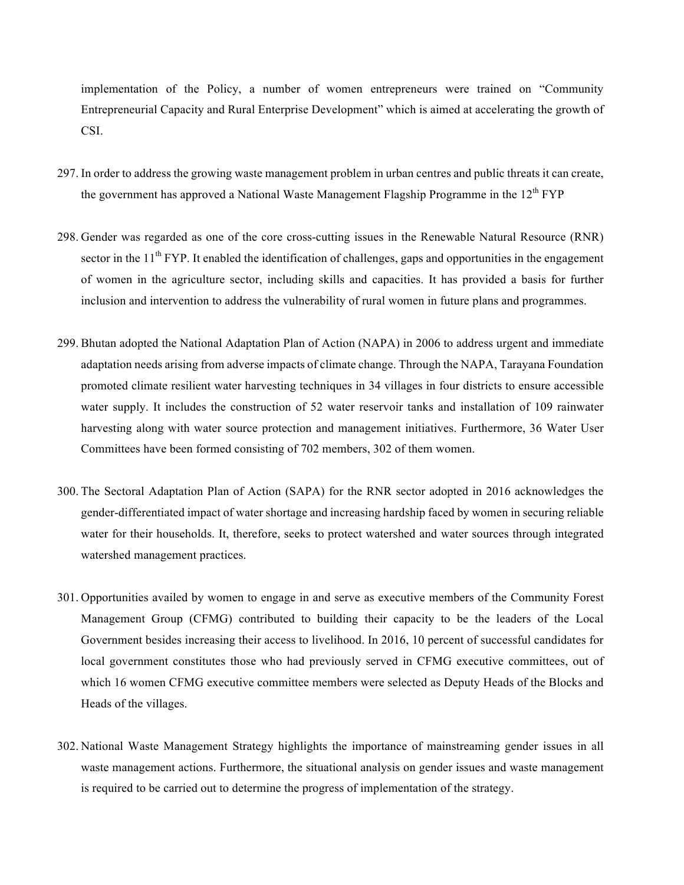implementation of the Policy, a number of women entrepreneurs were trained on "Community Entrepreneurial Capacity and Rural Enterprise Development" which is aimed at accelerating the growth of CSI.

297. In order to address the growing waste management problem in urban centres and public threats it can create, the government has approved a National Waste Management Flagship Programme in the 12th FYP

298. Gender was regarded as one of the core cross-cutting issues in the Renewable Natural Resource (RNR) sector in the 11th FYP. It enabled the identification of challenges, gaps and opportunities in the engagement of women in the agriculture sector, including skills and capacities. It has provided a basis for further inclusion and intervention to address the vulnerability of rural women in future plans and programmes.

299. Bhutan adopted the National Adaptation Plan of Action (NAPA) in 2006 to address urgent and immediate adaptation needs arising from adverse impacts of climate change. Through the NAPA, Tarayana Foundation promoted climate resilient water harvesting techniques in 34 villages in four districts to ensure accessible water supply. It includes the construction of 52 water reservoir tanks and installation of 109 rainwater harvesting along with water source protection and management initiatives. Furthermore, 36 Water User Committees have been formed consisting of 702 members, 302 of them women.

300. The Sectoral Adaptation Plan of Action (SAPA) for the RNR sector adopted in 2016 acknowledges the gender-differentiated impact of water shortage and increasing hardship faced by women in securing reliable water for their households. It, therefore, seeks to protect watershed and water sources through integrated watershed management practices.

301. Opportunities availed by women to engage in and serve as executive members of the Community Forest Management Group (CFMG) contributed to building their capacity to be the leaders of the Local Government besides increasing their access to livelihood. In 2016, 10 percent of successful candidates for local government constitutes those who had previously served in CFMG executive committees, out of which 16 women CFMG executive committee members were selected as Deputy Heads of the Blocks and Heads of the villages.

302. National Waste Management Strategy highlights the importance of mainstreaming gender issues in all waste management actions. Furthermore, the situational analysis on gender issues and waste management is required to be carried out to determine the progress of implementation of the strategy.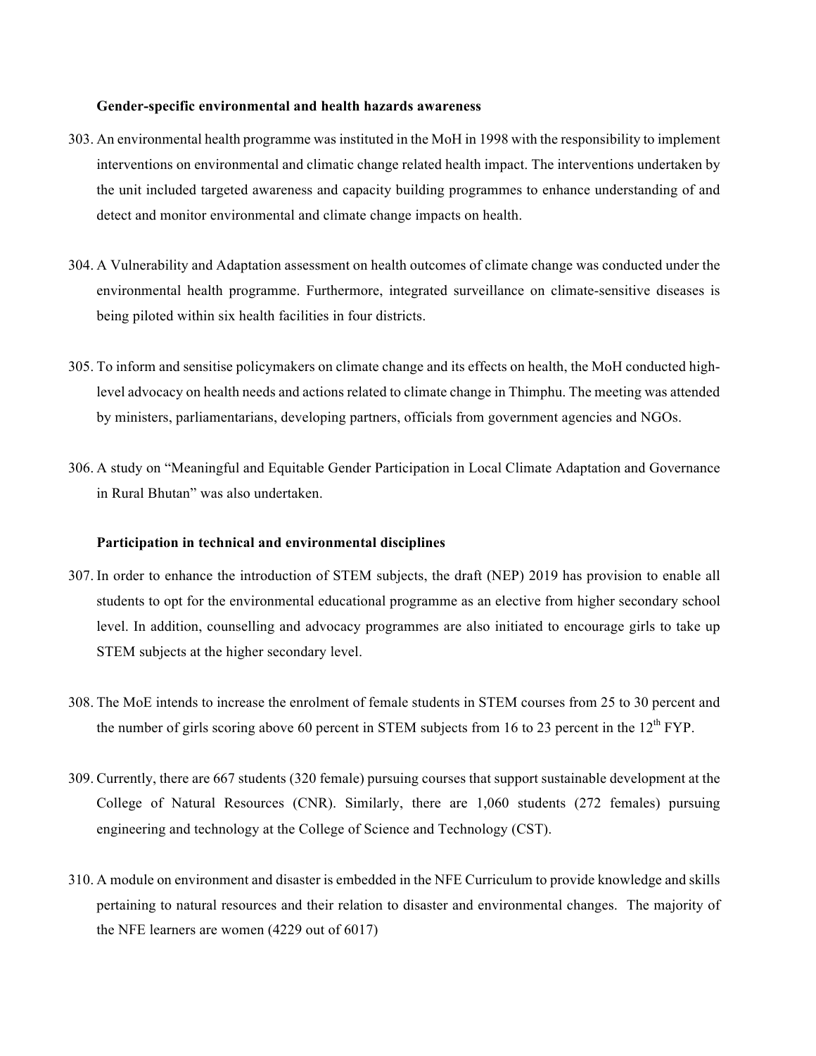**Gender-specific environmental and health hazards awareness**

303. An environmental health programme was instituted in the MoH in 1998 with the responsibility to implement interventions on environmental and climatic change related health impact. The interventions undertaken by the unit included targeted awareness and capacity building programmes to enhance understanding of and detect and monitor environmental and climate change impacts on health.

304. A Vulnerability and Adaptation assessment on health outcomes of climate change was conducted under the environmental health programme. Furthermore, integrated surveillance on climate-sensitive diseases is being piloted within six health facilities in four districts.

305. To inform and sensitise policymakers on climate change and its effects on health, the MoH conducted high-level advocacy on health needs and actions related to climate change in Thimphu. The meeting was attended by ministers, parliamentarians, developing partners, officials from government agencies and NGOs.

306. A study on "Meaningful and Equitable Gender Participation in Local Climate Adaptation and Governance in Rural Bhutan" was also undertaken.

**Participation in technical and environmental disciplines**

307. In order to enhance the introduction of STEM subjects, the draft (NEP) 2019 has provision to enable all students to opt for the environmental educational programme as an elective from higher secondary school level. In addition, counselling and advocacy programmes are also initiated to encourage girls to take up STEM subjects at the higher secondary level.

308. The MoE intends to increase the enrolment of female students in STEM courses from 25 to 30 percent and the number of girls scoring above 60 percent in STEM subjects from 16 to 23 percent in the 12th FYP.

309. Currently, there are 667 students (320 female) pursuing courses that support sustainable development at the College of Natural Resources (CNR). Similarly, there are 1,060 students (272 females) pursuing engineering and technology at the College of Science and Technology (CST).

310. A module on environment and disaster is embedded in the NFE Curriculum to provide knowledge and skills pertaining to natural resources and their relation to disaster and environmental changes. The majority of the NFE learners are women (4229 out of 6017)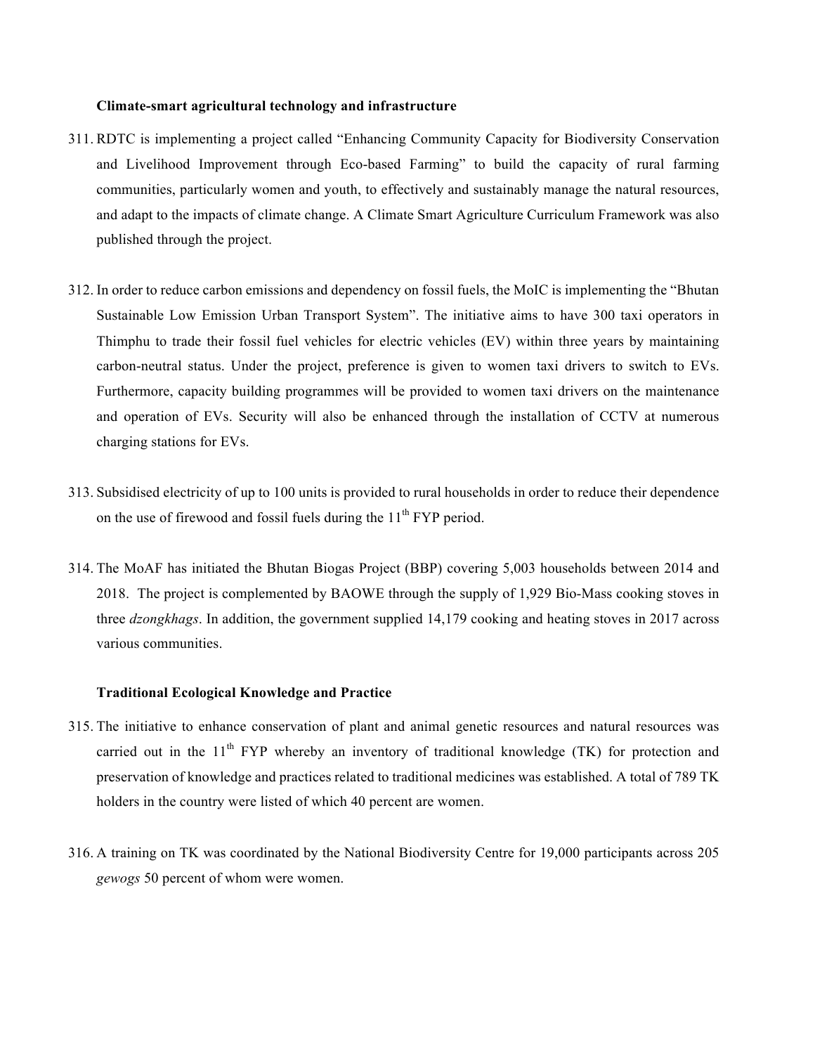**Climate-smart agricultural technology and infrastructure**

311. RDTC is implementing a project called "Enhancing Community Capacity for Biodiversity Conservation and Livelihood Improvement through Eco-based Farming" to build the capacity of rural farming communities, particularly women and youth, to effectively and sustainably manage the natural resources, and adapt to the impacts of climate change. A Climate Smart Agriculture Curriculum Framework was also published through the project.

312. In order to reduce carbon emissions and dependency on fossil fuels, the MoIC is implementing the "Bhutan Sustainable Low Emission Urban Transport System". The initiative aims to have 300 taxi operators in Thimphu to trade their fossil fuel vehicles for electric vehicles (EV) within three years by maintaining carbon-neutral status. Under the project, preference is given to women taxi drivers to switch to EVs. Furthermore, capacity building programmes will be provided to women taxi drivers on the maintenance and operation of EVs. Security will also be enhanced through the installation of CCTV at numerous charging stations for EVs.

313. Subsidised electricity of up to 100 units is provided to rural households in order to reduce their dependence on the use of firewood and fossil fuels during the 11th FYP period.

314. The MoAF has initiated the Bhutan Biogas Project (BBP) covering 5,003 households between 2014 and 2018. The project is complemented by BAOWE through the supply of 1,929 Bio-Mass cooking stoves in three *dzongkhags*. In addition, the government supplied 14,179 cooking and heating stoves in 2017 across various communities.

**Traditional Ecological Knowledge and Practice**

315. The initiative to enhance conservation of plant and animal genetic resources and natural resources was carried out in the 11th FYP whereby an inventory of traditional knowledge (TK) for protection and preservation of knowledge and practices related to traditional medicines was established. A total of 789 TK holders in the country were listed of which 40 percent are women.

316. A training on TK was coordinated by the National Biodiversity Centre for 19,000 participants across 205 *gewogs* 50 percent of whom were women.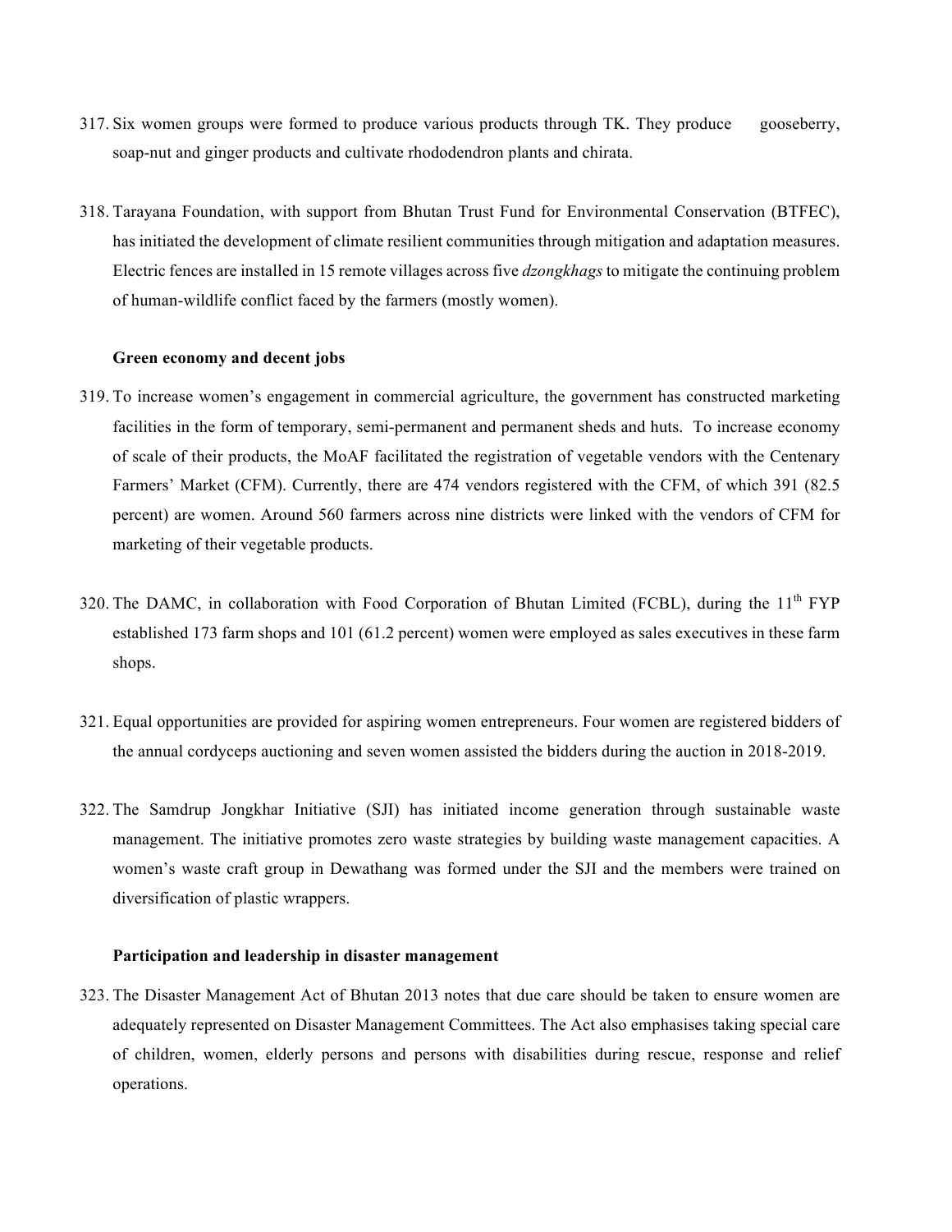317. Six women groups were formed to produce various products through TK. They produce gooseberry, soap-nut and ginger products and cultivate rhododendron plants and chirata.

318. Tarayana Foundation, with support from Bhutan Trust Fund for Environmental Conservation (BTFEC), has initiated the development of climate resilient communities through mitigation and adaptation measures. Electric fences are installed in 15 remote villages across five *dzongkhags* to mitigate the continuing problem of human-wildlife conflict faced by the farmers (mostly women).

**Green economy and decent jobs**

319. To increase women's engagement in commercial agriculture, the government has constructed marketing facilities in the form of temporary, semi-permanent and permanent sheds and huts. To increase economy of scale of their products, the MoAF facilitated the registration of vegetable vendors with the Centenary Farmers' Market (CFM). Currently, there are 474 vendors registered with the CFM, of which 391 (82.5 percent) are women. Around 560 farmers across nine districts were linked with the vendors of CFM for marketing of their vegetable products.

320. The DAMC, in collaboration with Food Corporation of Bhutan Limited (FCBL), during the 11th FYP established 173 farm shops and 101 (61.2 percent) women were employed as sales executives in these farm shops.

321. Equal opportunities are provided for aspiring women entrepreneurs. Four women are registered bidders of the annual cordyceps auctioning and seven women assisted the bidders during the auction in 2018-2019.

322. The Samdrup Jongkhar Initiative (SJI) has initiated income generation through sustainable waste management. The initiative promotes zero waste strategies by building waste management capacities. A women's waste craft group in Dewathang was formed under the SJI and the members were trained on diversification of plastic wrappers.

**Participation and leadership in disaster management**

323. The Disaster Management Act of Bhutan 2013 notes that due care should be taken to ensure women are adequately represented on Disaster Management Committees. The Act also emphasises taking special care of children, women, elderly persons and persons with disabilities during rescue, response and relief operations.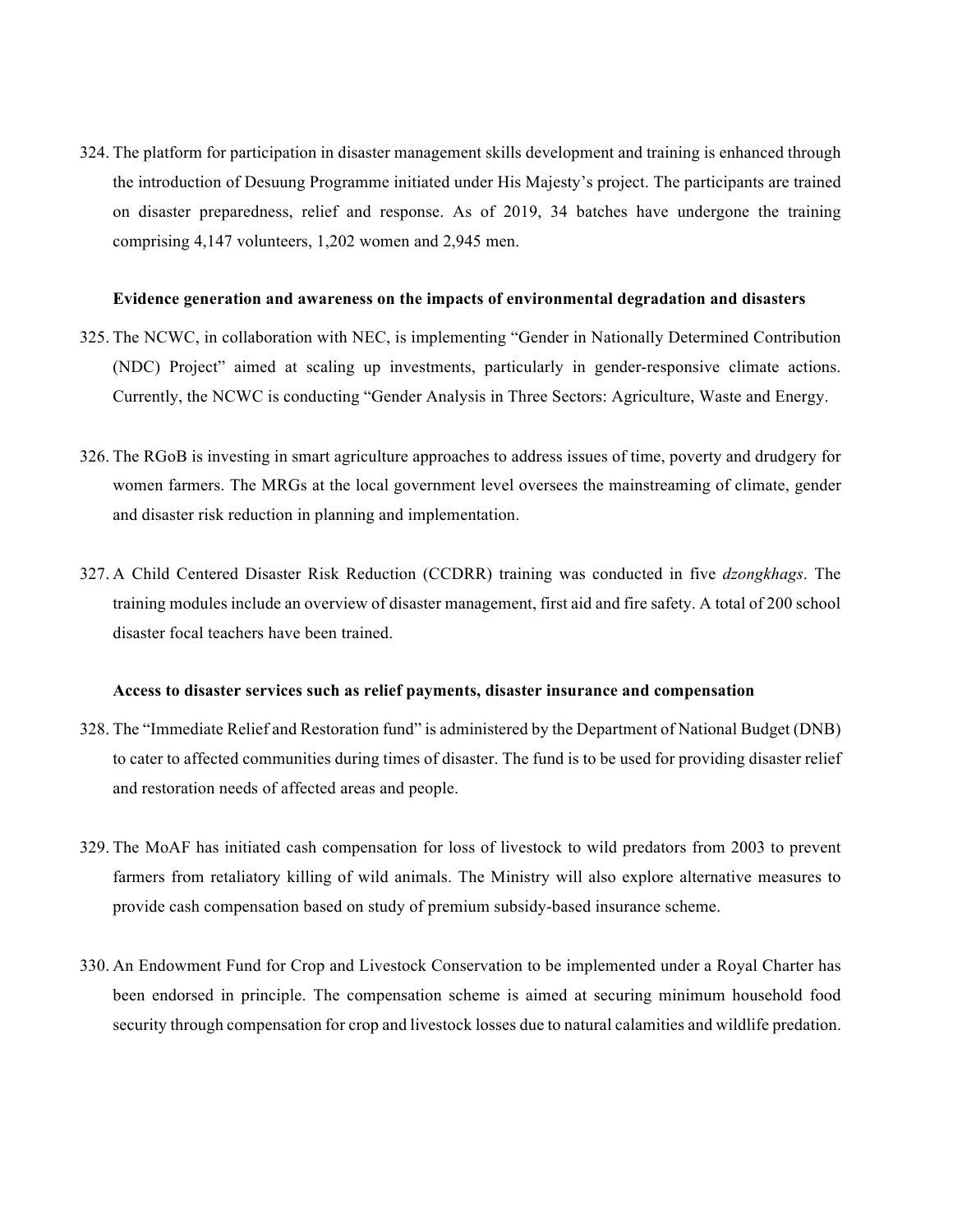324. The platform for participation in disaster management skills development and training is enhanced through the introduction of Desuung Programme initiated under His Majesty's project. The participants are trained on disaster preparedness, relief and response. As of 2019, 34 batches have undergone the training comprising 4,147 volunteers, 1,202 women and 2,945 men.

**Evidence generation and awareness on the impacts of environmental degradation and disasters**

325. The NCWC, in collaboration with NEC, is implementing "Gender in Nationally Determined Contribution (NDC) Project" aimed at scaling up investments, particularly in gender-responsive climate actions. Currently, the NCWC is conducting "Gender Analysis in Three Sectors: Agriculture, Waste and Energy.

326. The RGoB is investing in smart agriculture approaches to address issues of time, poverty and drudgery for women farmers. The MRGs at the local government level oversees the mainstreaming of climate, gender and disaster risk reduction in planning and implementation.

327. A Child Centered Disaster Risk Reduction (CCDRR) training was conducted in five *dzongkhags*. The training modules include an overview of disaster management, first aid and fire safety. A total of 200 school disaster focal teachers have been trained.

**Access to disaster services such as relief payments, disaster insurance and compensation**

328. The "Immediate Relief and Restoration fund" is administered by the Department of National Budget (DNB) to cater to affected communities during times of disaster. The fund is to be used for providing disaster relief and restoration needs of affected areas and people.

329. The MoAF has initiated cash compensation for loss of livestock to wild predators from 2003 to prevent farmers from retaliatory killing of wild animals. The Ministry will also explore alternative measures to provide cash compensation based on study of premium subsidy-based insurance scheme.

330. An Endowment Fund for Crop and Livestock Conservation to be implemented under a Royal Charter has been endorsed in principle. The compensation scheme is aimed at securing minimum household food security through compensation for crop and livestock losses due to natural calamities and wildlife predation.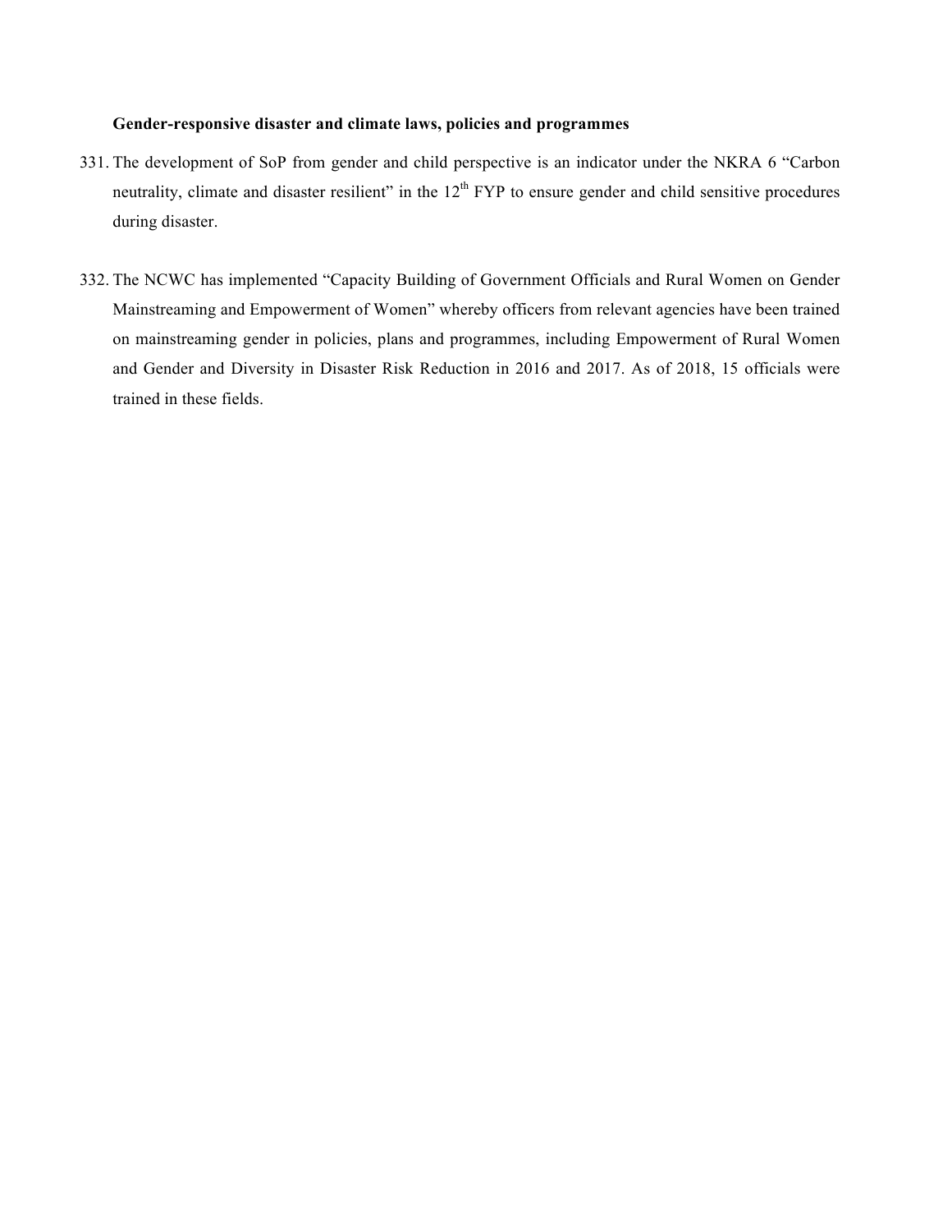**Gender-responsive disaster and climate laws, policies and programmes**

331. The development of SoP from gender and child perspective is an indicator under the NKRA 6 "Carbon neutrality, climate and disaster resilient" in the 12$^{th}$ FYP to ensure gender and child sensitive procedures during disaster.

332. The NCWC has implemented "Capacity Building of Government Officials and Rural Women on Gender Mainstreaming and Empowerment of Women" whereby officers from relevant agencies have been trained on mainstreaming gender in policies, plans and programmes, including Empowerment of Rural Women and Gender and Diversity in Disaster Risk Reduction in 2016 and 2017. As of 2018, 15 officials were trained in these fields.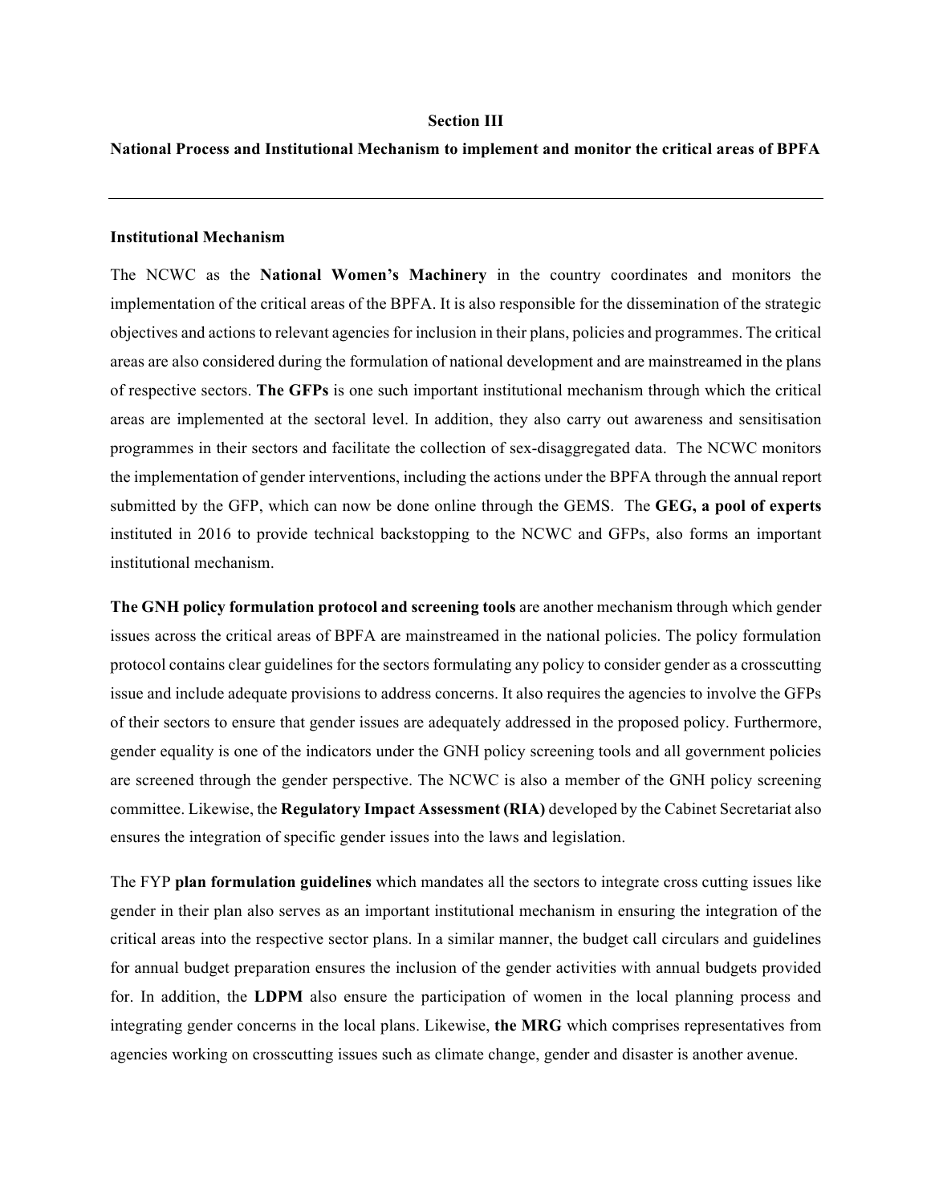## Section III

### National Process and Institutional Mechanism to implement and monitor the critical areas of BPFA

---

**Institutional Mechanism**

The NCWC as the **National Women's Machinery** in the country coordinates and monitors the implementation of the critical areas of the BPFA. It is also responsible for the dissemination of the strategic objectives and actions to relevant agencies for inclusion in their plans, policies and programmes. The critical areas are also considered during the formulation of national development and are mainstreamed in the plans of respective sectors. **The GFPs** is one such important institutional mechanism through which the critical areas are implemented at the sectoral level. In addition, they also carry out awareness and sensitisation programmes in their sectors and facilitate the collection of sex-disaggregated data. The NCWC monitors the implementation of gender interventions, including the actions under the BPFA through the annual report submitted by the GFP, which can now be done online through the GEMS. The **GEG, a pool of experts** instituted in 2016 to provide technical backstopping to the NCWC and GFPs, also forms an important institutional mechanism.

**The GNH policy formulation protocol and screening tools** are another mechanism through which gender issues across the critical areas of BPFA are mainstreamed in the national policies. The policy formulation protocol contains clear guidelines for the sectors formulating any policy to consider gender as a crosscutting issue and include adequate provisions to address concerns. It also requires the agencies to involve the GFPs of their sectors to ensure that gender issues are adequately addressed in the proposed policy. Furthermore, gender equality is one of the indicators under the GNH policy screening tools and all government policies are screened through the gender perspective. The NCWC is also a member of the GNH policy screening committee. Likewise, the **Regulatory Impact Assessment (RIA)** developed by the Cabinet Secretariat also ensures the integration of specific gender issues into the laws and legislation.

The FYP **plan formulation guidelines** which mandates all the sectors to integrate cross cutting issues like gender in their plan also serves as an important institutional mechanism in ensuring the integration of the critical areas into the respective sector plans. In a similar manner, the budget call circulars and guidelines for annual budget preparation ensures the inclusion of the gender activities with annual budgets provided for. In addition, the **LDPM** also ensure the participation of women in the local planning process and integrating gender concerns in the local plans. Likewise, **the MRG** which comprises representatives from agencies working on crosscutting issues such as climate change, gender and disaster is another avenue.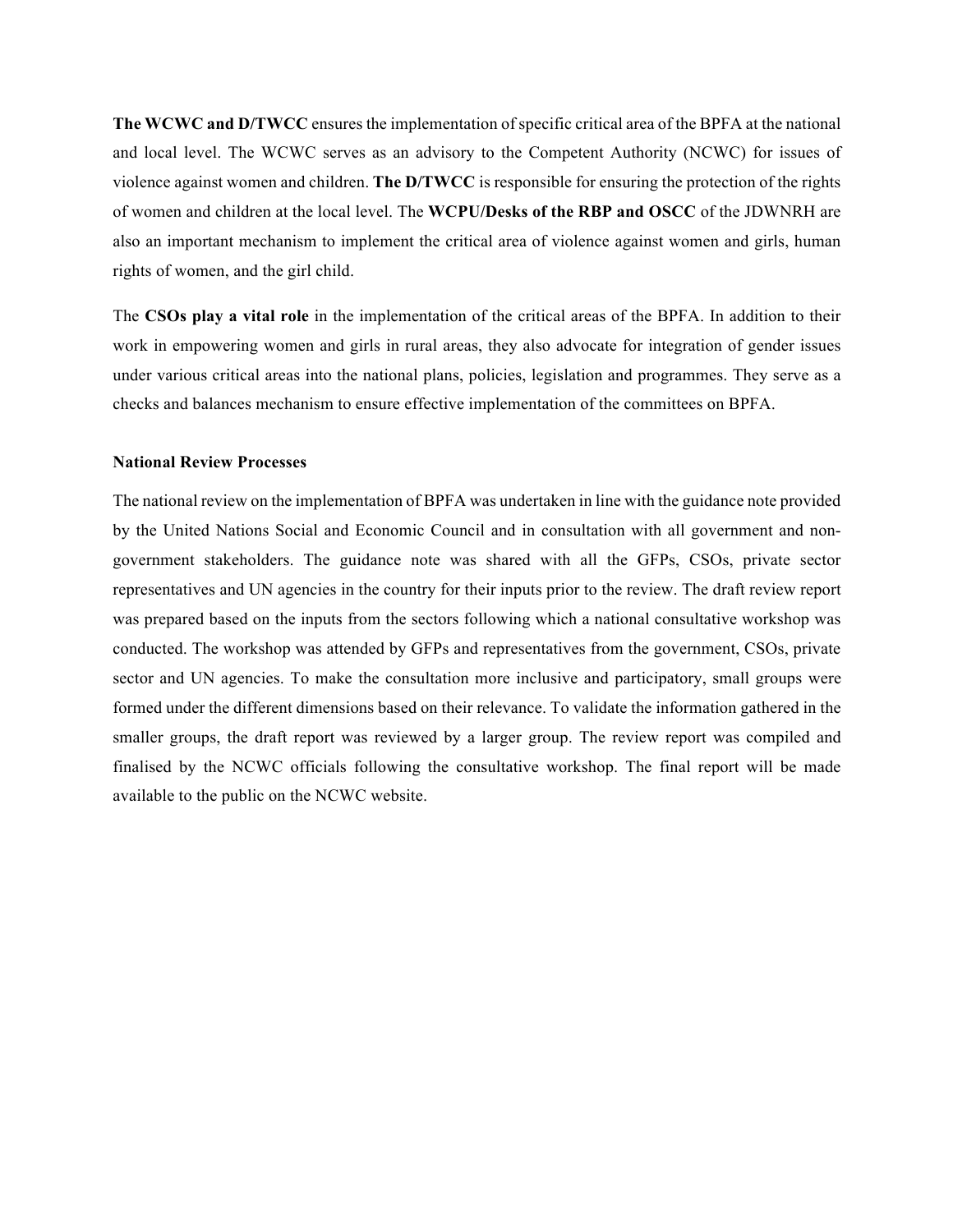**The WCWC and D/TWCC** ensures the implementation of specific critical area of the BPFA at the national and local level. The WCWC serves as an advisory to the Competent Authority (NCWC) for issues of violence against women and children. **The D/TWCC** is responsible for ensuring the protection of the rights of women and children at the local level. The **WCPU/Desks of the RBP and OSCC** of the JDWNRH are also an important mechanism to implement the critical area of violence against women and girls, human rights of women, and the girl child.

The **CSOs play a vital role** in the implementation of the critical areas of the BPFA. In addition to their work in empowering women and girls in rural areas, they also advocate for integration of gender issues under various critical areas into the national plans, policies, legislation and programmes. They serve as a checks and balances mechanism to ensure effective implementation of the committees on BPFA.

**National Review Processes**

The national review on the implementation of BPFA was undertaken in line with the guidance note provided by the United Nations Social and Economic Council and in consultation with all government and non-government stakeholders. The guidance note was shared with all the GFPs, CSOs, private sector representatives and UN agencies in the country for their inputs prior to the review. The draft review report was prepared based on the inputs from the sectors following which a national consultative workshop was conducted. The workshop was attended by GFPs and representatives from the government, CSOs, private sector and UN agencies. To make the consultation more inclusive and participatory, small groups were formed under the different dimensions based on their relevance. To validate the information gathered in the smaller groups, the draft report was reviewed by a larger group. The review report was compiled and finalised by the NCWC officials following the consultative workshop. The final report will be made available to the public on the NCWC website.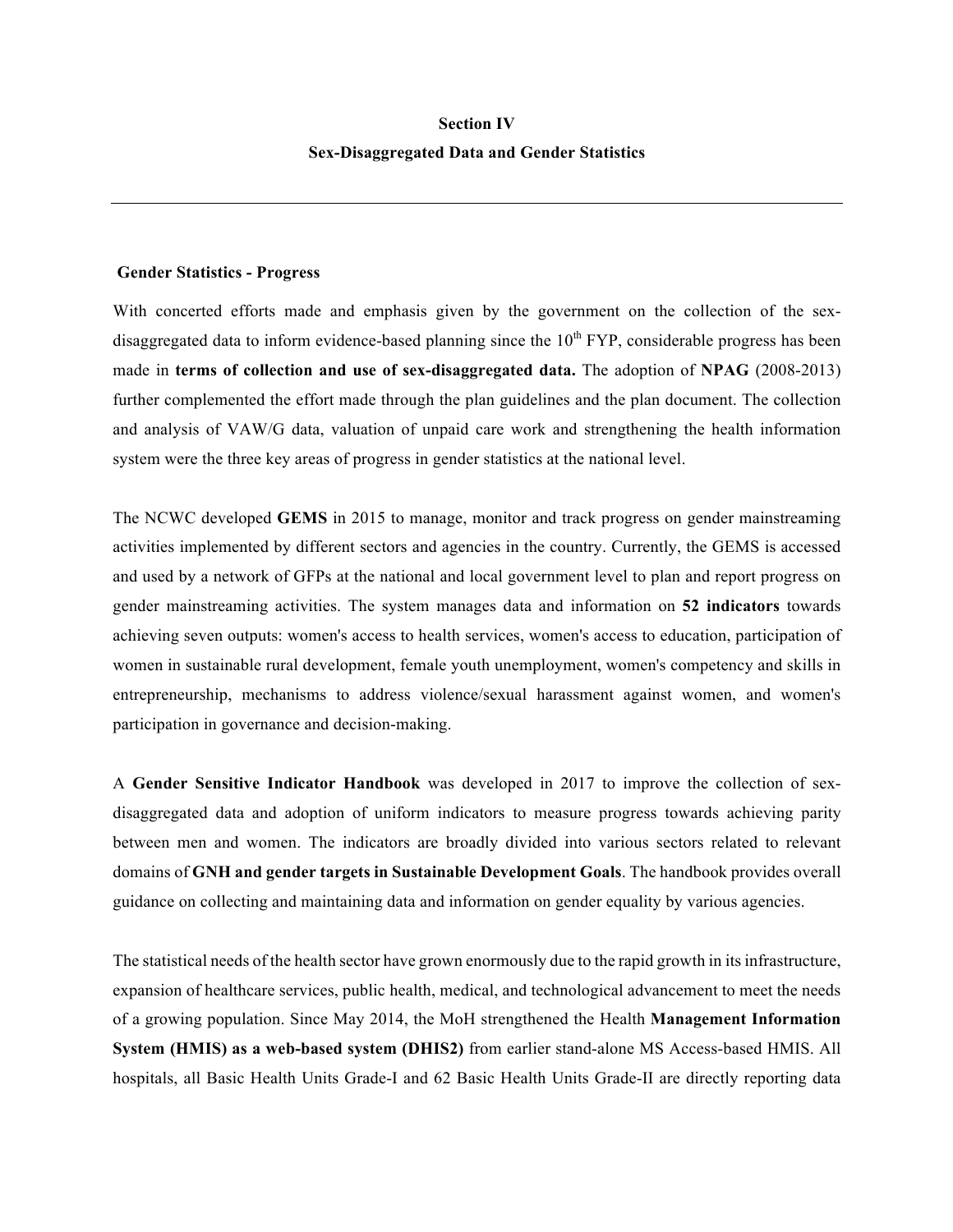# Section IV

## Sex-Disaggregated Data and Gender Statistics

---

### Gender Statistics - Progress

With concerted efforts made and emphasis given by the government on the collection of the sex-disaggregated data to inform evidence-based planning since the 10th FYP, considerable progress has been made in **terms of collection and use of sex-disaggregated data.** The adoption of **NPAG** (2008-2013) further complemented the effort made through the plan guidelines and the plan document. The collection and analysis of VAW/G data, valuation of unpaid care work and strengthening the health information system were the three key areas of progress in gender statistics at the national level.

The NCWC developed **GEMS** in 2015 to manage, monitor and track progress on gender mainstreaming activities implemented by different sectors and agencies in the country. Currently, the GEMS is accessed and used by a network of GFPs at the national and local government level to plan and report progress on gender mainstreaming activities. The system manages data and information on **52 indicators** towards achieving seven outputs: women's access to health services, women's access to education, participation of women in sustainable rural development, female youth unemployment, women's competency and skills in entrepreneurship, mechanisms to address violence/sexual harassment against women, and women's participation in governance and decision-making.

A **Gender Sensitive Indicator Handbook** was developed in 2017 to improve the collection of sex-disaggregated data and adoption of uniform indicators to measure progress towards achieving parity between men and women. The indicators are broadly divided into various sectors related to relevant domains of **GNH and gender targets in Sustainable Development Goals**. The handbook provides overall guidance on collecting and maintaining data and information on gender equality by various agencies.

The statistical needs of the health sector have grown enormously due to the rapid growth in its infrastructure, expansion of healthcare services, public health, medical, and technological advancement to meet the needs of a growing population. Since May 2014, the MoH strengthened the Health **Management Information System (HMIS) as a web-based system (DHIS2)** from earlier stand-alone MS Access-based HMIS. All hospitals, all Basic Health Units Grade-I and 62 Basic Health Units Grade-II are directly reporting data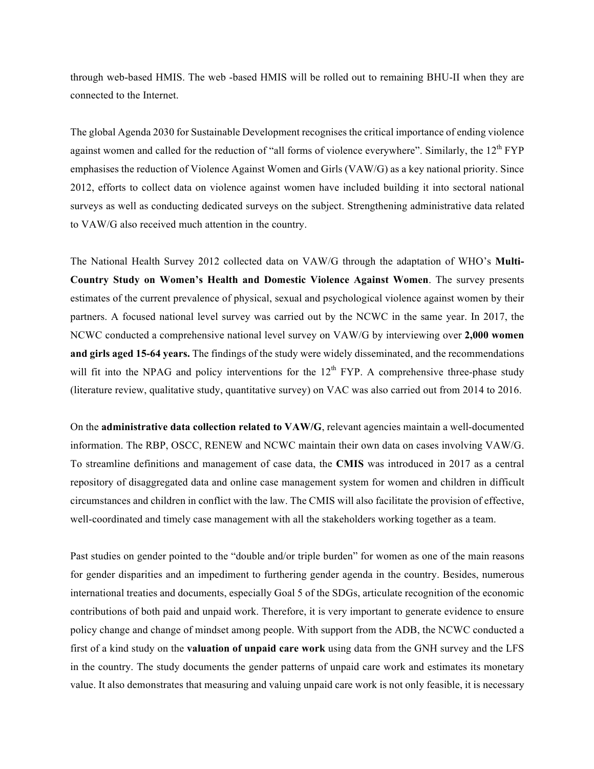through web-based HMIS. The web -based HMIS will be rolled out to remaining BHU-II when they are connected to the Internet.

The global Agenda 2030 for Sustainable Development recognises the critical importance of ending violence against women and called for the reduction of "all forms of violence everywhere". Similarly, the 12th FYP emphasises the reduction of Violence Against Women and Girls (VAW/G) as a key national priority. Since 2012, efforts to collect data on violence against women have included building it into sectoral national surveys as well as conducting dedicated surveys on the subject. Strengthening administrative data related to VAW/G also received much attention in the country.

The National Health Survey 2012 collected data on VAW/G through the adaptation of WHO's **Multi-Country Study on Women's Health and Domestic Violence Against Women**. The survey presents estimates of the current prevalence of physical, sexual and psychological violence against women by their partners. A focused national level survey was carried out by the NCWC in the same year. In 2017, the NCWC conducted a comprehensive national level survey on VAW/G by interviewing over **2,000 women and girls aged 15-64 years.** The findings of the study were widely disseminated, and the recommendations will fit into the NPAG and policy interventions for the 12th FYP. A comprehensive three-phase study (literature review, qualitative study, quantitative survey) on VAC was also carried out from 2014 to 2016.

On the **administrative data collection related to VAW/G**, relevant agencies maintain a well-documented information. The RBP, OSCC, RENEW and NCWC maintain their own data on cases involving VAW/G. To streamline definitions and management of case data, the **CMIS** was introduced in 2017 as a central repository of disaggregated data and online case management system for women and children in difficult circumstances and children in conflict with the law. The CMIS will also facilitate the provision of effective, well-coordinated and timely case management with all the stakeholders working together as a team.

Past studies on gender pointed to the "double and/or triple burden" for women as one of the main reasons for gender disparities and an impediment to furthering gender agenda in the country. Besides, numerous international treaties and documents, especially Goal 5 of the SDGs, articulate recognition of the economic contributions of both paid and unpaid work. Therefore, it is very important to generate evidence to ensure policy change and change of mindset among people. With support from the ADB, the NCWC conducted a first of a kind study on the **valuation of unpaid care work** using data from the GNH survey and the LFS in the country. The study documents the gender patterns of unpaid care work and estimates its monetary value. It also demonstrates that measuring and valuing unpaid care work is not only feasible, it is necessary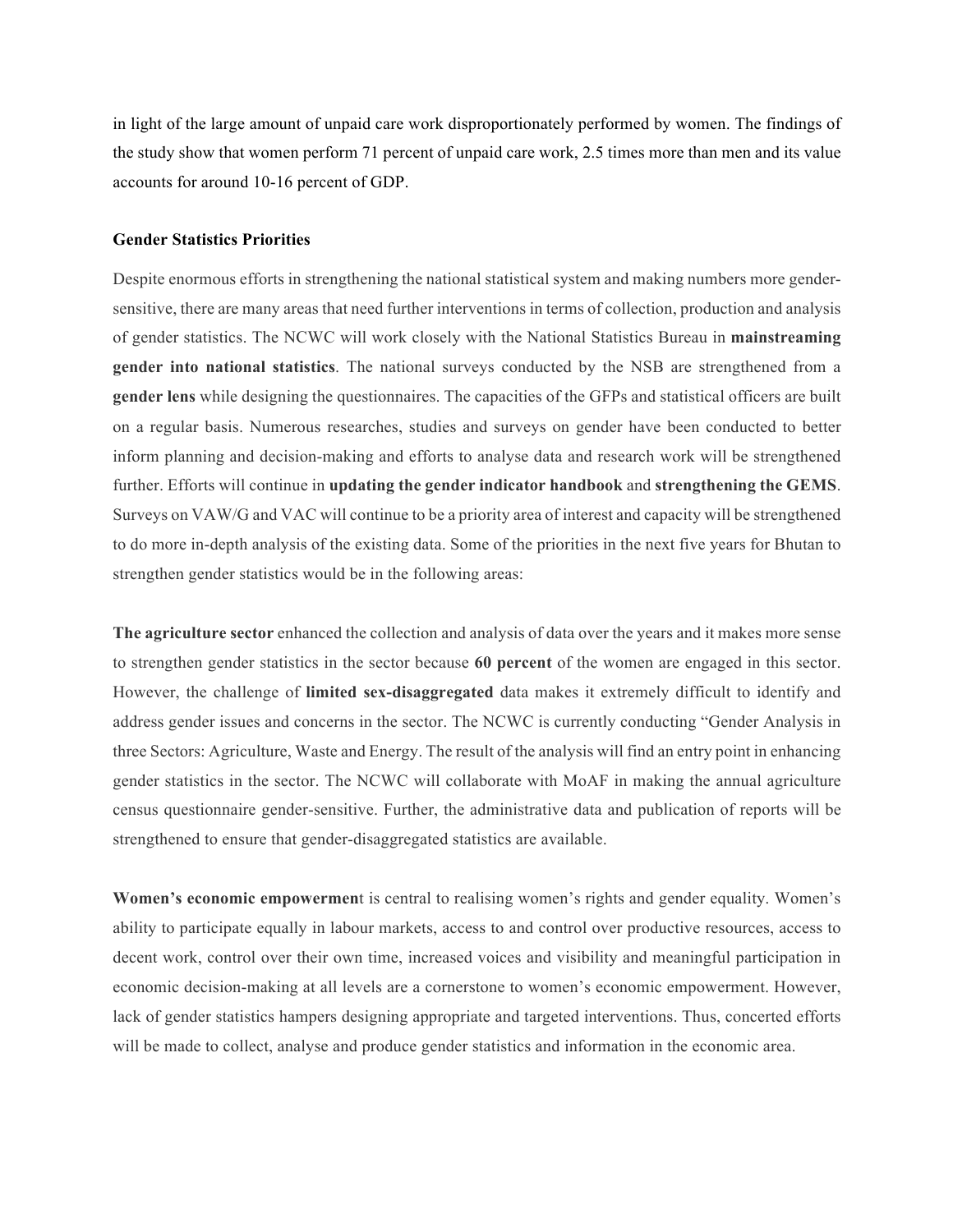in light of the large amount of unpaid care work disproportionately performed by women. The findings of the study show that women perform 71 percent of unpaid care work, 2.5 times more than men and its value accounts for around 10-16 percent of GDP.

**Gender Statistics Priorities**

Despite enormous efforts in strengthening the national statistical system and making numbers more gender-sensitive, there are many areas that need further interventions in terms of collection, production and analysis of gender statistics. The NCWC will work closely with the National Statistics Bureau in **mainstreaming gender into national statistics**. The national surveys conducted by the NSB are strengthened from a **gender lens** while designing the questionnaires. The capacities of the GFPs and statistical officers are built on a regular basis. Numerous researches, studies and surveys on gender have been conducted to better inform planning and decision-making and efforts to analyse data and research work will be strengthened further. Efforts will continue in **updating the gender indicator handbook** and **strengthening the GEMS**. Surveys on VAW/G and VAC will continue to be a priority area of interest and capacity will be strengthened to do more in-depth analysis of the existing data. Some of the priorities in the next five years for Bhutan to strengthen gender statistics would be in the following areas:

**The agriculture sector** enhanced the collection and analysis of data over the years and it makes more sense to strengthen gender statistics in the sector because **60 percent** of the women are engaged in this sector. However, the challenge of **limited sex-disaggregated** data makes it extremely difficult to identify and address gender issues and concerns in the sector. The NCWC is currently conducting "Gender Analysis in three Sectors: Agriculture, Waste and Energy. The result of the analysis will find an entry point in enhancing gender statistics in the sector. The NCWC will collaborate with MoAF in making the annual agriculture census questionnaire gender-sensitive. Further, the administrative data and publication of reports will be strengthened to ensure that gender-disaggregated statistics are available.

**Women's economic empowermen**t is central to realising women's rights and gender equality. Women's ability to participate equally in labour markets, access to and control over productive resources, access to decent work, control over their own time, increased voices and visibility and meaningful participation in economic decision-making at all levels are a cornerstone to women's economic empowerment. However, lack of gender statistics hampers designing appropriate and targeted interventions. Thus, concerted efforts will be made to collect, analyse and produce gender statistics and information in the economic area.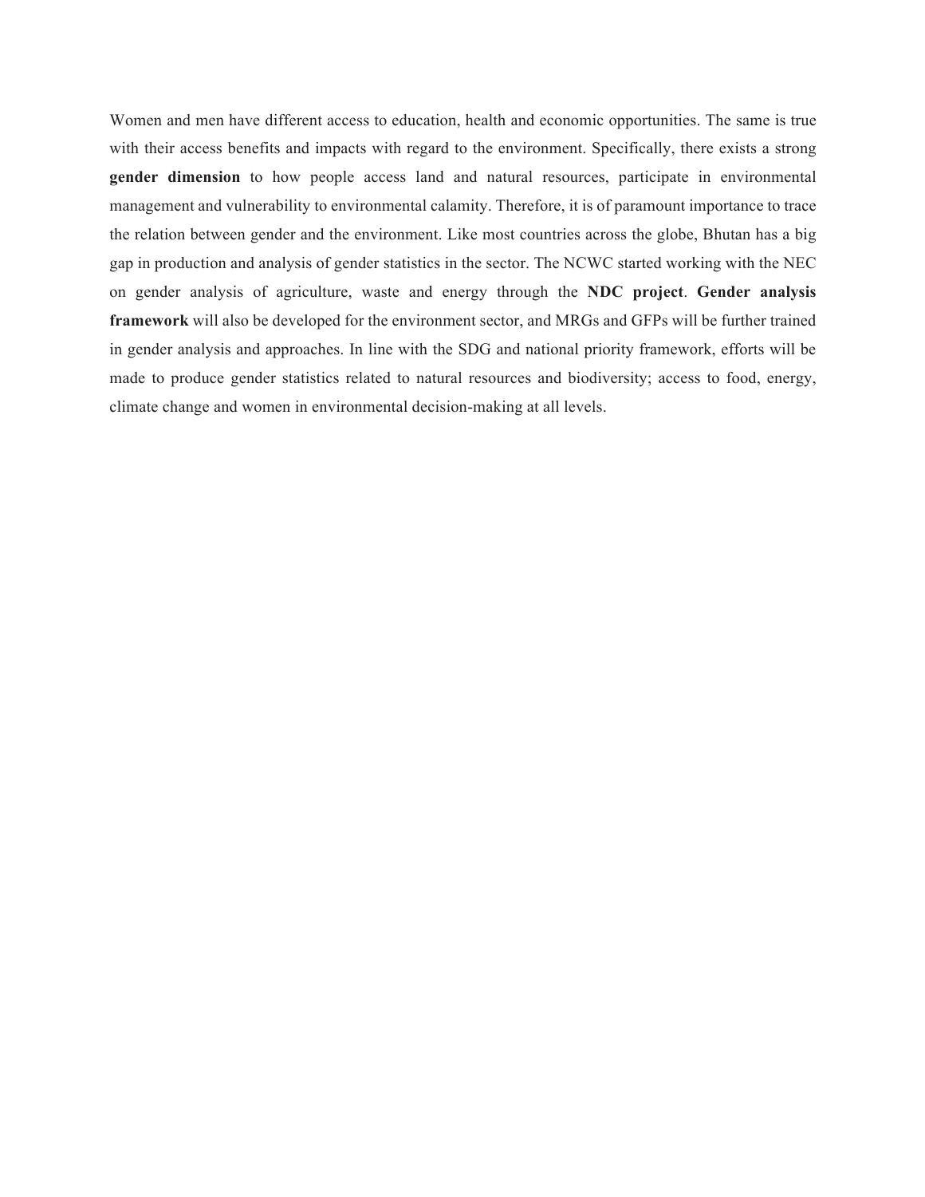Women and men have different access to education, health and economic opportunities. The same is true with their access benefits and impacts with regard to the environment. Specifically, there exists a strong **gender dimension** to how people access land and natural resources, participate in environmental management and vulnerability to environmental calamity. Therefore, it is of paramount importance to trace the relation between gender and the environment. Like most countries across the globe, Bhutan has a big gap in production and analysis of gender statistics in the sector. The NCWC started working with the NEC on gender analysis of agriculture, waste and energy through the **NDC project**. **Gender analysis framework** will also be developed for the environment sector, and MRGs and GFPs will be further trained in gender analysis and approaches. In line with the SDG and national priority framework, efforts will be made to produce gender statistics related to natural resources and biodiversity; access to food, energy, climate change and women in environmental decision-making at all levels.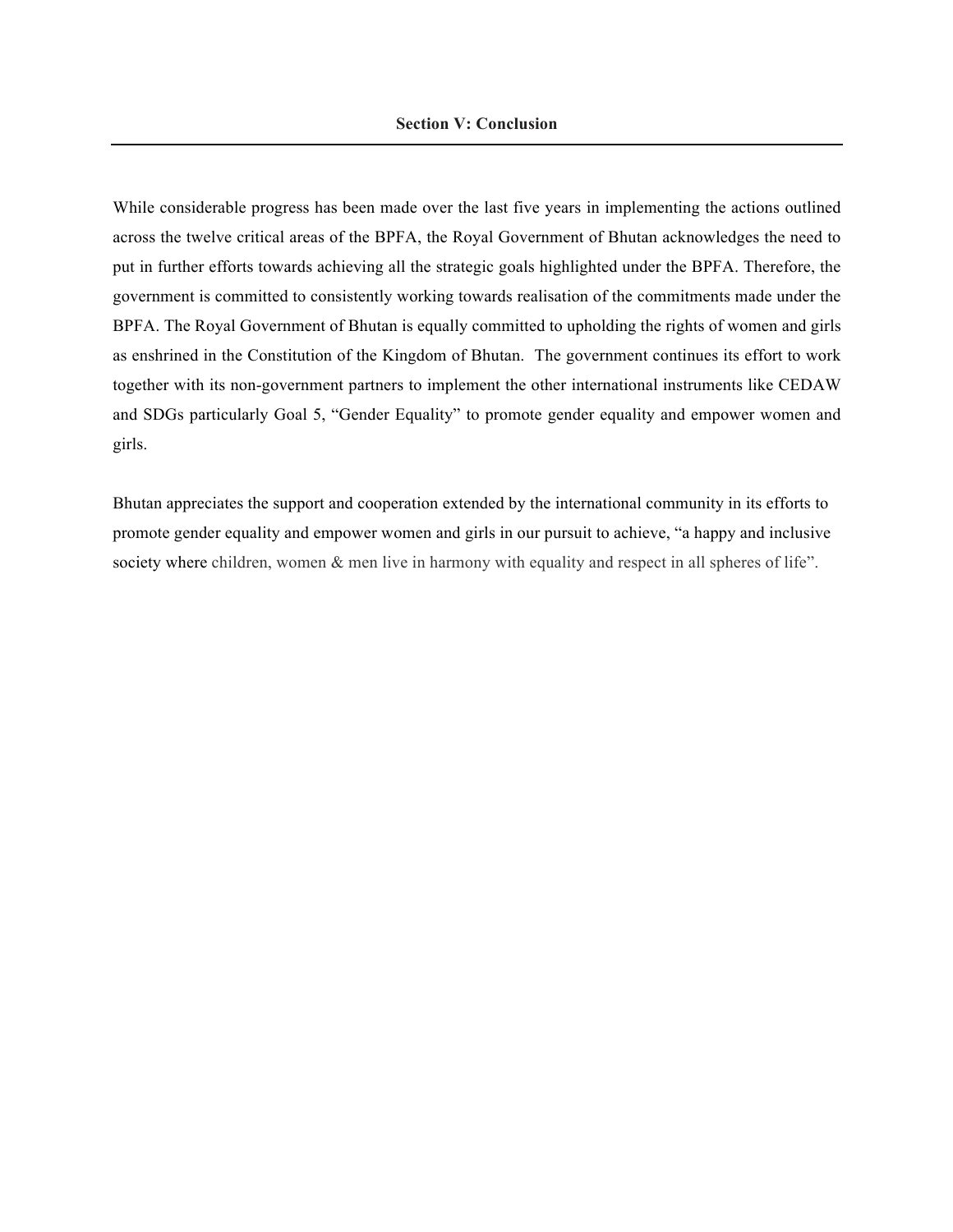## Section V: Conclusion

While considerable progress has been made over the last five years in implementing the actions outlined across the twelve critical areas of the BPFA, the Royal Government of Bhutan acknowledges the need to put in further efforts towards achieving all the strategic goals highlighted under the BPFA. Therefore, the government is committed to consistently working towards realisation of the commitments made under the BPFA. The Royal Government of Bhutan is equally committed to upholding the rights of women and girls as enshrined in the Constitution of the Kingdom of Bhutan. The government continues its effort to work together with its non-government partners to implement the other international instruments like CEDAW and SDGs particularly Goal 5, "Gender Equality" to promote gender equality and empower women and girls.

Bhutan appreciates the support and cooperation extended by the international community in its efforts to promote gender equality and empower women and girls in our pursuit to achieve, "a happy and inclusive society where children, women & men live in harmony with equality and respect in all spheres of life".